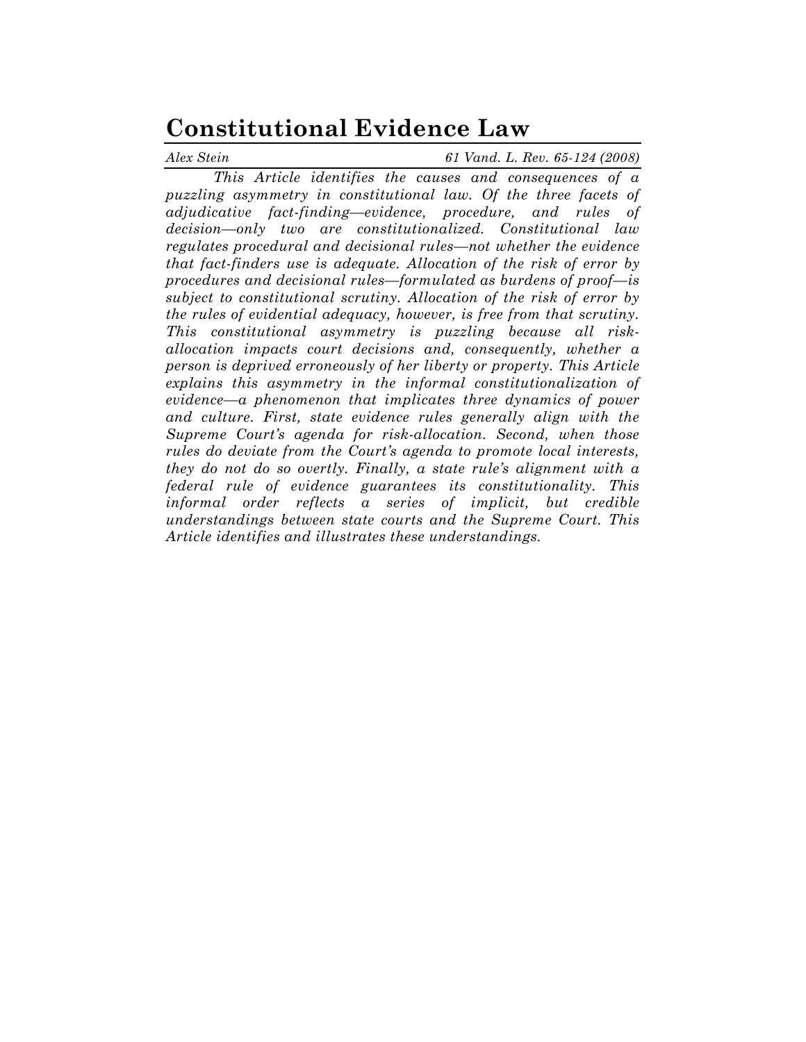# Constitutional Evidence Law

*Alex Stein* — *61 Vand. L. Rev. 65-124 (2008)*

*This Article identifies the causes and consequences of a puzzling asymmetry in constitutional law. Of the three facets of adjudicative fact-finding—evidence, procedure, and rules of decision—only two are constitutionalized. Constitutional law regulates procedural and decisional rules—not whether the evidence that fact-finders use is adequate. Allocation of the risk of error by procedures and decisional rules—formulated as burdens of proof—is subject to constitutional scrutiny. Allocation of the risk of error by the rules of evidential adequacy, however, is free from that scrutiny. This constitutional asymmetry is puzzling because all risk-allocation impacts court decisions and, consequently, whether a person is deprived erroneously of her liberty or property. This Article explains this asymmetry in the informal constitutionalization of evidence—a phenomenon that implicates three dynamics of power and culture. First, state evidence rules generally align with the Supreme Court's agenda for risk-allocation. Second, when those rules do deviate from the Court's agenda to promote local interests, they do not do so overtly. Finally, a state rule's alignment with a federal rule of evidence guarantees its constitutionality. This informal order reflects a series of implicit, but credible understandings between state courts and the Supreme Court. This Article identifies and illustrates these understandings.*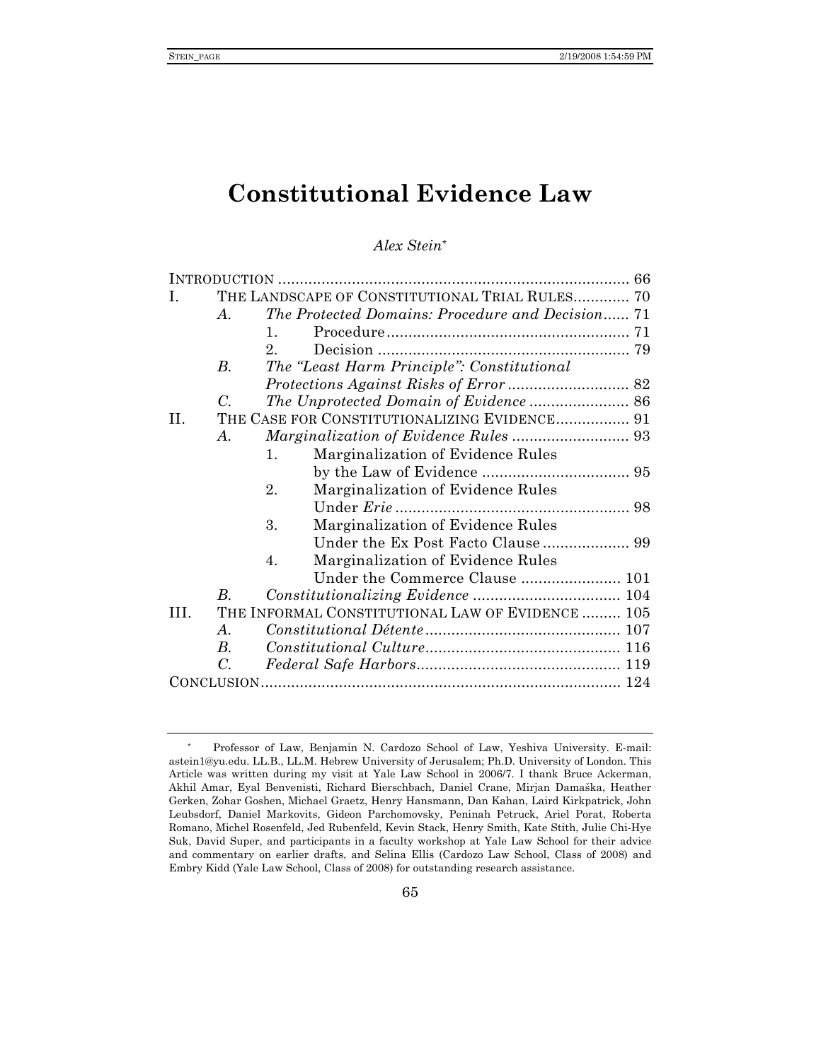# Constitutional Evidence Law

*Alex Stein*[*]

| | | | | |
|---|---|---|---|---|
| INTRODUCTION | | | | 66 |
| I. | THE LANDSCAPE OF CONSTITUTIONAL TRIAL RULES | | | 70 |
| | *A.* | *The Protected Domains: Procedure and Decision* | | 71 |
| | | 1. | Procedure | 71 |
| | | 2. | Decision | 79 |
| | *B.* | *The "Least Harm Principle": Constitutional Protections Against Risks of Error* | | 82 |
| | *C.* | *The Unprotected Domain of Evidence* | | 86 |
| II. | THE CASE FOR CONSTITUTIONALIZING EVIDENCE | | | 91 |
| | *A.* | *Marginalization of Evidence Rules* | | 93 |
| | | 1. | Marginalization of Evidence Rules by the Law of Evidence | 95 |
| | | 2. | Marginalization of Evidence Rules Under *Erie* | 98 |
| | | 3. | Marginalization of Evidence Rules Under the Ex Post Facto Clause | 99 |
| | | 4. | Marginalization of Evidence Rules Under the Commerce Clause | 101 |
| | *B.* | *Constitutionalizing Evidence* | | 104 |
| III. | THE INFORMAL CONSTITUTIONAL LAW OF EVIDENCE | | | 105 |
| | *A.* | *Constitutional Détente* | | 107 |
| | *B.* | *Constitutional Culture* | | 116 |
| | *C.* | *Federal Safe Harbors* | | 119 |
| CONCLUSION | | | | 124 |

---

[*] Professor of Law, Benjamin N. Cardozo School of Law, Yeshiva University. E-mail: astein1@yu.edu. LL.B., LL.M. Hebrew University of Jerusalem; Ph.D. University of London. This Article was written during my visit at Yale Law School in 2006/7. I thank Bruce Ackerman, Akhil Amar, Eyal Benvenisti, Richard Bierschbach, Daniel Crane, Mirjan Damaška, Heather Gerken, Zohar Goshen, Michael Graetz, Henry Hansmann, Dan Kahan, Laird Kirkpatrick, John Leubsdorf, Daniel Markovits, Gideon Parchomovsky, Peninah Petruck, Ariel Porat, Roberta Romano, Michel Rosenfeld, Jed Rubenfeld, Kevin Stack, Henry Smith, Kate Stith, Julie Chi-Hye Suk, David Super, and participants in a faculty workshop at Yale Law School for their advice and commentary on earlier drafts, and Selina Ellis (Cardozo Law School, Class of 2008) and Embry Kidd (Yale Law School, Class of 2008) for outstanding research assistance.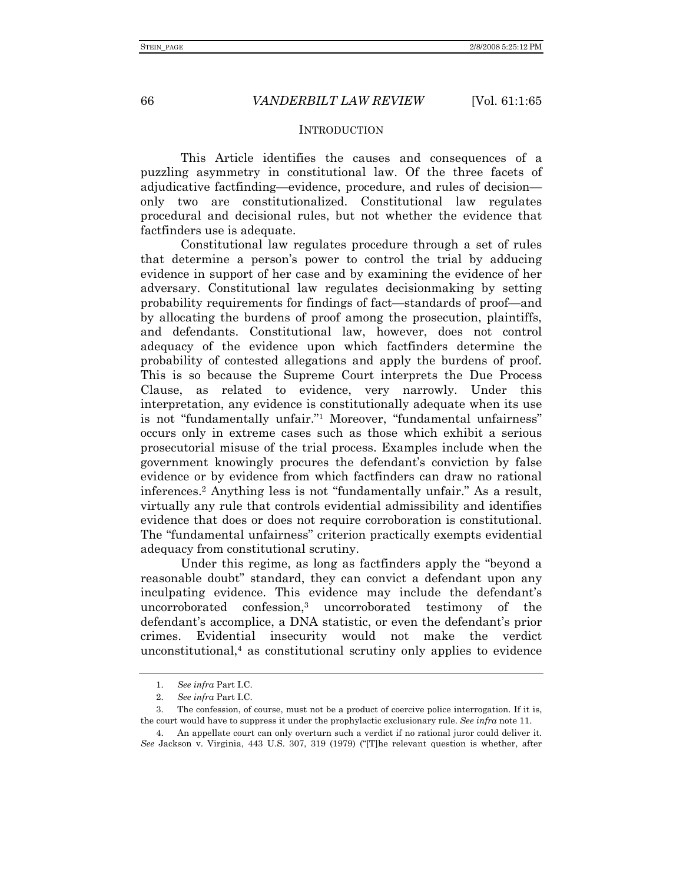## INTRODUCTION

This Article identifies the causes and consequences of a puzzling asymmetry in constitutional law. Of the three facets of adjudicative factfinding—evidence, procedure, and rules of decision—only two are constitutionalized. Constitutional law regulates procedural and decisional rules, but not whether the evidence that factfinders use is adequate.

Constitutional law regulates procedure through a set of rules that determine a person's power to control the trial by adducing evidence in support of her case and by examining the evidence of her adversary. Constitutional law regulates decisionmaking by setting probability requirements for findings of fact—standards of proof—and by allocating the burdens of proof among the prosecution, plaintiffs, and defendants. Constitutional law, however, does not control adequacy of the evidence upon which factfinders determine the probability of contested allegations and apply the burdens of proof. This is so because the Supreme Court interprets the Due Process Clause, as related to evidence, very narrowly. Under this interpretation, any evidence is constitutionally adequate when its use is not "fundamentally unfair."[1] Moreover, "fundamental unfairness" occurs only in extreme cases such as those which exhibit a serious prosecutorial misuse of the trial process. Examples include when the government knowingly procures the defendant's conviction by false evidence or by evidence from which factfinders can draw no rational inferences.[2] Anything less is not "fundamentally unfair." As a result, virtually any rule that controls evidential admissibility and identifies evidence that does or does not require corroboration is constitutional. The "fundamental unfairness" criterion practically exempts evidential adequacy from constitutional scrutiny.

Under this regime, as long as factfinders apply the "beyond a reasonable doubt" standard, they can convict a defendant upon any inculpating evidence. This evidence may include the defendant's uncorroborated confession,[3] uncorroborated testimony of the defendant's accomplice, a DNA statistic, or even the defendant's prior crimes. Evidential insecurity would not make the verdict unconstitutional,[4] as constitutional scrutiny only applies to evidence

---

1. *See infra* Part I.C.

2. *See infra* Part I.C.

3. The confession, of course, must not be a product of coercive police interrogation. If it is, the court would have to suppress it under the prophylactic exclusionary rule. *See infra* note 11.

4. An appellate court can only overturn such a verdict if no rational juror could deliver it. *See* Jackson v. Virginia, 443 U.S. 307, 319 (1979) ("[T]he relevant question is whether, after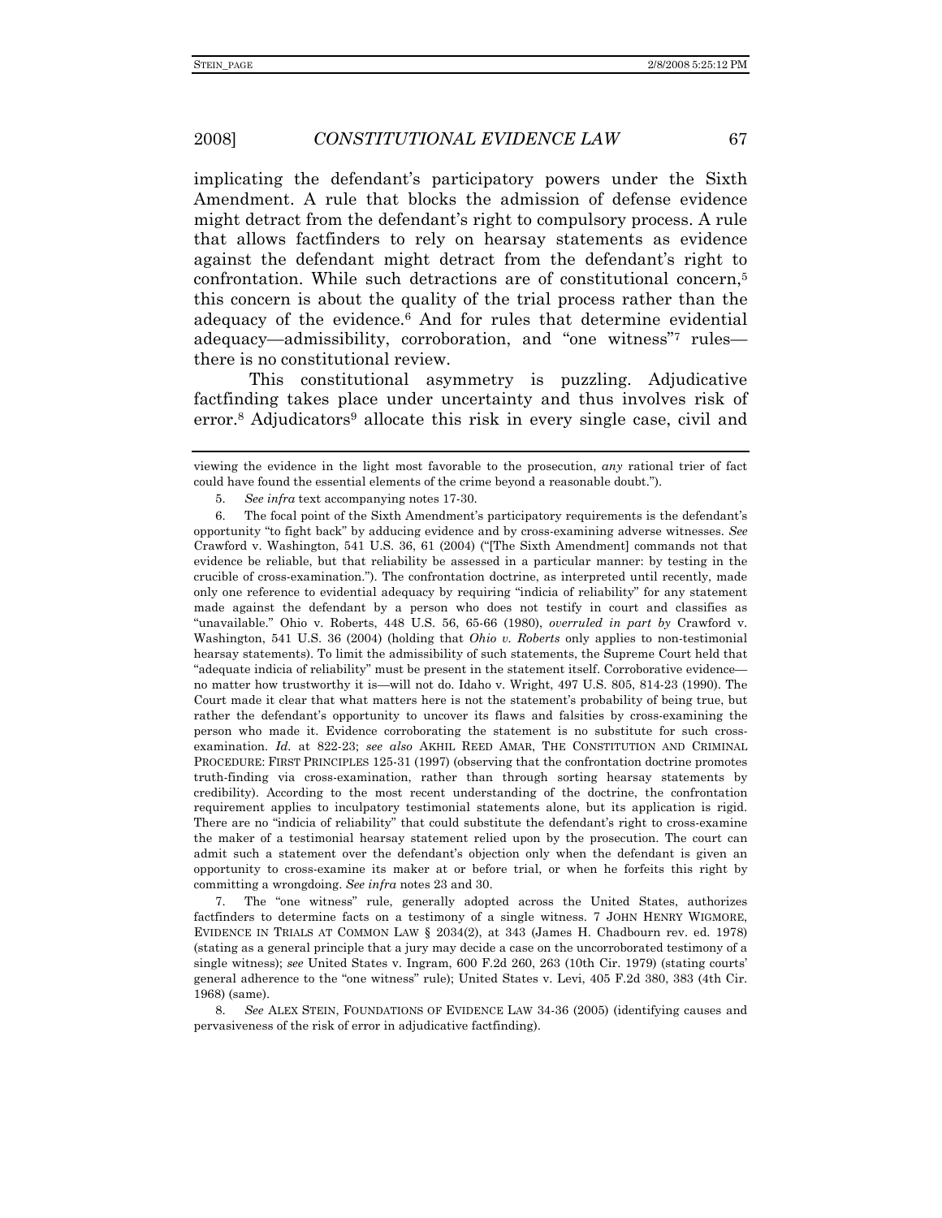implicating the defendant's participatory powers under the Sixth Amendment. A rule that blocks the admission of defense evidence might detract from the defendant's right to compulsory process. A rule that allows factfinders to rely on hearsay statements as evidence against the defendant might detract from the defendant's right to confrontation. While such detractions are of constitutional concern,[5] this concern is about the quality of the trial process rather than the adequacy of the evidence.[6] And for rules that determine evidential adequacy—admissibility, corroboration, and "one witness"[7] rules—there is no constitutional review.

This constitutional asymmetry is puzzling. Adjudicative factfinding takes place under uncertainty and thus involves risk of error.[8] Adjudicators[9] allocate this risk in every single case, civil and

---

viewing the evidence in the light most favorable to the prosecution, *any* rational trier of fact could have found the essential elements of the crime beyond a reasonable doubt.").

5. *See infra* text accompanying notes 17-30.

6. The focal point of the Sixth Amendment's participatory requirements is the defendant's opportunity "to fight back" by adducing evidence and by cross-examining adverse witnesses. *See* Crawford v. Washington, 541 U.S. 36, 61 (2004) ("[The Sixth Amendment] commands not that evidence be reliable, but that reliability be assessed in a particular manner: by testing in the crucible of cross-examination."). The confrontation doctrine, as interpreted until recently, made only one reference to evidential adequacy by requiring "indicia of reliability" for any statement made against the defendant by a person who does not testify in court and classifies as "unavailable." Ohio v. Roberts, 448 U.S. 56, 65-66 (1980), *overruled in part by* Crawford v. Washington, 541 U.S. 36 (2004) (holding that *Ohio v. Roberts* only applies to non-testimonial hearsay statements). To limit the admissibility of such statements, the Supreme Court held that "adequate indicia of reliability" must be present in the statement itself. Corroborative evidence—no matter how trustworthy it is—will not do. Idaho v. Wright, 497 U.S. 805, 814-23 (1990). The Court made it clear that what matters here is not the statement's probability of being true, but rather the defendant's opportunity to uncover its flaws and falsities by cross-examining the person who made it. Evidence corroborating the statement is no substitute for such cross-examination. *Id.* at 822-23; *see also* AKHIL REED AMAR, THE CONSTITUTION AND CRIMINAL PROCEDURE: FIRST PRINCIPLES 125-31 (1997) (observing that the confrontation doctrine promotes truth-finding via cross-examination, rather than through sorting hearsay statements by credibility). According to the most recent understanding of the doctrine, the confrontation requirement applies to inculpatory testimonial statements alone, but its application is rigid. There are no "indicia of reliability" that could substitute the defendant's right to cross-examine the maker of a testimonial hearsay statement relied upon by the prosecution. The court can admit such a statement over the defendant's objection only when the defendant is given an opportunity to cross-examine its maker at or before trial, or when he forfeits this right by committing a wrongdoing. *See infra* notes 23 and 30.

7. The "one witness" rule, generally adopted across the United States, authorizes factfinders to determine facts on a testimony of a single witness. 7 JOHN HENRY WIGMORE, EVIDENCE IN TRIALS AT COMMON LAW § 2034(2), at 343 (James H. Chadbourn rev. ed. 1978) (stating as a general principle that a jury may decide a case on the uncorroborated testimony of a single witness); *see* United States v. Ingram, 600 F.2d 260, 263 (10th Cir. 1979) (stating courts' general adherence to the "one witness" rule); United States v. Levi, 405 F.2d 380, 383 (4th Cir. 1968) (same).

8. *See* ALEX STEIN, FOUNDATIONS OF EVIDENCE LAW 34-36 (2005) (identifying causes and pervasiveness of the risk of error in adjudicative factfinding).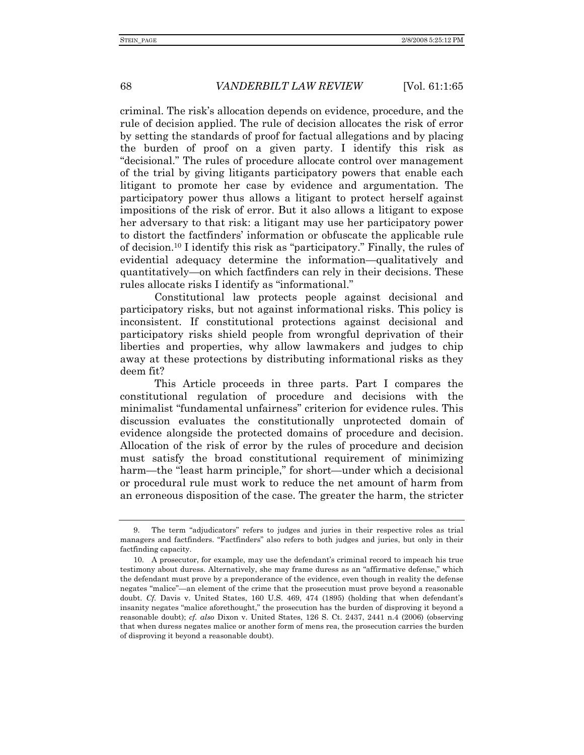criminal. The risk's allocation depends on evidence, procedure, and the rule of decision applied. The rule of decision allocates the risk of error by setting the standards of proof for factual allegations and by placing the burden of proof on a given party. I identify this risk as "decisional." The rules of procedure allocate control over management of the trial by giving litigants participatory powers that enable each litigant to promote her case by evidence and argumentation. The participatory power thus allows a litigant to protect herself against impositions of the risk of error. But it also allows a litigant to expose her adversary to that risk: a litigant may use her participatory power to distort the factfinders' information or obfuscate the applicable rule of decision.[10] I identify this risk as "participatory." Finally, the rules of evidential adequacy determine the information—qualitatively and quantitatively—on which factfinders can rely in their decisions. These rules allocate risks I identify as "informational."

Constitutional law protects people against decisional and participatory risks, but not against informational risks. This policy is inconsistent. If constitutional protections against decisional and participatory risks shield people from wrongful deprivation of their liberties and properties, why allow lawmakers and judges to chip away at these protections by distributing informational risks as they deem fit?

This Article proceeds in three parts. Part I compares the constitutional regulation of procedure and decisions with the minimalist "fundamental unfairness" criterion for evidence rules. This discussion evaluates the constitutionally unprotected domain of evidence alongside the protected domains of procedure and decision. Allocation of the risk of error by the rules of procedure and decision must satisfy the broad constitutional requirement of minimizing harm—the "least harm principle," for short—under which a decisional or procedural rule must work to reduce the net amount of harm from an erroneous disposition of the case. The greater the harm, the stricter

---

9. The term "adjudicators" refers to judges and juries in their respective roles as trial managers and factfinders. "Factfinders" also refers to both judges and juries, but only in their factfinding capacity.

10. A prosecutor, for example, may use the defendant's criminal record to impeach his true testimony about duress. Alternatively, she may frame duress as an "affirmative defense," which the defendant must prove by a preponderance of the evidence, even though in reality the defense negates "malice"—an element of the crime that the prosecution must prove beyond a reasonable doubt. *Cf.* Davis v. United States, 160 U.S. 469, 474 (1895) (holding that when defendant's insanity negates "malice aforethought," the prosecution has the burden of disproving it beyond a reasonable doubt); *cf. also* Dixon v. United States, 126 S. Ct. 2437, 2441 n.4 (2006) (observing that when duress negates malice or another form of mens rea, the prosecution carries the burden of disproving it beyond a reasonable doubt).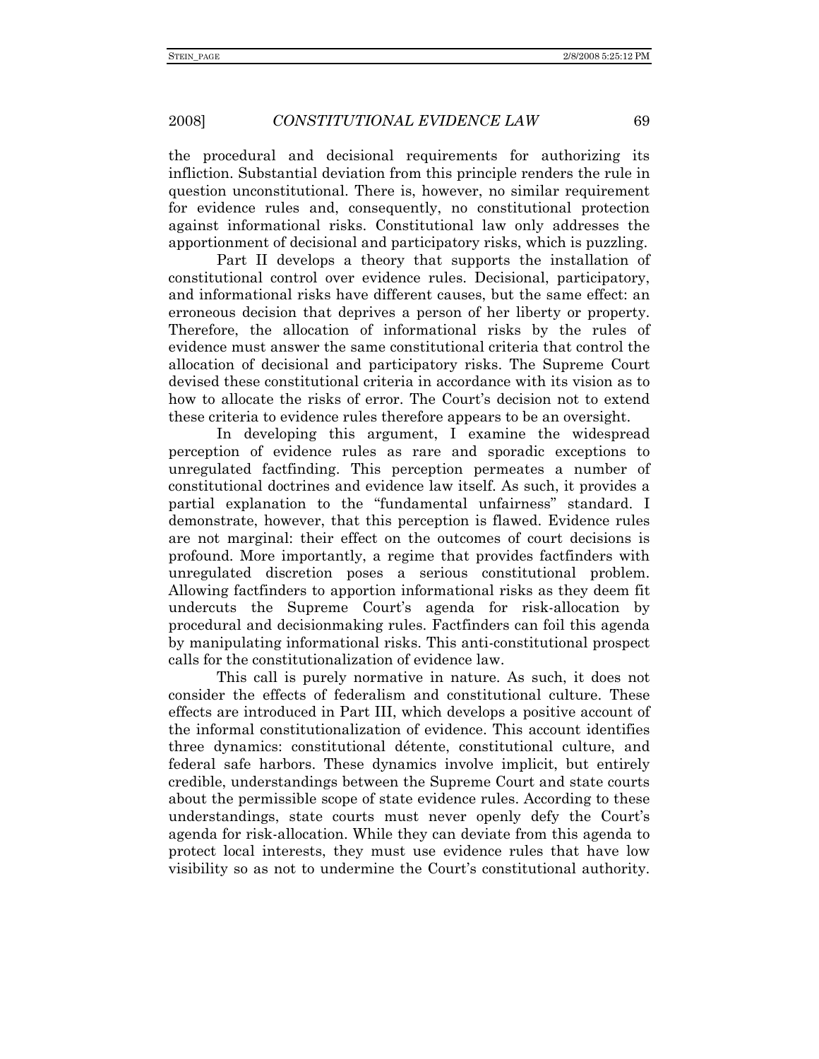the procedural and decisional requirements for authorizing its infliction. Substantial deviation from this principle renders the rule in question unconstitutional. There is, however, no similar requirement for evidence rules and, consequently, no constitutional protection against informational risks. Constitutional law only addresses the apportionment of decisional and participatory risks, which is puzzling.

Part II develops a theory that supports the installation of constitutional control over evidence rules. Decisional, participatory, and informational risks have different causes, but the same effect: an erroneous decision that deprives a person of her liberty or property. Therefore, the allocation of informational risks by the rules of evidence must answer the same constitutional criteria that control the allocation of decisional and participatory risks. The Supreme Court devised these constitutional criteria in accordance with its vision as to how to allocate the risks of error. The Court's decision not to extend these criteria to evidence rules therefore appears to be an oversight.

In developing this argument, I examine the widespread perception of evidence rules as rare and sporadic exceptions to unregulated factfinding. This perception permeates a number of constitutional doctrines and evidence law itself. As such, it provides a partial explanation to the "fundamental unfairness" standard. I demonstrate, however, that this perception is flawed. Evidence rules are not marginal: their effect on the outcomes of court decisions is profound. More importantly, a regime that provides factfinders with unregulated discretion poses a serious constitutional problem. Allowing factfinders to apportion informational risks as they deem fit undercuts the Supreme Court's agenda for risk-allocation by procedural and decisionmaking rules. Factfinders can foil this agenda by manipulating informational risks. This anti-constitutional prospect calls for the constitutionalization of evidence law.

This call is purely normative in nature. As such, it does not consider the effects of federalism and constitutional culture. These effects are introduced in Part III, which develops a positive account of the informal constitutionalization of evidence. This account identifies three dynamics: constitutional détente, constitutional culture, and federal safe harbors. These dynamics involve implicit, but entirely credible, understandings between the Supreme Court and state courts about the permissible scope of state evidence rules. According to these understandings, state courts must never openly defy the Court's agenda for risk-allocation. While they can deviate from this agenda to protect local interests, they must use evidence rules that have low visibility so as not to undermine the Court's constitutional authority.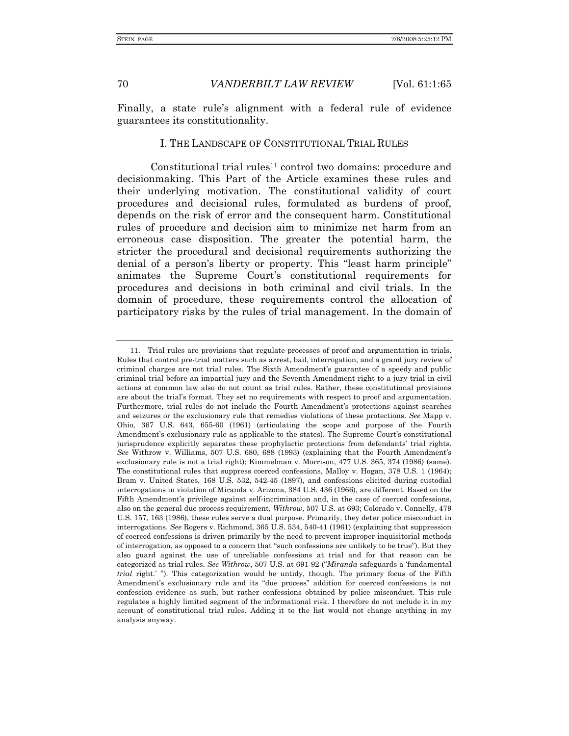Finally, a state rule's alignment with a federal rule of evidence guarantees its constitutionality.

## I. THE LANDSCAPE OF CONSTITUTIONAL TRIAL RULES

Constitutional trial rules[11] control two domains: procedure and decisionmaking. This Part of the Article examines these rules and their underlying motivation. The constitutional validity of court procedures and decisional rules, formulated as burdens of proof, depends on the risk of error and the consequent harm. Constitutional rules of procedure and decision aim to minimize net harm from an erroneous case disposition. The greater the potential harm, the stricter the procedural and decisional requirements authorizing the denial of a person's liberty or property. This "least harm principle" animates the Supreme Court's constitutional requirements for procedures and decisions in both criminal and civil trials. In the domain of procedure, these requirements control the allocation of participatory risks by the rules of trial management. In the domain of

---

11. Trial rules are provisions that regulate processes of proof and argumentation in trials. Rules that control pre-trial matters such as arrest, bail, interrogation, and a grand jury review of criminal charges are not trial rules. The Sixth Amendment's guarantee of a speedy and public criminal trial before an impartial jury and the Seventh Amendment right to a jury trial in civil actions at common law also do not count as trial rules. Rather, these constitutional provisions are about the trial's format. They set no requirements with respect to proof and argumentation. Furthermore, trial rules do not include the Fourth Amendment's protections against searches and seizures or the exclusionary rule that remedies violations of these protections. *See* Mapp v. Ohio, 367 U.S. 643, 655-60 (1961) (articulating the scope and purpose of the Fourth Amendment's exclusionary rule as applicable to the states). The Supreme Court's constitutional jurisprudence explicitly separates these prophylactic protections from defendants' trial rights. *See* Withrow v. Williams, 507 U.S. 680, 688 (1993) (explaining that the Fourth Amendment's exclusionary rule is not a trial right); Kimmelman v. Morrison, 477 U.S. 365, 374 (1986) (same). The constitutional rules that suppress coerced confessions, Malloy v. Hogan, 378 U.S. 1 (1964); Bram v. United States, 168 U.S. 532, 542-45 (1897), and confessions elicited during custodial interrogations in violation of Miranda v. Arizona, 384 U.S. 436 (1966), are different. Based on the Fifth Amendment's privilege against self-incrimination and, in the case of coerced confessions, also on the general due process requirement, *Withrow*, 507 U.S. at 693; Colorado v. Connelly, 479 U.S. 157, 163 (1986), these rules serve a dual purpose. Primarily, they deter police misconduct in interrogations. *See* Rogers v. Richmond, 365 U.S. 534, 540-41 (1961) (explaining that suppression of coerced confessions is driven primarily by the need to prevent improper inquisitorial methods of interrogation, as opposed to a concern that "such confessions are unlikely to be true"). But they also guard against the use of unreliable confessions at trial and for that reason can be categorized as trial rules. *See Withrow*, 507 U.S. at 691-92 ("*Miranda* safeguards a 'fundamental *trial* right.' "). This categorization would be untidy, though. The primary focus of the Fifth Amendment's exclusionary rule and its "due process" addition for coerced confessions is not confession evidence as such, but rather confessions obtained by police misconduct. This rule regulates a highly limited segment of the informational risk. I therefore do not include it in my account of constitutional trial rules. Adding it to the list would not change anything in my analysis anyway.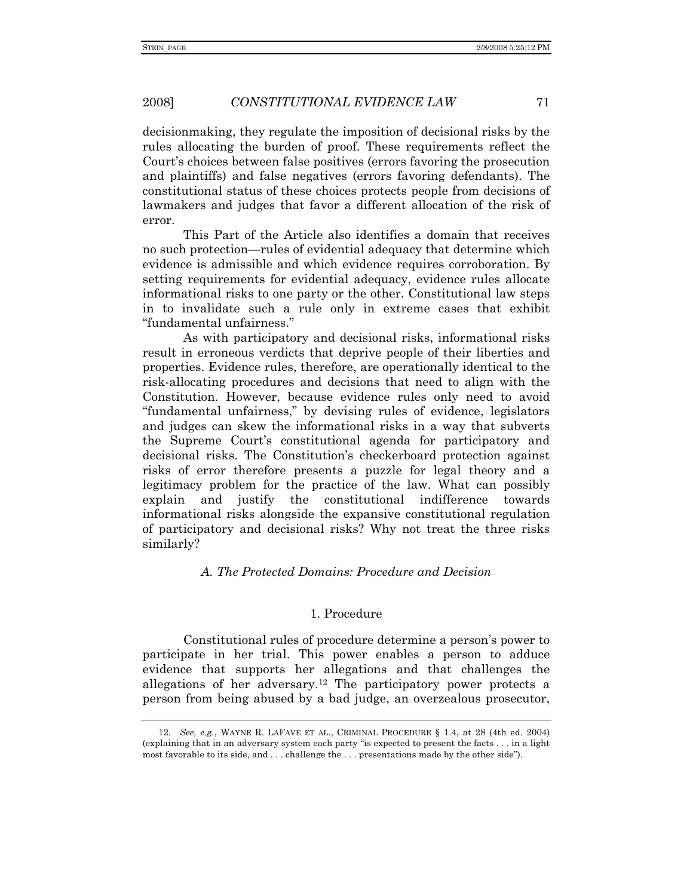decisionmaking, they regulate the imposition of decisional risks by the rules allocating the burden of proof. These requirements reflect the Court's choices between false positives (errors favoring the prosecution and plaintiffs) and false negatives (errors favoring defendants). The constitutional status of these choices protects people from decisions of lawmakers and judges that favor a different allocation of the risk of error.

This Part of the Article also identifies a domain that receives no such protection—rules of evidential adequacy that determine which evidence is admissible and which evidence requires corroboration. By setting requirements for evidential adequacy, evidence rules allocate informational risks to one party or the other. Constitutional law steps in to invalidate such a rule only in extreme cases that exhibit "fundamental unfairness."

As with participatory and decisional risks, informational risks result in erroneous verdicts that deprive people of their liberties and properties. Evidence rules, therefore, are operationally identical to the risk-allocating procedures and decisions that need to align with the Constitution. However, because evidence rules only need to avoid "fundamental unfairness," by devising rules of evidence, legislators and judges can skew the informational risks in a way that subverts the Supreme Court's constitutional agenda for participatory and decisional risks. The Constitution's checkerboard protection against risks of error therefore presents a puzzle for legal theory and a legitimacy problem for the practice of the law. What can possibly explain and justify the constitutional indifference towards informational risks alongside the expansive constitutional regulation of participatory and decisional risks? Why not treat the three risks similarly?

### *A. The Protected Domains: Procedure and Decision*

#### 1. Procedure

Constitutional rules of procedure determine a person's power to participate in her trial. This power enables a person to adduce evidence that supports her allegations and that challenges the allegations of her adversary.[12] The participatory power protects a person from being abused by a bad judge, an overzealous prosecutor,

---

12. *See, e.g.*, WAYNE R. LAFAVE ET AL., CRIMINAL PROCEDURE § 1.4, at 28 (4th ed. 2004) (explaining that in an adversary system each party "is expected to present the facts . . . in a light most favorable to its side, and . . . challenge the . . . presentations made by the other side").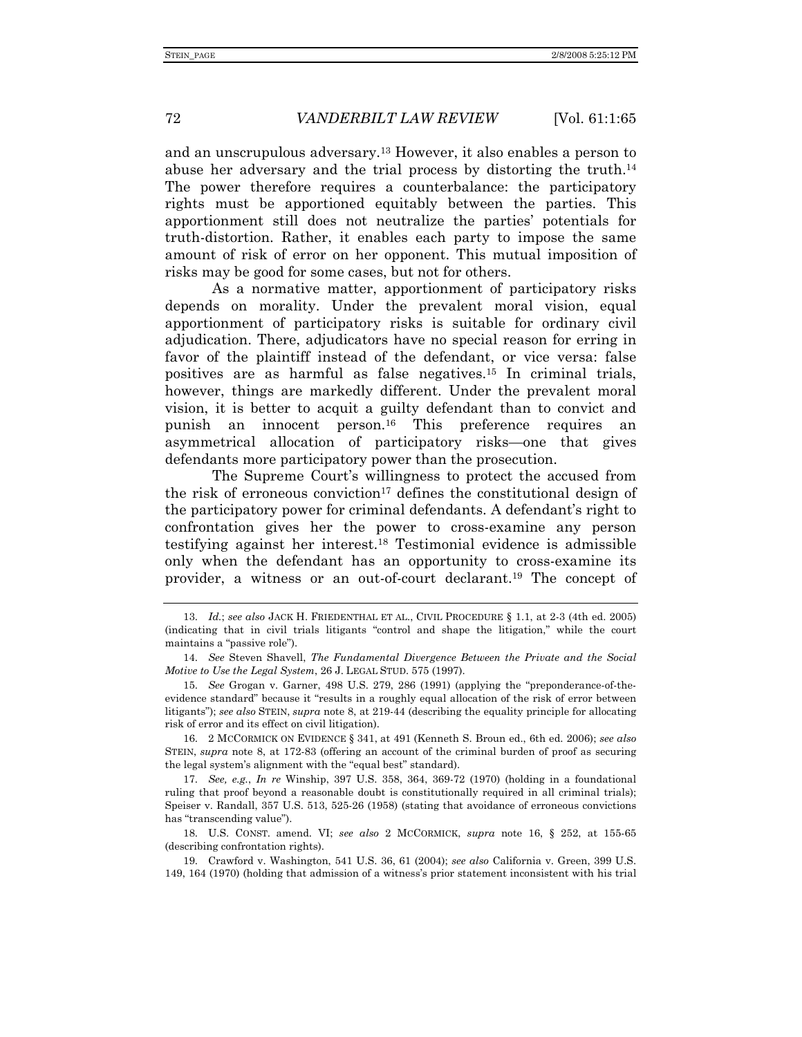and an unscrupulous adversary.[13] However, it also enables a person to abuse her adversary and the trial process by distorting the truth.[14] The power therefore requires a counterbalance: the participatory rights must be apportioned equitably between the parties. This apportionment still does not neutralize the parties' potentials for truth-distortion. Rather, it enables each party to impose the same amount of risk of error on her opponent. This mutual imposition of risks may be good for some cases, but not for others.

As a normative matter, apportionment of participatory risks depends on morality. Under the prevalent moral vision, equal apportionment of participatory risks is suitable for ordinary civil adjudication. There, adjudicators have no special reason for erring in favor of the plaintiff instead of the defendant, or vice versa: false positives are as harmful as false negatives.[15] In criminal trials, however, things are markedly different. Under the prevalent moral vision, it is better to acquit a guilty defendant than to convict and punish an innocent person.[16] This preference requires an asymmetrical allocation of participatory risks—one that gives defendants more participatory power than the prosecution.

The Supreme Court's willingness to protect the accused from the risk of erroneous conviction[17] defines the constitutional design of the participatory power for criminal defendants. A defendant's right to confrontation gives her the power to cross-examine any person testifying against her interest.[18] Testimonial evidence is admissible only when the defendant has an opportunity to cross-examine its provider, a witness or an out-of-court declarant.[19] The concept of

---

13. *Id.*; *see also* JACK H. FRIEDENTHAL ET AL., CIVIL PROCEDURE § 1.1, at 2-3 (4th ed. 2005) (indicating that in civil trials litigants "control and shape the litigation," while the court maintains a "passive role").

14. *See* Steven Shavell, *The Fundamental Divergence Between the Private and the Social Motive to Use the Legal System*, 26 J. LEGAL STUD. 575 (1997).

15. *See* Grogan v. Garner, 498 U.S. 279, 286 (1991) (applying the "preponderance-of-the-evidence standard" because it "results in a roughly equal allocation of the risk of error between litigants"); *see also* STEIN, *supra* note 8, at 219-44 (describing the equality principle for allocating risk of error and its effect on civil litigation).

16. 2 MCCORMICK ON EVIDENCE § 341, at 491 (Kenneth S. Broun ed., 6th ed. 2006); *see also* STEIN, *supra* note 8, at 172-83 (offering an account of the criminal burden of proof as securing the legal system's alignment with the "equal best" standard).

17. *See, e.g.*, *In re* Winship, 397 U.S. 358, 364, 369-72 (1970) (holding in a foundational ruling that proof beyond a reasonable doubt is constitutionally required in all criminal trials); Speiser v. Randall, 357 U.S. 513, 525-26 (1958) (stating that avoidance of erroneous convictions has "transcending value").

18. U.S. CONST. amend. VI; *see also* 2 MCCORMICK, *supra* note 16, § 252, at 155-65 (describing confrontation rights).

19. Crawford v. Washington, 541 U.S. 36, 61 (2004); *see also* California v. Green, 399 U.S. 149, 164 (1970) (holding that admission of a witness's prior statement inconsistent with his trial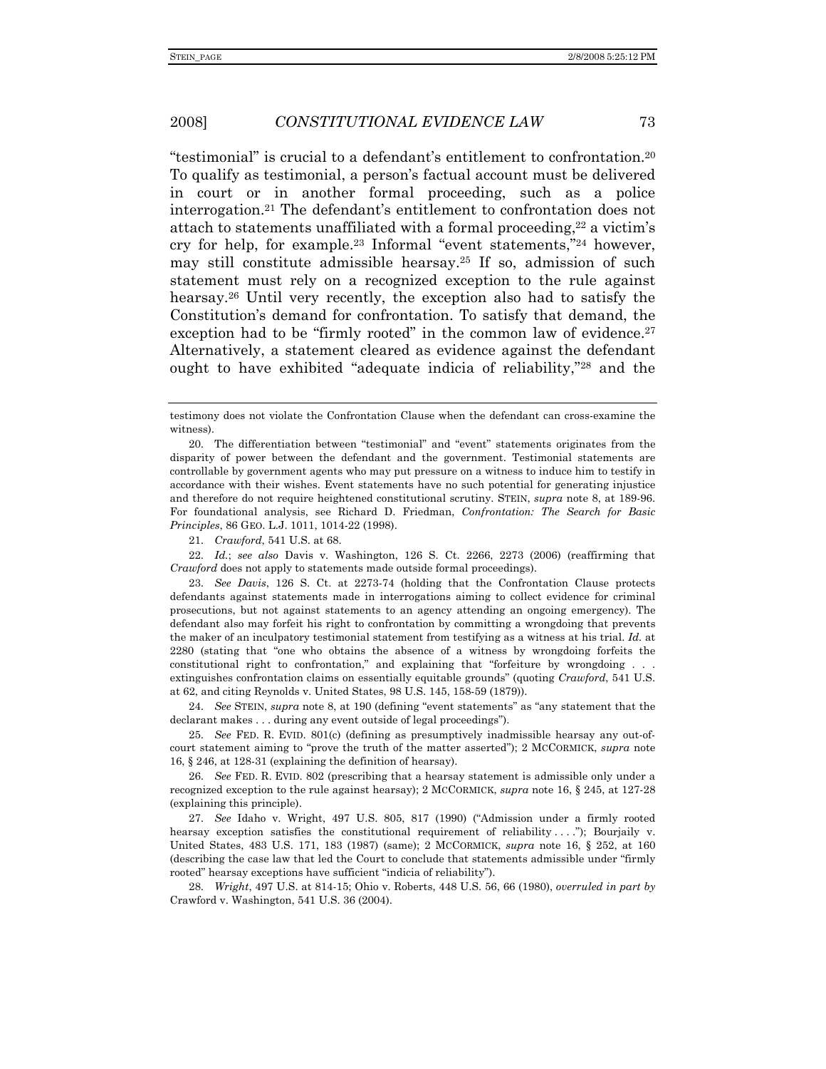"testimonial" is crucial to a defendant's entitlement to confrontation.[20] To qualify as testimonial, a person's factual account must be delivered in court or in another formal proceeding, such as a police interrogation.[21] The defendant's entitlement to confrontation does not attach to statements unaffiliated with a formal proceeding,[22] a victim's cry for help, for example.[23] Informal "event statements,"[24] however, may still constitute admissible hearsay.[25] If so, admission of such statement must rely on a recognized exception to the rule against hearsay.[26] Until very recently, the exception also had to satisfy the Constitution's demand for confrontation. To satisfy that demand, the exception had to be "firmly rooted" in the common law of evidence.[27] Alternatively, a statement cleared as evidence against the defendant ought to have exhibited "adequate indicia of reliability,"[28] and the

---

testimony does not violate the Confrontation Clause when the defendant can cross-examine the witness).

20. The differentiation between "testimonial" and "event" statements originates from the disparity of power between the defendant and the government. Testimonial statements are controllable by government agents who may put pressure on a witness to induce him to testify in accordance with their wishes. Event statements have no such potential for generating injustice and therefore do not require heightened constitutional scrutiny. STEIN, *supra* note 8, at 189-96. For foundational analysis, see Richard D. Friedman, *Confrontation: The Search for Basic Principles*, 86 GEO. L.J. 1011, 1014-22 (1998).

21. *Crawford*, 541 U.S. at 68.

22. *Id.*; *see also* Davis v. Washington, 126 S. Ct. 2266, 2273 (2006) (reaffirming that *Crawford* does not apply to statements made outside formal proceedings).

23. *See Davis*, 126 S. Ct. at 2273-74 (holding that the Confrontation Clause protects defendants against statements made in interrogations aiming to collect evidence for criminal prosecutions, but not against statements to an agency attending an ongoing emergency). The defendant also may forfeit his right to confrontation by committing a wrongdoing that prevents the maker of an inculpatory testimonial statement from testifying as a witness at his trial. *Id.* at 2280 (stating that "one who obtains the absence of a witness by wrongdoing forfeits the constitutional right to confrontation," and explaining that "forfeiture by wrongdoing . . . extinguishes confrontation claims on essentially equitable grounds" (quoting *Crawford*, 541 U.S. at 62, and citing Reynolds v. United States, 98 U.S. 145, 158-59 (1879)).

24. *See* STEIN, *supra* note 8, at 190 (defining "event statements" as "any statement that the declarant makes . . . during any event outside of legal proceedings").

25. *See* FED. R. EVID. 801(c) (defining as presumptively inadmissible hearsay any out-of-court statement aiming to "prove the truth of the matter asserted"); 2 MCCORMICK, *supra* note 16, § 246, at 128-31 (explaining the definition of hearsay).

26. *See* FED. R. EVID. 802 (prescribing that a hearsay statement is admissible only under a recognized exception to the rule against hearsay); 2 MCCORMICK, *supra* note 16, § 245, at 127-28 (explaining this principle).

27. *See* Idaho v. Wright, 497 U.S. 805, 817 (1990) ("Admission under a firmly rooted hearsay exception satisfies the constitutional requirement of reliability . . . ."); Bourjaily v. United States, 483 U.S. 171, 183 (1987) (same); 2 MCCORMICK, *supra* note 16, § 252, at 160 (describing the case law that led the Court to conclude that statements admissible under "firmly rooted" hearsay exceptions have sufficient "indicia of reliability").

28. *Wright*, 497 U.S. at 814-15; Ohio v. Roberts, 448 U.S. 56, 66 (1980), *overruled in part by* Crawford v. Washington, 541 U.S. 36 (2004).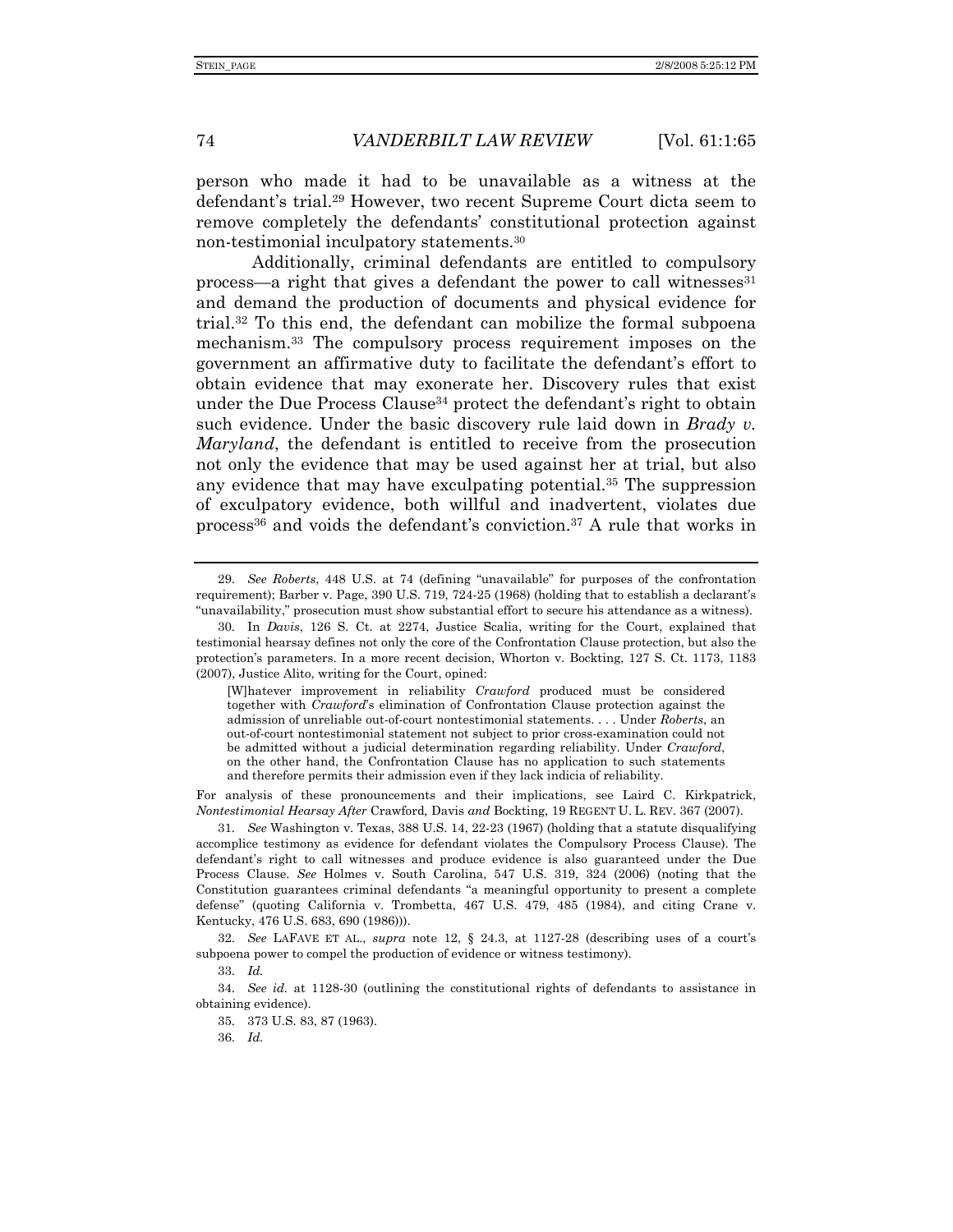person who made it had to be unavailable as a witness at the defendant's trial.[29] However, two recent Supreme Court dicta seem to remove completely the defendants' constitutional protection against non-testimonial inculpatory statements.[30]

Additionally, criminal defendants are entitled to compulsory process—a right that gives a defendant the power to call witnesses[31] and demand the production of documents and physical evidence for trial.[32] To this end, the defendant can mobilize the formal subpoena mechanism.[33] The compulsory process requirement imposes on the government an affirmative duty to facilitate the defendant's effort to obtain evidence that may exonerate her. Discovery rules that exist under the Due Process Clause[34] protect the defendant's right to obtain such evidence. Under the basic discovery rule laid down in *Brady v. Maryland*, the defendant is entitled to receive from the prosecution not only the evidence that may be used against her at trial, but also any evidence that may have exculpating potential.[35] The suppression of exculpatory evidence, both willful and inadvertent, violates due process[36] and voids the defendant's conviction.[37] A rule that works in

---

29. *See Roberts*, 448 U.S. at 74 (defining "unavailable" for purposes of the confrontation requirement); Barber v. Page, 390 U.S. 719, 724-25 (1968) (holding that to establish a declarant's "unavailability," prosecution must show substantial effort to secure his attendance as a witness).

30. In *Davis*, 126 S. Ct. at 2274, Justice Scalia, writing for the Court, explained that testimonial hearsay defines not only the core of the Confrontation Clause protection, but also the protection's parameters. In a more recent decision, Whorton v. Bockting, 127 S. Ct. 1173, 1183 (2007), Justice Alito, writing for the Court, opined:

> [W]hatever improvement in reliability *Crawford* produced must be considered together with *Crawford*'s elimination of Confrontation Clause protection against the admission of unreliable out-of-court nontestimonial statements. . . . Under *Roberts*, an out-of-court nontestimonial statement not subject to prior cross-examination could not be admitted without a judicial determination regarding reliability. Under *Crawford*, on the other hand, the Confrontation Clause has no application to such statements and therefore permits their admission even if they lack indicia of reliability.

For analysis of these pronouncements and their implications, see Laird C. Kirkpatrick, *Nontestimonial Hearsay After* Crawford*,* Davis *and* Bockting, 19 REGENT U. L. REV. 367 (2007).

31. *See* Washington v. Texas, 388 U.S. 14, 22-23 (1967) (holding that a statute disqualifying accomplice testimony as evidence for defendant violates the Compulsory Process Clause). The defendant's right to call witnesses and produce evidence is also guaranteed under the Due Process Clause. *See* Holmes v. South Carolina, 547 U.S. 319, 324 (2006) (noting that the Constitution guarantees criminal defendants "a meaningful opportunity to present a complete defense" (quoting California v. Trombetta, 467 U.S. 479, 485 (1984), and citing Crane v. Kentucky, 476 U.S. 683, 690 (1986))).

32. *See* LAFAVE ET AL., *supra* note 12, § 24.3, at 1127-28 (describing uses of a court's subpoena power to compel the production of evidence or witness testimony).

33. *Id.*

34. *See id.* at 1128-30 (outlining the constitutional rights of defendants to assistance in obtaining evidence).

35. 373 U.S. 83, 87 (1963).

36. *Id.*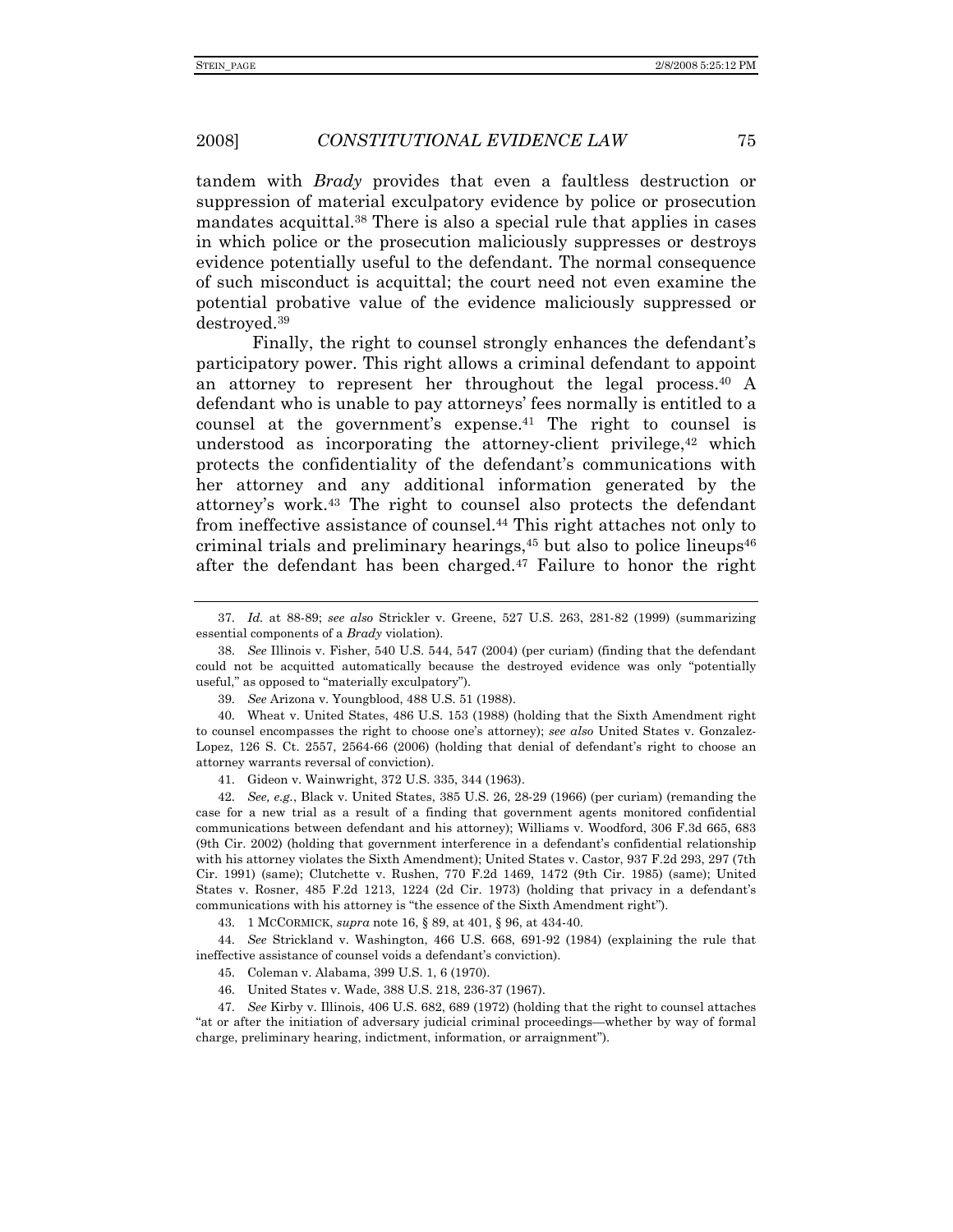tandem with *Brady* provides that even a faultless destruction or suppression of material exculpatory evidence by police or prosecution mandates acquittal.[38] There is also a special rule that applies in cases in which police or the prosecution maliciously suppresses or destroys evidence potentially useful to the defendant. The normal consequence of such misconduct is acquittal; the court need not even examine the potential probative value of the evidence maliciously suppressed or destroyed.[39]

Finally, the right to counsel strongly enhances the defendant's participatory power. This right allows a criminal defendant to appoint an attorney to represent her throughout the legal process.[40] A defendant who is unable to pay attorneys' fees normally is entitled to a counsel at the government's expense.[41] The right to counsel is understood as incorporating the attorney-client privilege,[42] which protects the confidentiality of the defendant's communications with her attorney and any additional information generated by the attorney's work.[43] The right to counsel also protects the defendant from ineffective assistance of counsel.[44] This right attaches not only to criminal trials and preliminary hearings,[45] but also to police lineups[46] after the defendant has been charged.[47] Failure to honor the right

---

37. *Id.* at 88-89; *see also* Strickler v. Greene, 527 U.S. 263, 281-82 (1999) (summarizing essential components of a *Brady* violation).

38. *See* Illinois v. Fisher, 540 U.S. 544, 547 (2004) (per curiam) (finding that the defendant could not be acquitted automatically because the destroyed evidence was only "potentially useful," as opposed to "materially exculpatory").

39. *See* Arizona v. Youngblood, 488 U.S. 51 (1988).

40. Wheat v. United States, 486 U.S. 153 (1988) (holding that the Sixth Amendment right to counsel encompasses the right to choose one's attorney); *see also* United States v. Gonzalez-Lopez, 126 S. Ct. 2557, 2564-66 (2006) (holding that denial of defendant's right to choose an attorney warrants reversal of conviction).

41. Gideon v. Wainwright, 372 U.S. 335, 344 (1963).

42. *See, e.g.*, Black v. United States, 385 U.S. 26, 28-29 (1966) (per curiam) (remanding the case for a new trial as a result of a finding that government agents monitored confidential communications between defendant and his attorney); Williams v. Woodford, 306 F.3d 665, 683 (9th Cir. 2002) (holding that government interference in a defendant's confidential relationship with his attorney violates the Sixth Amendment); United States v. Castor, 937 F.2d 293, 297 (7th Cir. 1991) (same); Clutchette v. Rushen, 770 F.2d 1469, 1472 (9th Cir. 1985) (same); United States v. Rosner, 485 F.2d 1213, 1224 (2d Cir. 1973) (holding that privacy in a defendant's communications with his attorney is "the essence of the Sixth Amendment right").

43. 1 MCCORMICK, *supra* note 16, § 89, at 401, § 96, at 434-40.

44. *See* Strickland v. Washington, 466 U.S. 668, 691-92 (1984) (explaining the rule that ineffective assistance of counsel voids a defendant's conviction).

45. Coleman v. Alabama, 399 U.S. 1, 6 (1970).

46. United States v. Wade, 388 U.S. 218, 236-37 (1967).

47. *See* Kirby v. Illinois, 406 U.S. 682, 689 (1972) (holding that the right to counsel attaches "at or after the initiation of adversary judicial criminal proceedings—whether by way of formal charge, preliminary hearing, indictment, information, or arraignment").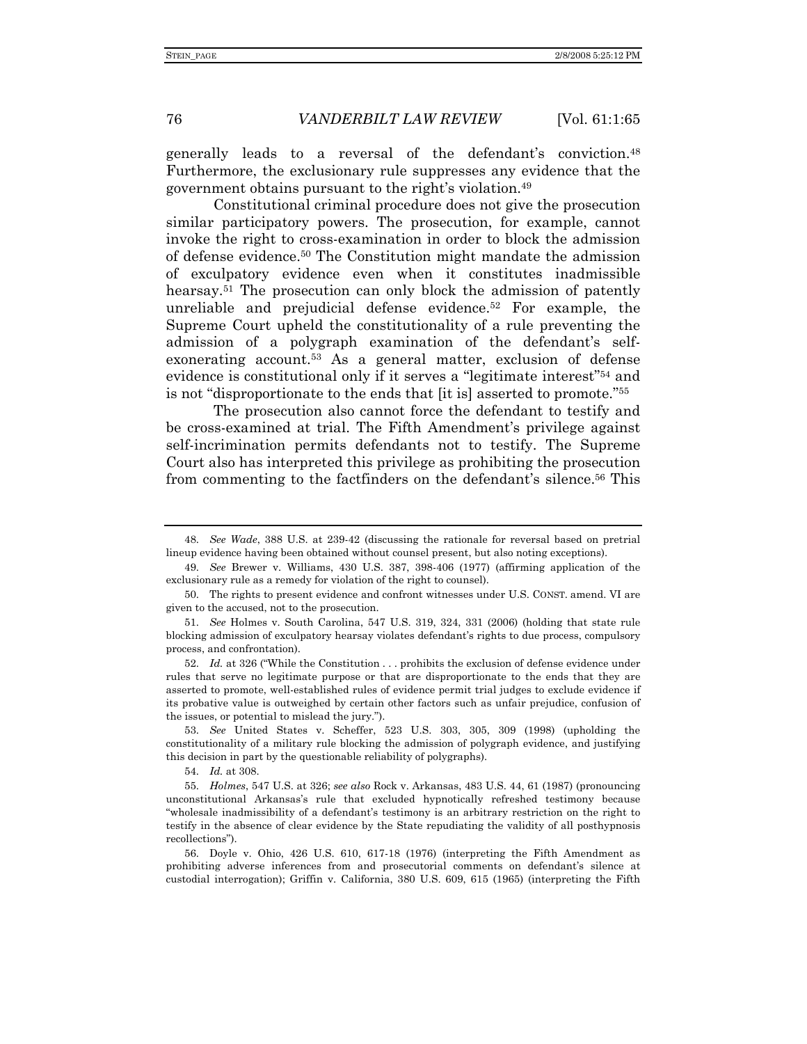generally leads to a reversal of the defendant's conviction.[48] Furthermore, the exclusionary rule suppresses any evidence that the government obtains pursuant to the right's violation.[49]

Constitutional criminal procedure does not give the prosecution similar participatory powers. The prosecution, for example, cannot invoke the right to cross-examination in order to block the admission of defense evidence.[50] The Constitution might mandate the admission of exculpatory evidence even when it constitutes inadmissible hearsay.[51] The prosecution can only block the admission of patently unreliable and prejudicial defense evidence.[52] For example, the Supreme Court upheld the constitutionality of a rule preventing the admission of a polygraph examination of the defendant's self-exonerating account.[53] As a general matter, exclusion of defense evidence is constitutional only if it serves a "legitimate interest"[54] and is not "disproportionate to the ends that [it is] asserted to promote."[55]

The prosecution also cannot force the defendant to testify and be cross-examined at trial. The Fifth Amendment's privilege against self-incrimination permits defendants not to testify. The Supreme Court also has interpreted this privilege as prohibiting the prosecution from commenting to the factfinders on the defendant's silence.[56] This

---

48. *See Wade*, 388 U.S. at 239-42 (discussing the rationale for reversal based on pretrial lineup evidence having been obtained without counsel present, but also noting exceptions).

49. *See* Brewer v. Williams, 430 U.S. 387, 398-406 (1977) (affirming application of the exclusionary rule as a remedy for violation of the right to counsel).

50. The rights to present evidence and confront witnesses under U.S. CONST. amend. VI are given to the accused, not to the prosecution.

51. *See* Holmes v. South Carolina, 547 U.S. 319, 324, 331 (2006) (holding that state rule blocking admission of exculpatory hearsay violates defendant's rights to due process, compulsory process, and confrontation).

52. *Id.* at 326 ("While the Constitution . . . prohibits the exclusion of defense evidence under rules that serve no legitimate purpose or that are disproportionate to the ends that they are asserted to promote, well-established rules of evidence permit trial judges to exclude evidence if its probative value is outweighed by certain other factors such as unfair prejudice, confusion of the issues, or potential to mislead the jury.").

53. *See* United States v. Scheffer, 523 U.S. 303, 305, 309 (1998) (upholding the constitutionality of a military rule blocking the admission of polygraph evidence, and justifying this decision in part by the questionable reliability of polygraphs).

54. *Id.* at 308.

55. *Holmes*, 547 U.S. at 326; *see also* Rock v. Arkansas, 483 U.S. 44, 61 (1987) (pronouncing unconstitutional Arkansas's rule that excluded hypnotically refreshed testimony because "wholesale inadmissibility of a defendant's testimony is an arbitrary restriction on the right to testify in the absence of clear evidence by the State repudiating the validity of all posthypnosis recollections").

56. Doyle v. Ohio, 426 U.S. 610, 617-18 (1976) (interpreting the Fifth Amendment as prohibiting adverse inferences from and prosecutorial comments on defendant's silence at custodial interrogation); Griffin v. California, 380 U.S. 609, 615 (1965) (interpreting the Fifth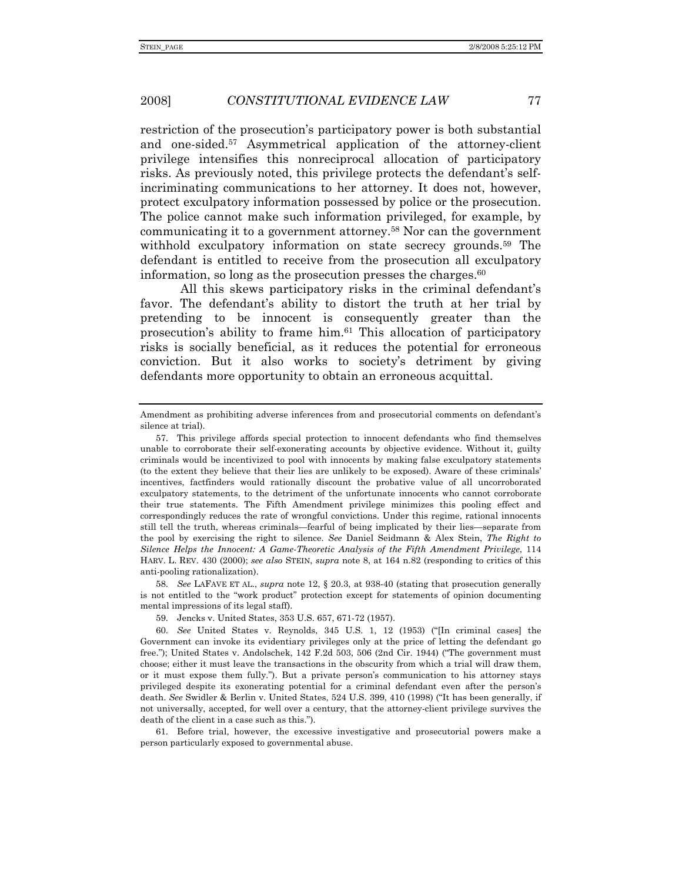restriction of the prosecution's participatory power is both substantial and one-sided.[57] Asymmetrical application of the attorney-client privilege intensifies this nonreciprocal allocation of participatory risks. As previously noted, this privilege protects the defendant's self-incriminating communications to her attorney. It does not, however, protect exculpatory information possessed by police or the prosecution. The police cannot make such information privileged, for example, by communicating it to a government attorney.[58] Nor can the government withhold exculpatory information on state secrecy grounds.[59] The defendant is entitled to receive from the prosecution all exculpatory information, so long as the prosecution presses the charges.[60]

All this skews participatory risks in the criminal defendant's favor. The defendant's ability to distort the truth at her trial by pretending to be innocent is consequently greater than the prosecution's ability to frame him.[61] This allocation of participatory risks is socially beneficial, as it reduces the potential for erroneous conviction. But it also works to society's detriment by giving defendants more opportunity to obtain an erroneous acquittal.

---

Amendment as prohibiting adverse inferences from and prosecutorial comments on defendant's silence at trial).

57. This privilege affords special protection to innocent defendants who find themselves unable to corroborate their self-exonerating accounts by objective evidence. Without it, guilty criminals would be incentivized to pool with innocents by making false exculpatory statements (to the extent they believe that their lies are unlikely to be exposed). Aware of these criminals' incentives, factfinders would rationally discount the probative value of all uncorroborated exculpatory statements, to the detriment of the unfortunate innocents who cannot corroborate their true statements. The Fifth Amendment privilege minimizes this pooling effect and correspondingly reduces the rate of wrongful convictions. Under this regime, rational innocents still tell the truth, whereas criminals—fearful of being implicated by their lies—separate from the pool by exercising the right to silence. *See* Daniel Seidmann & Alex Stein, *The Right to Silence Helps the Innocent: A Game-Theoretic Analysis of the Fifth Amendment Privilege*, 114 HARV. L. REV. 430 (2000); *see also* STEIN, *supra* note 8, at 164 n.82 (responding to critics of this anti-pooling rationalization).

58. *See* LAFAVE ET AL., *supra* note 12, § 20.3, at 938-40 (stating that prosecution generally is not entitled to the "work product" protection except for statements of opinion documenting mental impressions of its legal staff).

59. Jencks v. United States, 353 U.S. 657, 671-72 (1957).

60. *See* United States v. Reynolds, 345 U.S. 1, 12 (1953) ("[In criminal cases] the Government can invoke its evidentiary privileges only at the price of letting the defendant go free."); United States v. Andolschek, 142 F.2d 503, 506 (2nd Cir. 1944) ("The government must choose; either it must leave the transactions in the obscurity from which a trial will draw them, or it must expose them fully."). But a private person's communication to his attorney stays privileged despite its exonerating potential for a criminal defendant even after the person's death. *See* Swidler & Berlin v. United States, 524 U.S. 399, 410 (1998) ("It has been generally, if not universally, accepted, for well over a century, that the attorney-client privilege survives the death of the client in a case such as this.").

61. Before trial, however, the excessive investigative and prosecutorial powers make a person particularly exposed to governmental abuse.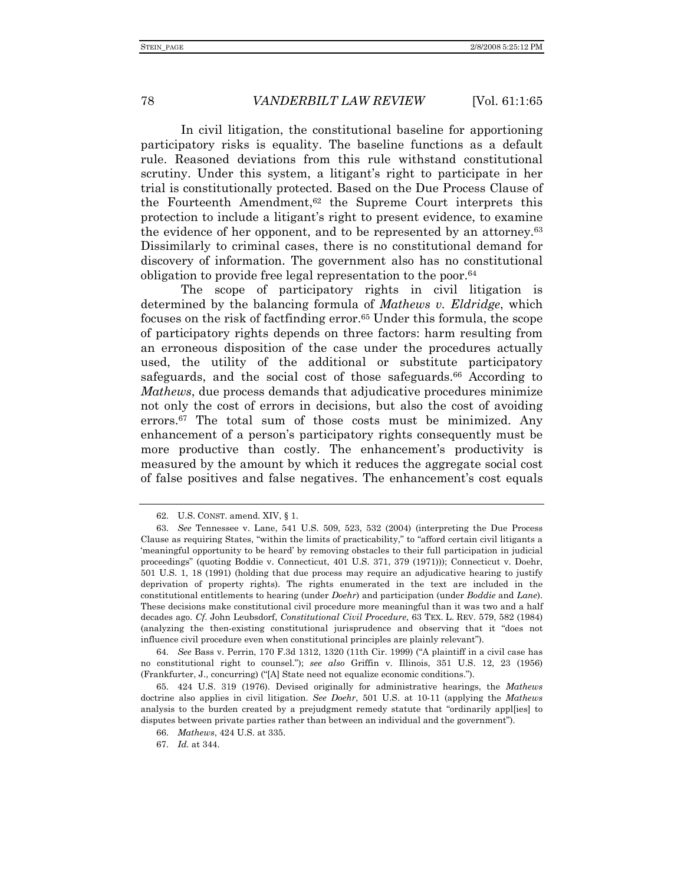In civil litigation, the constitutional baseline for apportioning participatory risks is equality. The baseline functions as a default rule. Reasoned deviations from this rule withstand constitutional scrutiny. Under this system, a litigant's right to participate in her trial is constitutionally protected. Based on the Due Process Clause of the Fourteenth Amendment,[62] the Supreme Court interprets this protection to include a litigant's right to present evidence, to examine the evidence of her opponent, and to be represented by an attorney.[63] Dissimilarly to criminal cases, there is no constitutional demand for discovery of information. The government also has no constitutional obligation to provide free legal representation to the poor.[64]

The scope of participatory rights in civil litigation is determined by the balancing formula of *Mathews v. Eldridge*, which focuses on the risk of factfinding error.[65] Under this formula, the scope of participatory rights depends on three factors: harm resulting from an erroneous disposition of the case under the procedures actually used, the utility of the additional or substitute participatory safeguards, and the social cost of those safeguards.[66] According to *Mathews*, due process demands that adjudicative procedures minimize not only the cost of errors in decisions, but also the cost of avoiding errors.[67] The total sum of those costs must be minimized. Any enhancement of a person's participatory rights consequently must be more productive than costly. The enhancement's productivity is measured by the amount by which it reduces the aggregate social cost of false positives and false negatives. The enhancement's cost equals

---

62. U.S. CONST. amend. XIV, § 1.

63. *See* Tennessee v. Lane, 541 U.S. 509, 523, 532 (2004) (interpreting the Due Process Clause as requiring States, "within the limits of practicability," to "afford certain civil litigants a 'meaningful opportunity to be heard' by removing obstacles to their full participation in judicial proceedings" (quoting Boddie v. Connecticut, 401 U.S. 371, 379 (1971))); Connecticut v. Doehr, 501 U.S. 1, 18 (1991) (holding that due process may require an adjudicative hearing to justify deprivation of property rights). The rights enumerated in the text are included in the constitutional entitlements to hearing (under *Doehr*) and participation (under *Boddie* and *Lane*). These decisions make constitutional civil procedure more meaningful than it was two and a half decades ago. *Cf.* John Leubsdorf, *Constitutional Civil Procedure*, 63 TEX. L. REV. 579, 582 (1984) (analyzing the then-existing constitutional jurisprudence and observing that it "does not influence civil procedure even when constitutional principles are plainly relevant").

64. *See* Bass v. Perrin, 170 F.3d 1312, 1320 (11th Cir. 1999) ("A plaintiff in a civil case has no constitutional right to counsel."); *see also* Griffin v. Illinois, 351 U.S. 12, 23 (1956) (Frankfurter, J., concurring) ("[A] State need not equalize economic conditions.").

65. 424 U.S. 319 (1976). Devised originally for administrative hearings, the *Mathews* doctrine also applies in civil litigation. *See Doehr*, 501 U.S. at 10-11 (applying the *Mathews* analysis to the burden created by a prejudgment remedy statute that "ordinarily appl[ies] to disputes between private parties rather than between an individual and the government").

66. *Mathews*, 424 U.S. at 335.

67. *Id.* at 344.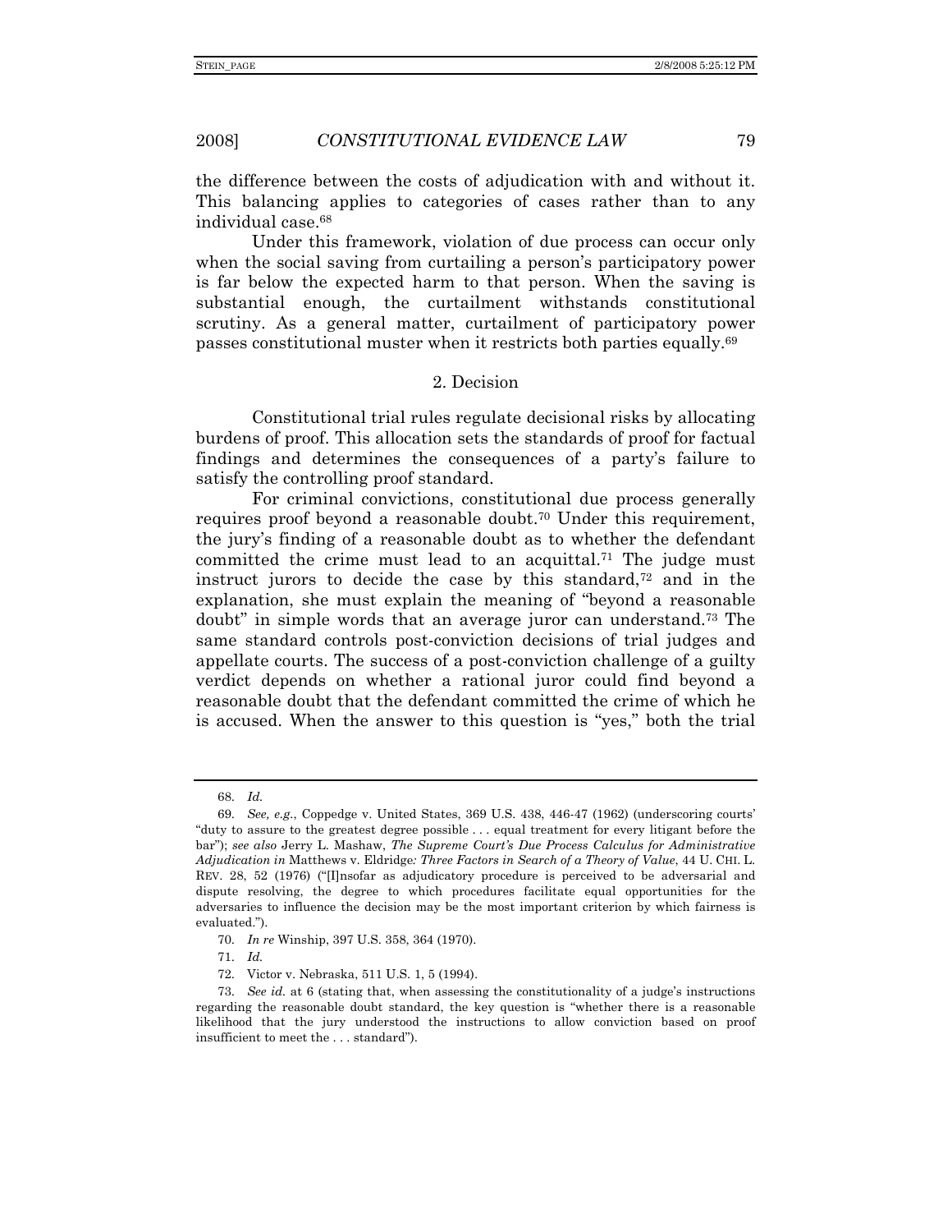the difference between the costs of adjudication with and without it. This balancing applies to categories of cases rather than to any individual case.[68]

Under this framework, violation of due process can occur only when the social saving from curtailing a person's participatory power is far below the expected harm to that person. When the saving is substantial enough, the curtailment withstands constitutional scrutiny. As a general matter, curtailment of participatory power passes constitutional muster when it restricts both parties equally.[69]

### 2. Decision

Constitutional trial rules regulate decisional risks by allocating burdens of proof. This allocation sets the standards of proof for factual findings and determines the consequences of a party's failure to satisfy the controlling proof standard.

For criminal convictions, constitutional due process generally requires proof beyond a reasonable doubt.[70] Under this requirement, the jury's finding of a reasonable doubt as to whether the defendant committed the crime must lead to an acquittal.[71] The judge must instruct jurors to decide the case by this standard,[72] and in the explanation, she must explain the meaning of "beyond a reasonable doubt" in simple words that an average juror can understand.[73] The same standard controls post-conviction decisions of trial judges and appellate courts. The success of a post-conviction challenge of a guilty verdict depends on whether a rational juror could find beyond a reasonable doubt that the defendant committed the crime of which he is accused. When the answer to this question is "yes," both the trial

---

68. *Id.*

69. *See, e.g.*, Coppedge v. United States, 369 U.S. 438, 446-47 (1962) (underscoring courts' "duty to assure to the greatest degree possible . . . equal treatment for every litigant before the bar"); *see also* Jerry L. Mashaw, *The Supreme Court's Due Process Calculus for Administrative Adjudication in* Matthews v. Eldridge*: Three Factors in Search of a Theory of Value*, 44 U. CHI. L. REV. 28, 52 (1976) ("[I]nsofar as adjudicatory procedure is perceived to be adversarial and dispute resolving, the degree to which procedures facilitate equal opportunities for the adversaries to influence the decision may be the most important criterion by which fairness is evaluated.").

70. *In re* Winship, 397 U.S. 358, 364 (1970).

71. *Id.*

72. Victor v. Nebraska, 511 U.S. 1, 5 (1994).

73. *See id.* at 6 (stating that, when assessing the constitutionality of a judge's instructions regarding the reasonable doubt standard, the key question is "whether there is a reasonable likelihood that the jury understood the instructions to allow conviction based on proof insufficient to meet the . . . standard").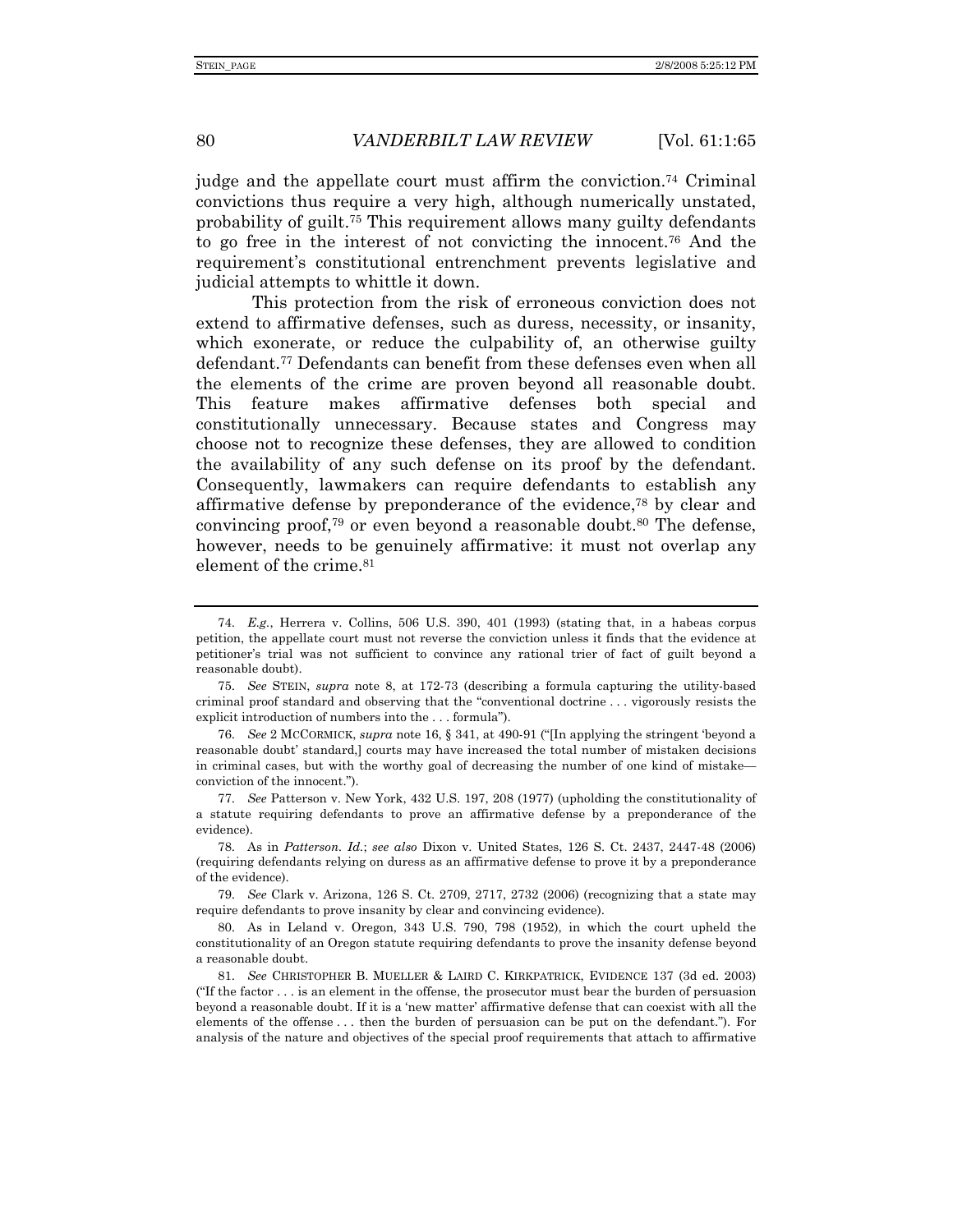judge and the appellate court must affirm the conviction.[74] Criminal convictions thus require a very high, although numerically unstated, probability of guilt.[75] This requirement allows many guilty defendants to go free in the interest of not convicting the innocent.[76] And the requirement's constitutional entrenchment prevents legislative and judicial attempts to whittle it down.

This protection from the risk of erroneous conviction does not extend to affirmative defenses, such as duress, necessity, or insanity, which exonerate, or reduce the culpability of, an otherwise guilty defendant.[77] Defendants can benefit from these defenses even when all the elements of the crime are proven beyond all reasonable doubt. This feature makes affirmative defenses both special and constitutionally unnecessary. Because states and Congress may choose not to recognize these defenses, they are allowed to condition the availability of any such defense on its proof by the defendant. Consequently, lawmakers can require defendants to establish any affirmative defense by preponderance of the evidence,[78] by clear and convincing proof,[79] or even beyond a reasonable doubt.[80] The defense, however, needs to be genuinely affirmative: it must not overlap any element of the crime.[81]

---

74. *E.g.*, Herrera v. Collins, 506 U.S. 390, 401 (1993) (stating that, in a habeas corpus petition, the appellate court must not reverse the conviction unless it finds that the evidence at petitioner's trial was not sufficient to convince any rational trier of fact of guilt beyond a reasonable doubt).

75. *See* STEIN, *supra* note 8, at 172-73 (describing a formula capturing the utility-based criminal proof standard and observing that the "conventional doctrine . . . vigorously resists the explicit introduction of numbers into the . . . formula").

76. *See* 2 MCCORMICK, *supra* note 16, § 341, at 490-91 ("[In applying the stringent 'beyond a reasonable doubt' standard,] courts may have increased the total number of mistaken decisions in criminal cases, but with the worthy goal of decreasing the number of one kind of mistake—conviction of the innocent.").

77. *See* Patterson v. New York, 432 U.S. 197, 208 (1977) (upholding the constitutionality of a statute requiring defendants to prove an affirmative defense by a preponderance of the evidence).

78. As in *Patterson*. *Id.*; *see also* Dixon v. United States, 126 S. Ct. 2437, 2447-48 (2006) (requiring defendants relying on duress as an affirmative defense to prove it by a preponderance of the evidence).

79. *See* Clark v. Arizona, 126 S. Ct. 2709, 2717, 2732 (2006) (recognizing that a state may require defendants to prove insanity by clear and convincing evidence).

80. As in Leland v. Oregon, 343 U.S. 790, 798 (1952), in which the court upheld the constitutionality of an Oregon statute requiring defendants to prove the insanity defense beyond a reasonable doubt.

81. *See* CHRISTOPHER B. MUELLER & LAIRD C. KIRKPATRICK, EVIDENCE 137 (3d ed. 2003) ("If the factor . . . is an element in the offense, the prosecutor must bear the burden of persuasion beyond a reasonable doubt. If it is a 'new matter' affirmative defense that can coexist with all the elements of the offense . . . then the burden of persuasion can be put on the defendant."). For analysis of the nature and objectives of the special proof requirements that attach to affirmative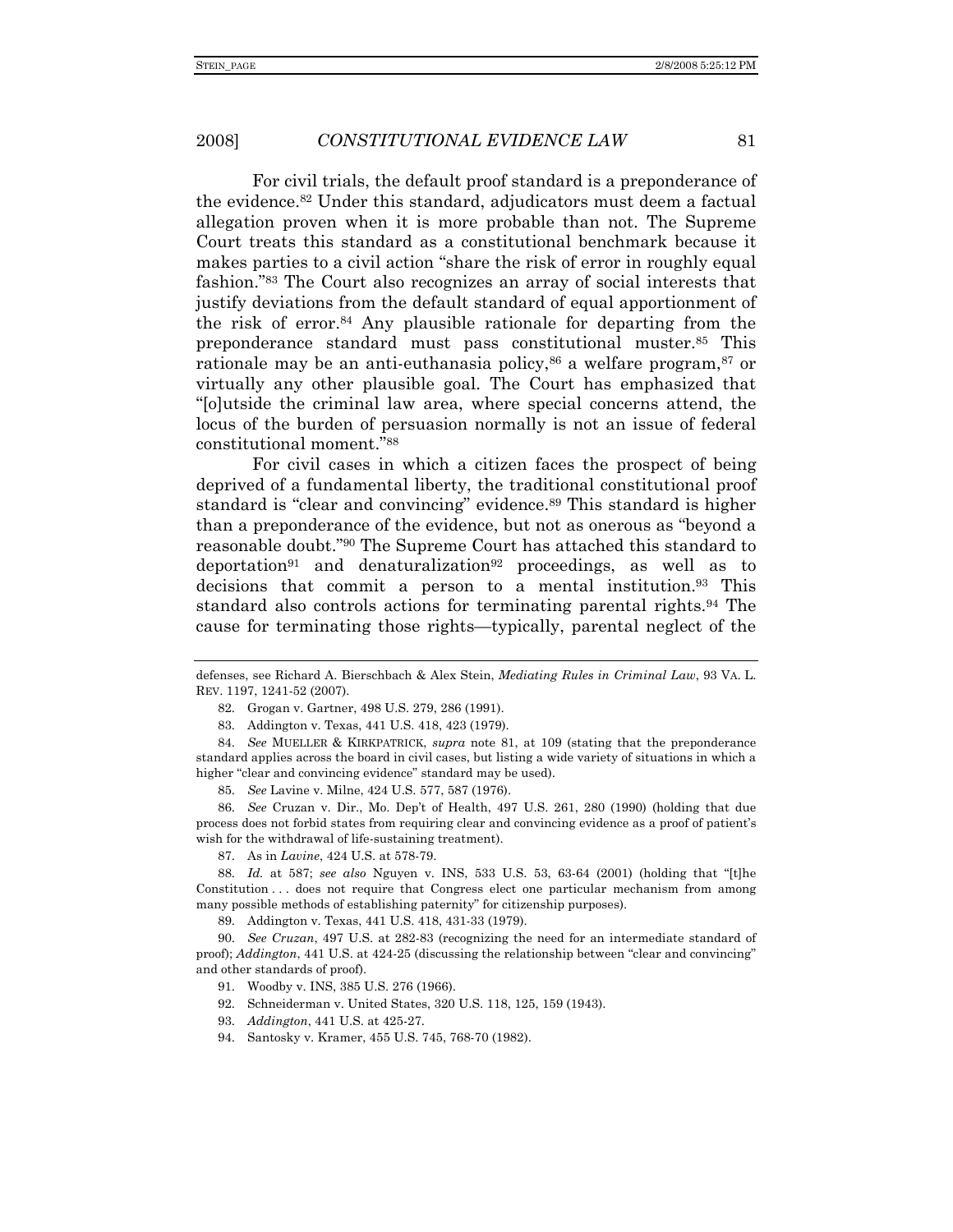For civil trials, the default proof standard is a preponderance of the evidence.[82] Under this standard, adjudicators must deem a factual allegation proven when it is more probable than not. The Supreme Court treats this standard as a constitutional benchmark because it makes parties to a civil action "share the risk of error in roughly equal fashion."[83] The Court also recognizes an array of social interests that justify deviations from the default standard of equal apportionment of the risk of error.[84] Any plausible rationale for departing from the preponderance standard must pass constitutional muster.[85] This rationale may be an anti-euthanasia policy,[86] a welfare program,[87] or virtually any other plausible goal. The Court has emphasized that "[o]utside the criminal law area, where special concerns attend, the locus of the burden of persuasion normally is not an issue of federal constitutional moment."[88]

For civil cases in which a citizen faces the prospect of being deprived of a fundamental liberty, the traditional constitutional proof standard is "clear and convincing" evidence.[89] This standard is higher than a preponderance of the evidence, but not as onerous as "beyond a reasonable doubt."[90] The Supreme Court has attached this standard to deportation[91] and denaturalization[92] proceedings, as well as to decisions that commit a person to a mental institution.[93] This standard also controls actions for terminating parental rights.[94] The cause for terminating those rights—typically, parental neglect of the

---

defenses, see Richard A. Bierschbach & Alex Stein, *Mediating Rules in Criminal Law*, 93 VA. L. REV. 1197, 1241-52 (2007).

82. Grogan v. Gartner, 498 U.S. 279, 286 (1991).

83. Addington v. Texas, 441 U.S. 418, 423 (1979).

84. *See* MUELLER & KIRKPATRICK, *supra* note 81, at 109 (stating that the preponderance standard applies across the board in civil cases, but listing a wide variety of situations in which a higher "clear and convincing evidence" standard may be used).

85. *See* Lavine v. Milne, 424 U.S. 577, 587 (1976).

86. *See* Cruzan v. Dir., Mo. Dep't of Health, 497 U.S. 261, 280 (1990) (holding that due process does not forbid states from requiring clear and convincing evidence as a proof of patient's wish for the withdrawal of life-sustaining treatment).

87. As in *Lavine*, 424 U.S. at 578-79.

88. *Id.* at 587; *see also* Nguyen v. INS, 533 U.S. 53, 63-64 (2001) (holding that "[t]he Constitution . . . does not require that Congress elect one particular mechanism from among many possible methods of establishing paternity" for citizenship purposes).

89. Addington v. Texas, 441 U.S. 418, 431-33 (1979).

90. *See Cruzan*, 497 U.S. at 282-83 (recognizing the need for an intermediate standard of proof); *Addington*, 441 U.S. at 424-25 (discussing the relationship between "clear and convincing" and other standards of proof).

91. Woodby v. INS, 385 U.S. 276 (1966).

92. Schneiderman v. United States, 320 U.S. 118, 125, 159 (1943).

93. *Addington*, 441 U.S. at 425-27.

94. Santosky v. Kramer, 455 U.S. 745, 768-70 (1982).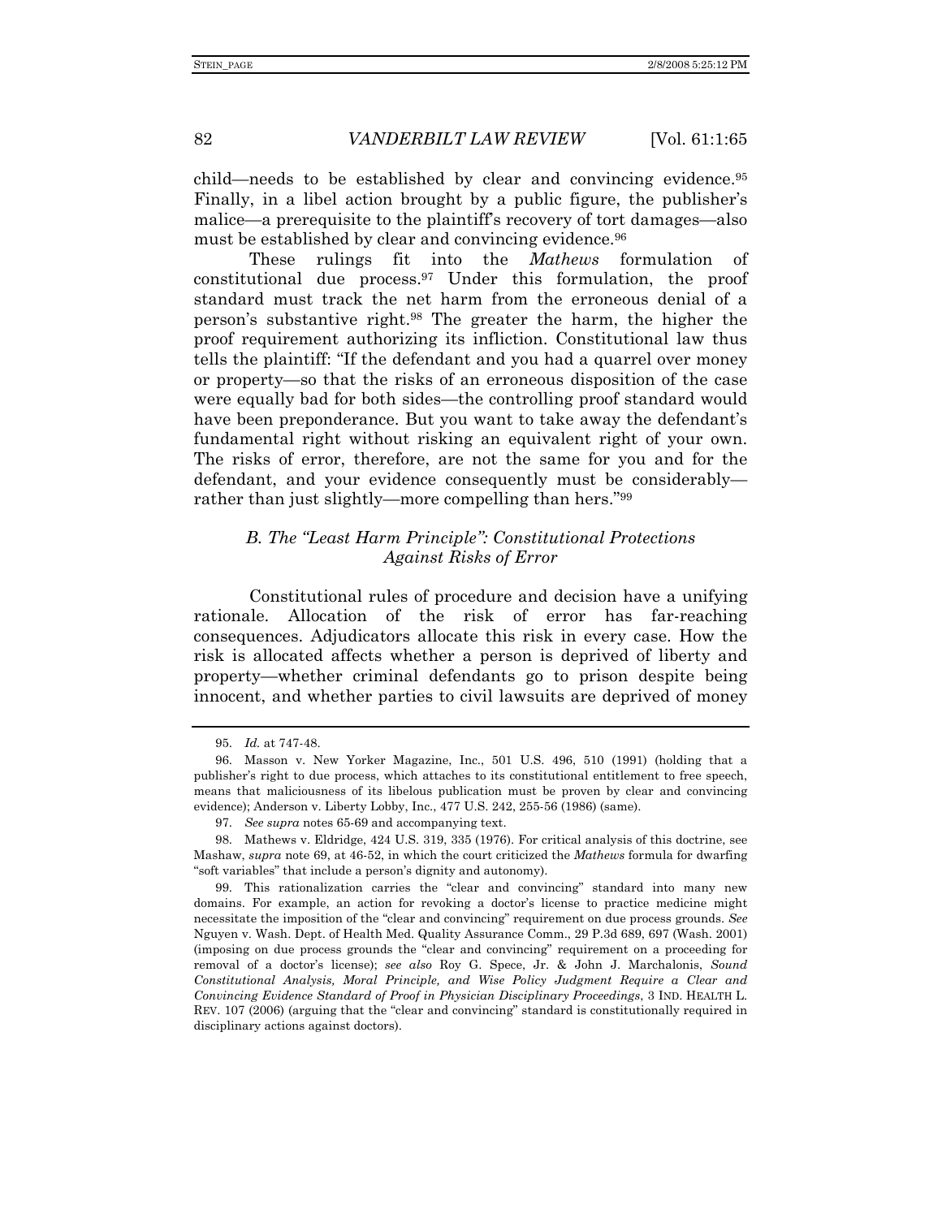child—needs to be established by clear and convincing evidence.[95] Finally, in a libel action brought by a public figure, the publisher's malice—a prerequisite to the plaintiff's recovery of tort damages—also must be established by clear and convincing evidence.[96]

These rulings fit into the *Mathews* formulation of constitutional due process.[97] Under this formulation, the proof standard must track the net harm from the erroneous denial of a person's substantive right.[98] The greater the harm, the higher the proof requirement authorizing its infliction. Constitutional law thus tells the plaintiff: "If the defendant and you had a quarrel over money or property—so that the risks of an erroneous disposition of the case were equally bad for both sides—the controlling proof standard would have been preponderance. But you want to take away the defendant's fundamental right without risking an equivalent right of your own. The risks of error, therefore, are not the same for you and for the defendant, and your evidence consequently must be considerably—rather than just slightly—more compelling than hers."[99]

### *B. The "Least Harm Principle": Constitutional Protections Against Risks of Error*

Constitutional rules of procedure and decision have a unifying rationale. Allocation of the risk of error has far-reaching consequences. Adjudicators allocate this risk in every case. How the risk is allocated affects whether a person is deprived of liberty and property—whether criminal defendants go to prison despite being innocent, and whether parties to civil lawsuits are deprived of money

---

95. *Id.* at 747-48.

96. Masson v. New Yorker Magazine, Inc., 501 U.S. 496, 510 (1991) (holding that a publisher's right to due process, which attaches to its constitutional entitlement to free speech, means that maliciousness of its libelous publication must be proven by clear and convincing evidence); Anderson v. Liberty Lobby, Inc., 477 U.S. 242, 255-56 (1986) (same).

97. *See supra* notes 65-69 and accompanying text.

98. Mathews v. Eldridge, 424 U.S. 319, 335 (1976). For critical analysis of this doctrine, see Mashaw, *supra* note 69, at 46-52, in which the court criticized the *Mathews* formula for dwarfing "soft variables" that include a person's dignity and autonomy).

99. This rationalization carries the "clear and convincing" standard into many new domains. For example, an action for revoking a doctor's license to practice medicine might necessitate the imposition of the "clear and convincing" requirement on due process grounds. *See* Nguyen v. Wash. Dept. of Health Med. Quality Assurance Comm., 29 P.3d 689, 697 (Wash. 2001) (imposing on due process grounds the "clear and convincing" requirement on a proceeding for removal of a doctor's license); *see also* Roy G. Spece, Jr. & John J. Marchalonis, *Sound Constitutional Analysis, Moral Principle, and Wise Policy Judgment Require a Clear and Convincing Evidence Standard of Proof in Physician Disciplinary Proceedings*, 3 IND. HEALTH L. REV. 107 (2006) (arguing that the "clear and convincing" standard is constitutionally required in disciplinary actions against doctors).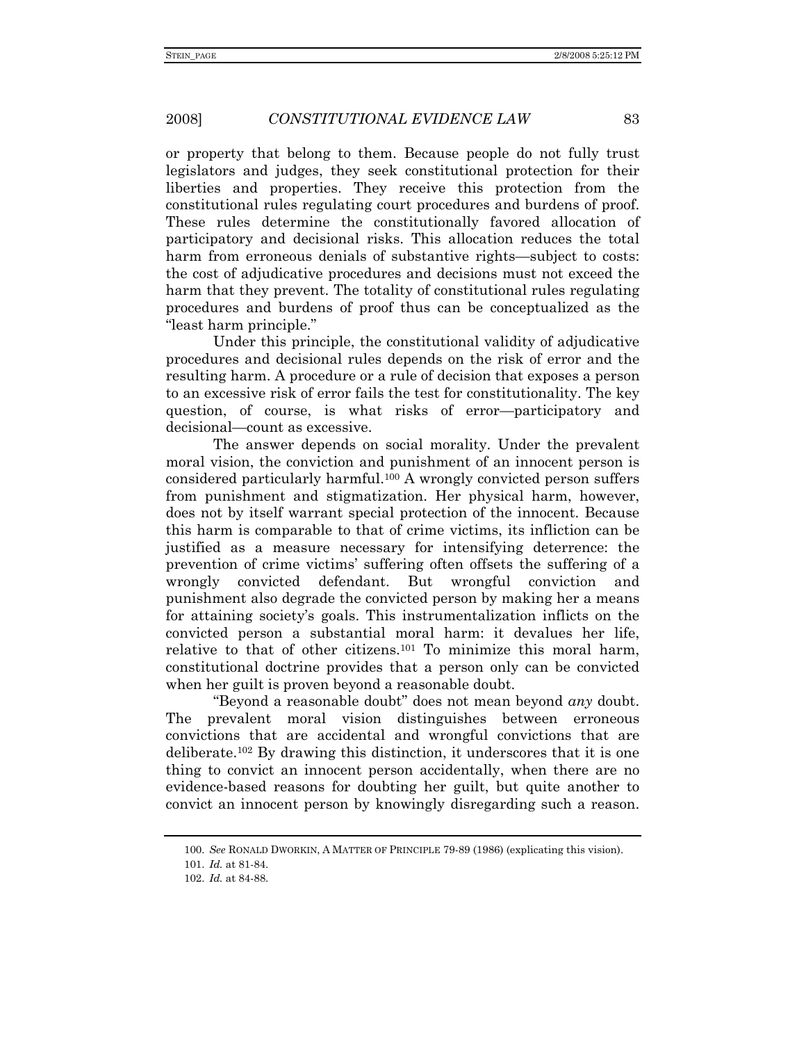or property that belong to them. Because people do not fully trust legislators and judges, they seek constitutional protection for their liberties and properties. They receive this protection from the constitutional rules regulating court procedures and burdens of proof. These rules determine the constitutionally favored allocation of participatory and decisional risks. This allocation reduces the total harm from erroneous denials of substantive rights—subject to costs: the cost of adjudicative procedures and decisions must not exceed the harm that they prevent. The totality of constitutional rules regulating procedures and burdens of proof thus can be conceptualized as the "least harm principle."

Under this principle, the constitutional validity of adjudicative procedures and decisional rules depends on the risk of error and the resulting harm. A procedure or a rule of decision that exposes a person to an excessive risk of error fails the test for constitutionality. The key question, of course, is what risks of error—participatory and decisional—count as excessive.

The answer depends on social morality. Under the prevalent moral vision, the conviction and punishment of an innocent person is considered particularly harmful.[100] A wrongly convicted person suffers from punishment and stigmatization. Her physical harm, however, does not by itself warrant special protection of the innocent. Because this harm is comparable to that of crime victims, its infliction can be justified as a measure necessary for intensifying deterrence: the prevention of crime victims' suffering often offsets the suffering of a wrongly convicted defendant. But wrongful conviction and punishment also degrade the convicted person by making her a means for attaining society's goals. This instrumentalization inflicts on the convicted person a substantial moral harm: it devalues her life, relative to that of other citizens.[101] To minimize this moral harm, constitutional doctrine provides that a person only can be convicted when her guilt is proven beyond a reasonable doubt.

"Beyond a reasonable doubt" does not mean beyond *any* doubt. The prevalent moral vision distinguishes between erroneous convictions that are accidental and wrongful convictions that are deliberate.[102] By drawing this distinction, it underscores that it is one thing to convict an innocent person accidentally, when there are no evidence-based reasons for doubting her guilt, but quite another to convict an innocent person by knowingly disregarding such a reason.

---

100. *See* RONALD DWORKIN, A MATTER OF PRINCIPLE 79-89 (1986) (explicating this vision).

101. *Id.* at 81-84.

102. *Id.* at 84-88.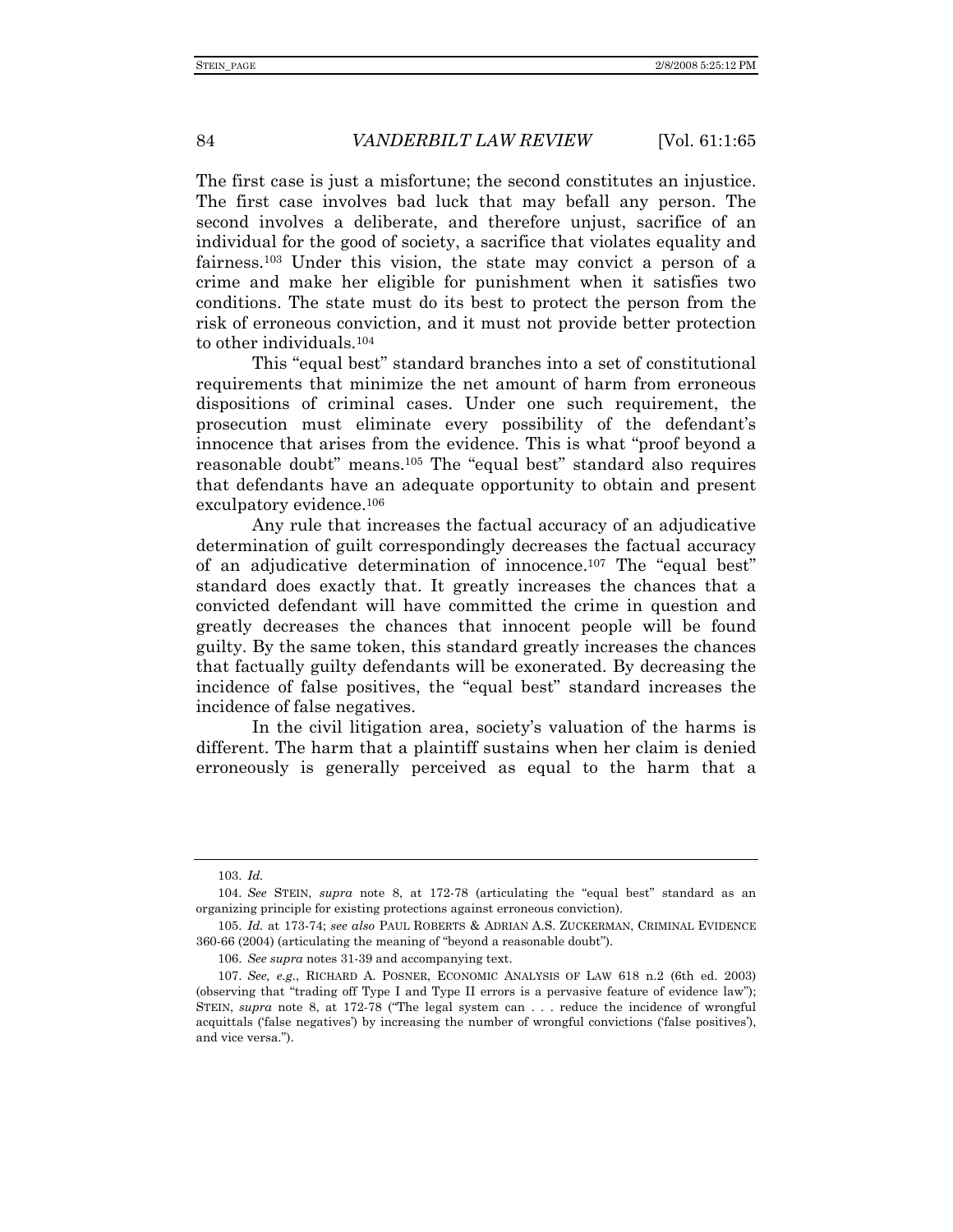The first case is just a misfortune; the second constitutes an injustice. The first case involves bad luck that may befall any person. The second involves a deliberate, and therefore unjust, sacrifice of an individual for the good of society, a sacrifice that violates equality and fairness.[103] Under this vision, the state may convict a person of a crime and make her eligible for punishment when it satisfies two conditions. The state must do its best to protect the person from the risk of erroneous conviction, and it must not provide better protection to other individuals.[104]

This "equal best" standard branches into a set of constitutional requirements that minimize the net amount of harm from erroneous dispositions of criminal cases. Under one such requirement, the prosecution must eliminate every possibility of the defendant's innocence that arises from the evidence. This is what "proof beyond a reasonable doubt" means.[105] The "equal best" standard also requires that defendants have an adequate opportunity to obtain and present exculpatory evidence.[106]

Any rule that increases the factual accuracy of an adjudicative determination of guilt correspondingly decreases the factual accuracy of an adjudicative determination of innocence.[107] The "equal best" standard does exactly that. It greatly increases the chances that a convicted defendant will have committed the crime in question and greatly decreases the chances that innocent people will be found guilty. By the same token, this standard greatly increases the chances that factually guilty defendants will be exonerated. By decreasing the incidence of false positives, the "equal best" standard increases the incidence of false negatives.

In the civil litigation area, society's valuation of the harms is different. The harm that a plaintiff sustains when her claim is denied erroneously is generally perceived as equal to the harm that a

---

103. *Id.*

104. *See* STEIN, *supra* note 8, at 172-78 (articulating the "equal best" standard as an organizing principle for existing protections against erroneous conviction).

105. *Id.* at 173-74; *see also* PAUL ROBERTS & ADRIAN A.S. ZUCKERMAN, CRIMINAL EVIDENCE 360-66 (2004) (articulating the meaning of "beyond a reasonable doubt").

106. *See supra* notes 31-39 and accompanying text.

107. *See, e.g.*, RICHARD A. POSNER, ECONOMIC ANALYSIS OF LAW 618 n.2 (6th ed. 2003) (observing that "trading off Type I and Type II errors is a pervasive feature of evidence law"); STEIN, *supra* note 8, at 172-78 ("The legal system can . . . reduce the incidence of wrongful acquittals ('false negatives') by increasing the number of wrongful convictions ('false positives'), and vice versa.").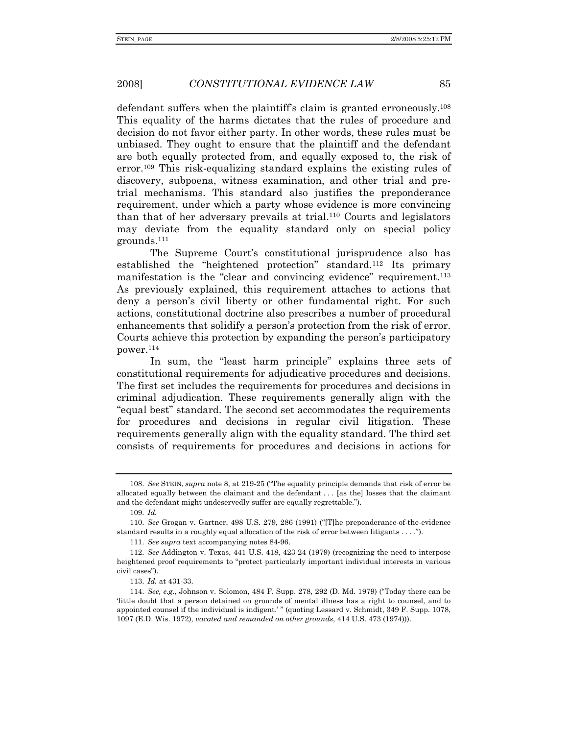defendant suffers when the plaintiff's claim is granted erroneously.[108] This equality of the harms dictates that the rules of procedure and decision do not favor either party. In other words, these rules must be unbiased. They ought to ensure that the plaintiff and the defendant are both equally protected from, and equally exposed to, the risk of error.[109] This risk-equalizing standard explains the existing rules of discovery, subpoena, witness examination, and other trial and pre-trial mechanisms. This standard also justifies the preponderance requirement, under which a party whose evidence is more convincing than that of her adversary prevails at trial.[110] Courts and legislators may deviate from the equality standard only on special policy grounds.[111]

The Supreme Court's constitutional jurisprudence also has established the "heightened protection" standard.[112] Its primary manifestation is the "clear and convincing evidence" requirement.[113] As previously explained, this requirement attaches to actions that deny a person's civil liberty or other fundamental right. For such actions, constitutional doctrine also prescribes a number of procedural enhancements that solidify a person's protection from the risk of error. Courts achieve this protection by expanding the person's participatory power.[114]

In sum, the "least harm principle" explains three sets of constitutional requirements for adjudicative procedures and decisions. The first set includes the requirements for procedures and decisions in criminal adjudication. These requirements generally align with the "equal best" standard. The second set accommodates the requirements for procedures and decisions in regular civil litigation. These requirements generally align with the equality standard. The third set consists of requirements for procedures and decisions in actions for

---

108. *See* STEIN, *supra* note 8, at 219-25 ("The equality principle demands that risk of error be allocated equally between the claimant and the defendant . . . [as the] losses that the claimant and the defendant might undeservedly suffer are equally regrettable.").

109. *Id.*

110. *See* Grogan v. Gartner, 498 U.S. 279, 286 (1991) ("[T]he preponderance-of-the-evidence standard results in a roughly equal allocation of the risk of error between litigants . . . .").

111. *See supra* text accompanying notes 84-96.

112. *See* Addington v. Texas, 441 U.S. 418, 423-24 (1979) (recognizing the need to interpose heightened proof requirements to "protect particularly important individual interests in various civil cases").

113. *Id.* at 431-33.

114. *See, e.g.*, Johnson v. Solomon, 484 F. Supp. 278, 292 (D. Md. 1979) ("Today there can be 'little doubt that a person detained on grounds of mental illness has a right to counsel, and to appointed counsel if the individual is indigent.' " (quoting Lessard v. Schmidt, 349 F. Supp. 1078, 1097 (E.D. Wis. 1972), *vacated and remanded on other grounds*, 414 U.S. 473 (1974))).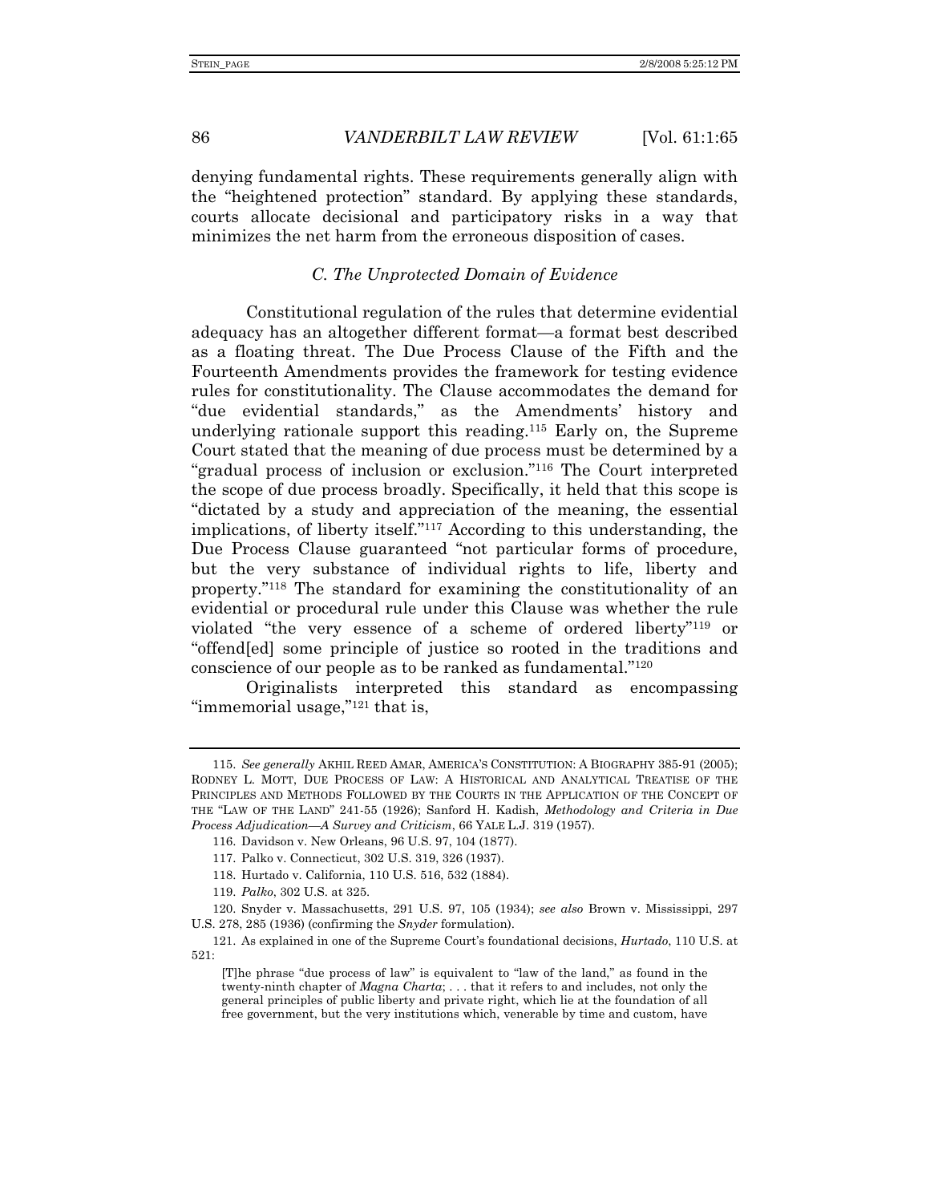denying fundamental rights. These requirements generally align with the "heightened protection" standard. By applying these standards, courts allocate decisional and participatory risks in a way that minimizes the net harm from the erroneous disposition of cases.

### *C. The Unprotected Domain of Evidence*

Constitutional regulation of the rules that determine evidential adequacy has an altogether different format—a format best described as a floating threat. The Due Process Clause of the Fifth and the Fourteenth Amendments provides the framework for testing evidence rules for constitutionality. The Clause accommodates the demand for "due evidential standards," as the Amendments' history and underlying rationale support this reading.[115] Early on, the Supreme Court stated that the meaning of due process must be determined by a "gradual process of inclusion or exclusion."[116] The Court interpreted the scope of due process broadly. Specifically, it held that this scope is "dictated by a study and appreciation of the meaning, the essential implications, of liberty itself."[117] According to this understanding, the Due Process Clause guaranteed "not particular forms of procedure, but the very substance of individual rights to life, liberty and property."[118] The standard for examining the constitutionality of an evidential or procedural rule under this Clause was whether the rule violated "the very essence of a scheme of ordered liberty"[119] or "offend[ed] some principle of justice so rooted in the traditions and conscience of our people as to be ranked as fundamental."[120]

Originalists interpreted this standard as encompassing "immemorial usage,"[121] that is,

---

115. *See generally* AKHIL REED AMAR, AMERICA'S CONSTITUTION: A BIOGRAPHY 385-91 (2005); RODNEY L. MOTT, DUE PROCESS OF LAW: A HISTORICAL AND ANALYTICAL TREATISE OF THE PRINCIPLES AND METHODS FOLLOWED BY THE COURTS IN THE APPLICATION OF THE CONCEPT OF THE "LAW OF THE LAND" 241-55 (1926); Sanford H. Kadish, *Methodology and Criteria in Due Process Adjudication—A Survey and Criticism*, 66 YALE L.J. 319 (1957).

116. Davidson v. New Orleans, 96 U.S. 97, 104 (1877).

117. Palko v. Connecticut, 302 U.S. 319, 326 (1937).

118. Hurtado v. California, 110 U.S. 516, 532 (1884).

119. *Palko*, 302 U.S. at 325.

120. Snyder v. Massachusetts, 291 U.S. 97, 105 (1934); *see also* Brown v. Mississippi, 297 U.S. 278, 285 (1936) (confirming the *Snyder* formulation).

121. As explained in one of the Supreme Court's foundational decisions, *Hurtado*, 110 U.S. at 521:

> [T]he phrase "due process of law" is equivalent to "law of the land," as found in the twenty-ninth chapter of *Magna Charta*; . . . that it refers to and includes, not only the general principles of public liberty and private right, which lie at the foundation of all free government, but the very institutions which, venerable by time and custom, have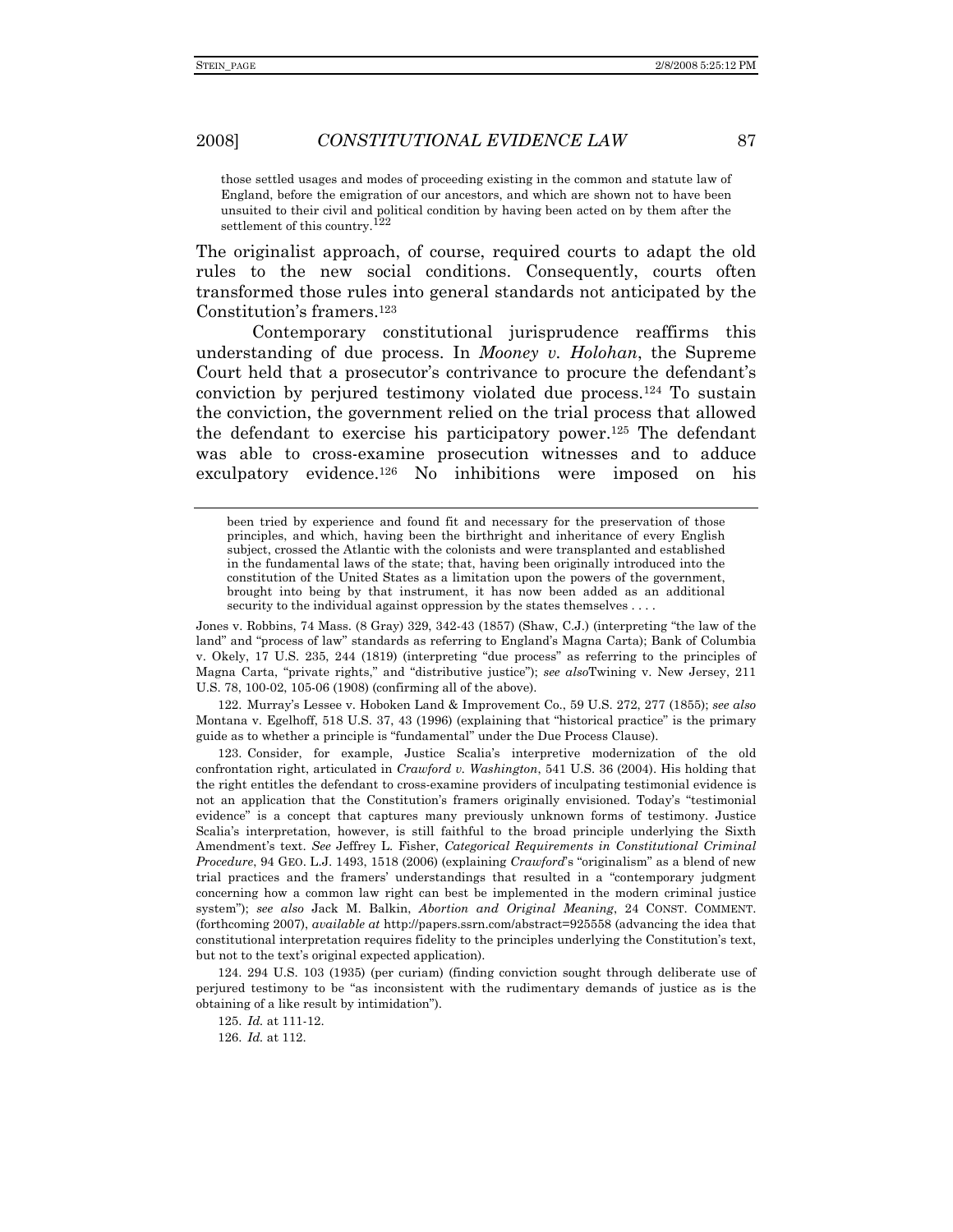those settled usages and modes of proceeding existing in the common and statute law of England, before the emigration of our ancestors, and which are shown not to have been unsuited to their civil and political condition by having been acted on by them after the settlement of this country.[122]

The originalist approach, of course, required courts to adapt the old rules to the new social conditions. Consequently, courts often transformed those rules into general standards not anticipated by the Constitution's framers.[123]

Contemporary constitutional jurisprudence reaffirms this understanding of due process. In *Mooney v. Holohan*, the Supreme Court held that a prosecutor's contrivance to procure the defendant's conviction by perjured testimony violated due process.[124] To sustain the conviction, the government relied on the trial process that allowed the defendant to exercise his participatory power.[125] The defendant was able to cross-examine prosecution witnesses and to adduce exculpatory evidence.[126] No inhibitions were imposed on his

---

been tried by experience and found fit and necessary for the preservation of those principles, and which, having been the birthright and inheritance of every English subject, crossed the Atlantic with the colonists and were transplanted and established in the fundamental laws of the state; that, having been originally introduced into the constitution of the United States as a limitation upon the powers of the government, brought into being by that instrument, it has now been added as an additional security to the individual against oppression by the states themselves . . . .

Jones v. Robbins, 74 Mass. (8 Gray) 329, 342-43 (1857) (Shaw, C.J.) (interpreting "the law of the land" and "process of law" standards as referring to England's Magna Carta); Bank of Columbia v. Okely, 17 U.S. 235, 244 (1819) (interpreting "due process" as referring to the principles of Magna Carta, "private rights," and "distributive justice"); *see also*Twining v. New Jersey, 211 U.S. 78, 100-02, 105-06 (1908) (confirming all of the above).

122. Murray's Lessee v. Hoboken Land & Improvement Co., 59 U.S. 272, 277 (1855); *see also* Montana v. Egelhoff, 518 U.S. 37, 43 (1996) (explaining that "historical practice" is the primary guide as to whether a principle is "fundamental" under the Due Process Clause).

123. Consider, for example, Justice Scalia's interpretive modernization of the old confrontation right, articulated in *Crawford v. Washington*, 541 U.S. 36 (2004). His holding that the right entitles the defendant to cross-examine providers of inculpating testimonial evidence is not an application that the Constitution's framers originally envisioned. Today's "testimonial evidence" is a concept that captures many previously unknown forms of testimony. Justice Scalia's interpretation, however, is still faithful to the broad principle underlying the Sixth Amendment's text. *See* Jeffrey L. Fisher, *Categorical Requirements in Constitutional Criminal Procedure*, 94 GEO. L.J. 1493, 1518 (2006) (explaining *Crawford*'s "originalism" as a blend of new trial practices and the framers' understandings that resulted in a "contemporary judgment concerning how a common law right can best be implemented in the modern criminal justice system"); *see also* Jack M. Balkin, *Abortion and Original Meaning*, 24 CONST. COMMENT. (forthcoming 2007), *available at* http://papers.ssrn.com/abstract=925558 (advancing the idea that constitutional interpretation requires fidelity to the principles underlying the Constitution's text, but not to the text's original expected application).

124. 294 U.S. 103 (1935) (per curiam) (finding conviction sought through deliberate use of perjured testimony to be "as inconsistent with the rudimentary demands of justice as is the obtaining of a like result by intimidation").

125. *Id.* at 111-12.

126. *Id.* at 112.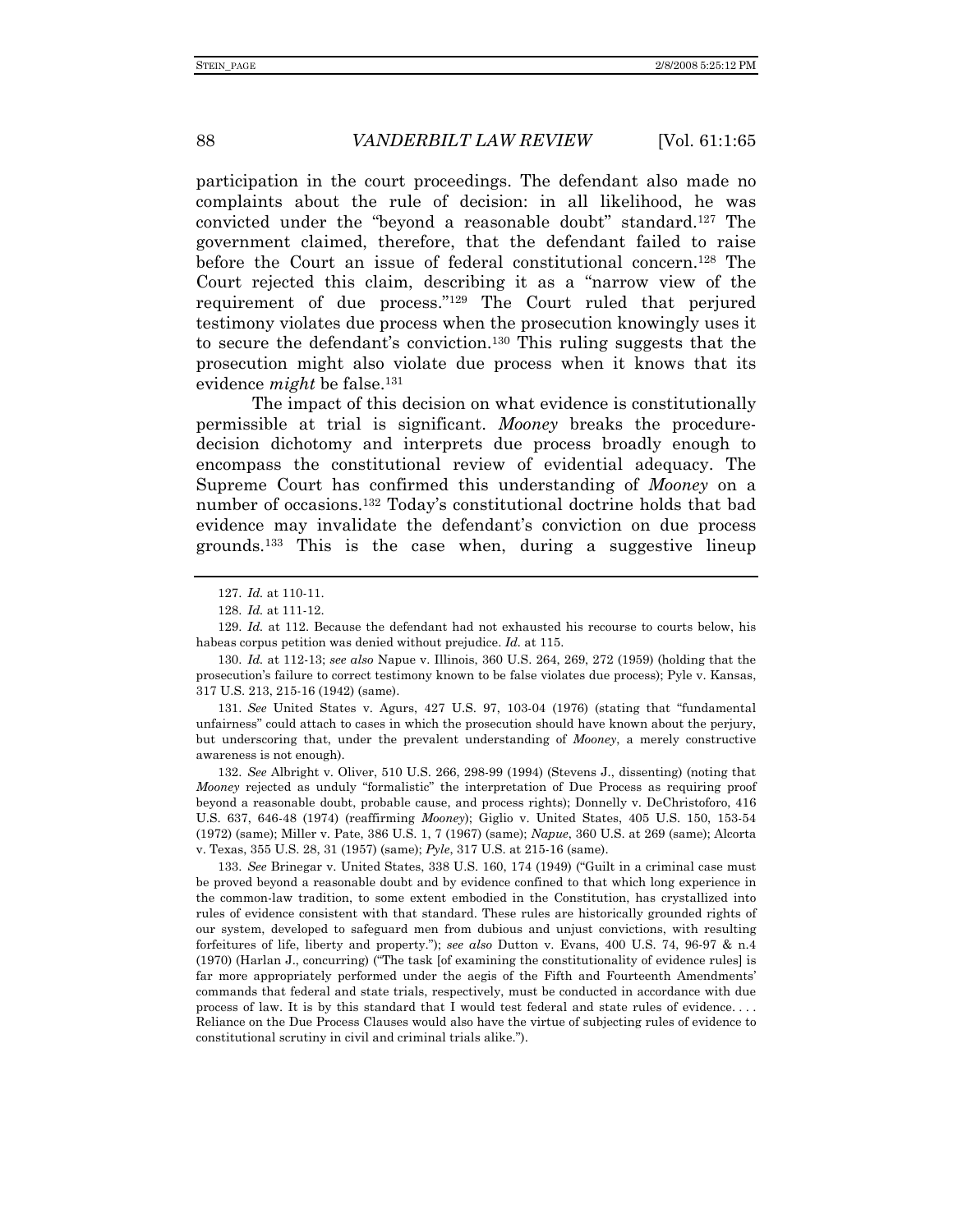participation in the court proceedings. The defendant also made no complaints about the rule of decision: in all likelihood, he was convicted under the "beyond a reasonable doubt" standard.[127] The government claimed, therefore, that the defendant failed to raise before the Court an issue of federal constitutional concern.[128] The Court rejected this claim, describing it as a "narrow view of the requirement of due process."[129] The Court ruled that perjured testimony violates due process when the prosecution knowingly uses it to secure the defendant's conviction.[130] This ruling suggests that the prosecution might also violate due process when it knows that its evidence *might* be false.[131]

The impact of this decision on what evidence is constitutionally permissible at trial is significant. *Mooney* breaks the procedure-decision dichotomy and interprets due process broadly enough to encompass the constitutional review of evidential adequacy. The Supreme Court has confirmed this understanding of *Mooney* on a number of occasions.[132] Today's constitutional doctrine holds that bad evidence may invalidate the defendant's conviction on due process grounds.[133] This is the case when, during a suggestive lineup

---

127. *Id.* at 110-11.

128. *Id.* at 111-12.

129. *Id.* at 112. Because the defendant had not exhausted his recourse to courts below, his habeas corpus petition was denied without prejudice. *Id.* at 115.

130. *Id.* at 112-13; *see also* Napue v. Illinois, 360 U.S. 264, 269, 272 (1959) (holding that the prosecution's failure to correct testimony known to be false violates due process); Pyle v. Kansas, 317 U.S. 213, 215-16 (1942) (same).

131. *See* United States v. Agurs, 427 U.S. 97, 103-04 (1976) (stating that "fundamental unfairness" could attach to cases in which the prosecution should have known about the perjury, but underscoring that, under the prevalent understanding of *Mooney*, a merely constructive awareness is not enough).

132. *See* Albright v. Oliver, 510 U.S. 266, 298-99 (1994) (Stevens J., dissenting) (noting that *Mooney* rejected as unduly "formalistic" the interpretation of Due Process as requiring proof beyond a reasonable doubt, probable cause, and process rights); Donnelly v. DeChristoforo, 416 U.S. 637, 646-48 (1974) (reaffirming *Mooney*); Giglio v. United States, 405 U.S. 150, 153-54 (1972) (same); Miller v. Pate, 386 U.S. 1, 7 (1967) (same); *Napue*, 360 U.S. at 269 (same); Alcorta v. Texas, 355 U.S. 28, 31 (1957) (same); *Pyle*, 317 U.S. at 215-16 (same).

133. *See* Brinegar v. United States, 338 U.S. 160, 174 (1949) ("Guilt in a criminal case must be proved beyond a reasonable doubt and by evidence confined to that which long experience in the common-law tradition, to some extent embodied in the Constitution, has crystallized into rules of evidence consistent with that standard. These rules are historically grounded rights of our system, developed to safeguard men from dubious and unjust convictions, with resulting forfeitures of life, liberty and property."); *see also* Dutton v. Evans, 400 U.S. 74, 96-97 & n.4 (1970) (Harlan J., concurring) ("The task [of examining the constitutionality of evidence rules] is far more appropriately performed under the aegis of the Fifth and Fourteenth Amendments' commands that federal and state trials, respectively, must be conducted in accordance with due process of law. It is by this standard that I would test federal and state rules of evidence. . . . Reliance on the Due Process Clauses would also have the virtue of subjecting rules of evidence to constitutional scrutiny in civil and criminal trials alike.").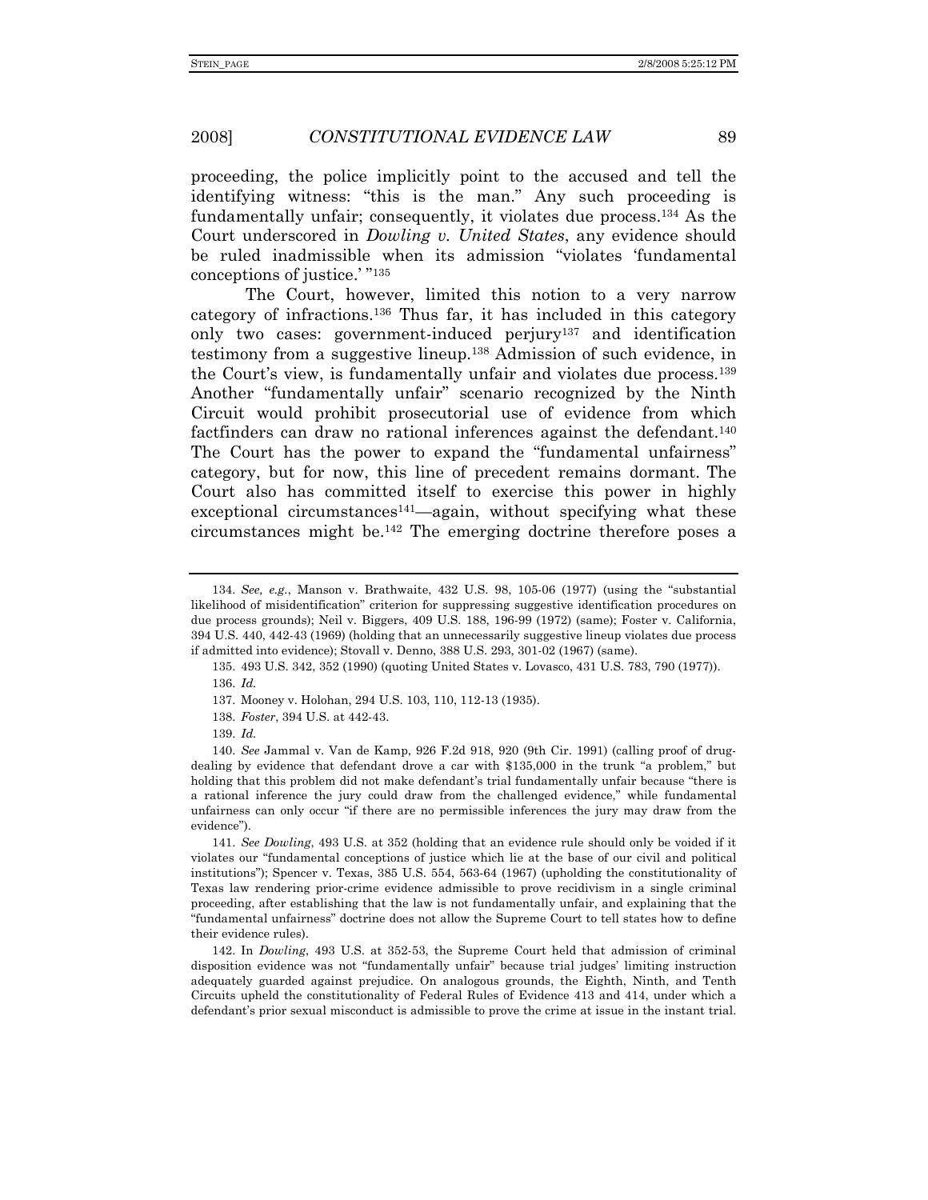proceeding, the police implicitly point to the accused and tell the identifying witness: "this is the man." Any such proceeding is fundamentally unfair; consequently, it violates due process.[134] As the Court underscored in *Dowling v. United States*, any evidence should be ruled inadmissible when its admission "violates 'fundamental conceptions of justice.' "[135]

The Court, however, limited this notion to a very narrow category of infractions.[136] Thus far, it has included in this category only two cases: government-induced perjury[137] and identification testimony from a suggestive lineup.[138] Admission of such evidence, in the Court's view, is fundamentally unfair and violates due process.[139] Another "fundamentally unfair" scenario recognized by the Ninth Circuit would prohibit prosecutorial use of evidence from which factfinders can draw no rational inferences against the defendant.[140] The Court has the power to expand the "fundamental unfairness" category, but for now, this line of precedent remains dormant. The Court also has committed itself to exercise this power in highly exceptional circumstances[141]—again, without specifying what these circumstances might be.[142] The emerging doctrine therefore poses a

---

134. *See, e.g.*, Manson v. Brathwaite, 432 U.S. 98, 105-06 (1977) (using the "substantial likelihood of misidentification" criterion for suppressing suggestive identification procedures on due process grounds); Neil v. Biggers, 409 U.S. 188, 196-99 (1972) (same); Foster v. California, 394 U.S. 440, 442-43 (1969) (holding that an unnecessarily suggestive lineup violates due process if admitted into evidence); Stovall v. Denno, 388 U.S. 293, 301-02 (1967) (same).

135. 493 U.S. 342, 352 (1990) (quoting United States v. Lovasco, 431 U.S. 783, 790 (1977)).

136. *Id.*

137. Mooney v. Holohan, 294 U.S. 103, 110, 112-13 (1935).

138. *Foster*, 394 U.S. at 442-43.

139. *Id.*

140. *See* Jammal v. Van de Kamp, 926 F.2d 918, 920 (9th Cir. 1991) (calling proof of drug-dealing by evidence that defendant drove a car with $135,000 in the trunk "a problem," but holding that this problem did not make defendant's trial fundamentally unfair because "there is a rational inference the jury could draw from the challenged evidence," while fundamental unfairness can only occur "if there are no permissible inferences the jury may draw from the evidence").

141. *See Dowling*, 493 U.S. at 352 (holding that an evidence rule should only be voided if it violates our "fundamental conceptions of justice which lie at the base of our civil and political institutions"); Spencer v. Texas, 385 U.S. 554, 563-64 (1967) (upholding the constitutionality of Texas law rendering prior-crime evidence admissible to prove recidivism in a single criminal proceeding, after establishing that the law is not fundamentally unfair, and explaining that the "fundamental unfairness" doctrine does not allow the Supreme Court to tell states how to define their evidence rules).

142. In *Dowling*, 493 U.S. at 352-53, the Supreme Court held that admission of criminal disposition evidence was not "fundamentally unfair" because trial judges' limiting instruction adequately guarded against prejudice. On analogous grounds, the Eighth, Ninth, and Tenth Circuits upheld the constitutionality of Federal Rules of Evidence 413 and 414, under which a defendant's prior sexual misconduct is admissible to prove the crime at issue in the instant trial.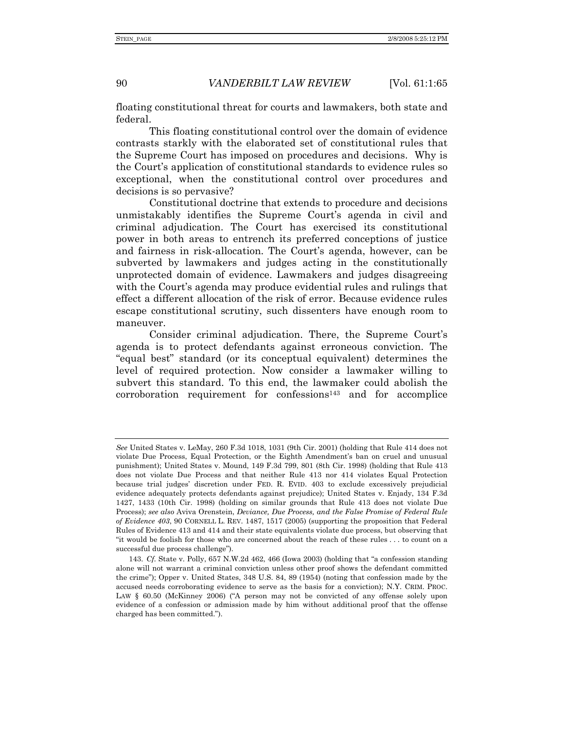floating constitutional threat for courts and lawmakers, both state and federal.

This floating constitutional control over the domain of evidence contrasts starkly with the elaborated set of constitutional rules that the Supreme Court has imposed on procedures and decisions. Why is the Court's application of constitutional standards to evidence rules so exceptional, when the constitutional control over procedures and decisions is so pervasive?

Constitutional doctrine that extends to procedure and decisions unmistakably identifies the Supreme Court's agenda in civil and criminal adjudication. The Court has exercised its constitutional power in both areas to entrench its preferred conceptions of justice and fairness in risk-allocation. The Court's agenda, however, can be subverted by lawmakers and judges acting in the constitutionally unprotected domain of evidence. Lawmakers and judges disagreeing with the Court's agenda may produce evidential rules and rulings that effect a different allocation of the risk of error. Because evidence rules escape constitutional scrutiny, such dissenters have enough room to maneuver.

Consider criminal adjudication. There, the Supreme Court's agenda is to protect defendants against erroneous conviction. The "equal best" standard (or its conceptual equivalent) determines the level of required protection. Now consider a lawmaker willing to subvert this standard. To this end, the lawmaker could abolish the corroboration requirement for confessions[143] and for accomplice

---

*See* United States v. LeMay, 260 F.3d 1018, 1031 (9th Cir. 2001) (holding that Rule 414 does not violate Due Process, Equal Protection, or the Eighth Amendment's ban on cruel and unusual punishment); United States v. Mound, 149 F.3d 799, 801 (8th Cir. 1998) (holding that Rule 413 does not violate Due Process and that neither Rule 413 nor 414 violates Equal Protection because trial judges' discretion under FED. R. EVID. 403 to exclude excessively prejudicial evidence adequately protects defendants against prejudice); United States v. Enjady, 134 F.3d 1427, 1433 (10th Cir. 1998) (holding on similar grounds that Rule 413 does not violate Due Process); *see also* Aviva Orenstein, *Deviance, Due Process, and the False Promise of Federal Rule of Evidence 403*, 90 CORNELL L. REV. 1487, 1517 (2005) (supporting the proposition that Federal Rules of Evidence 413 and 414 and their state equivalents violate due process, but observing that "it would be foolish for those who are concerned about the reach of these rules . . . to count on a successful due process challenge").

143. *Cf.* State v. Polly, 657 N.W.2d 462, 466 (Iowa 2003) (holding that "a confession standing alone will not warrant a criminal conviction unless other proof shows the defendant committed the crime"); Opper v. United States, 348 U.S. 84, 89 (1954) (noting that confession made by the accused needs corroborating evidence to serve as the basis for a conviction); N.Y. CRIM. PROC. LAW § 60.50 (McKinney 2006) ("A person may not be convicted of any offense solely upon evidence of a confession or admission made by him without additional proof that the offense charged has been committed.").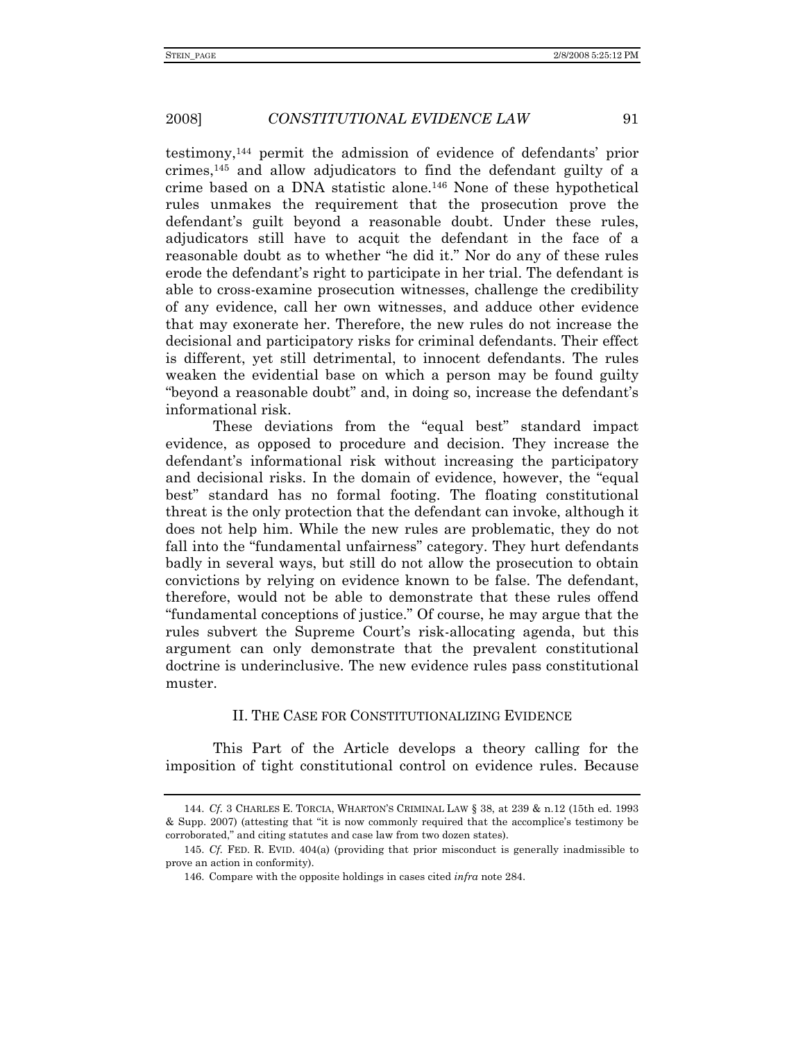testimony,[144] permit the admission of evidence of defendants' prior crimes,[145] and allow adjudicators to find the defendant guilty of a crime based on a DNA statistic alone.[146] None of these hypothetical rules unmakes the requirement that the prosecution prove the defendant's guilt beyond a reasonable doubt. Under these rules, adjudicators still have to acquit the defendant in the face of a reasonable doubt as to whether "he did it." Nor do any of these rules erode the defendant's right to participate in her trial. The defendant is able to cross-examine prosecution witnesses, challenge the credibility of any evidence, call her own witnesses, and adduce other evidence that may exonerate her. Therefore, the new rules do not increase the decisional and participatory risks for criminal defendants. Their effect is different, yet still detrimental, to innocent defendants. The rules weaken the evidential base on which a person may be found guilty "beyond a reasonable doubt" and, in doing so, increase the defendant's informational risk.

These deviations from the "equal best" standard impact evidence, as opposed to procedure and decision. They increase the defendant's informational risk without increasing the participatory and decisional risks. In the domain of evidence, however, the "equal best" standard has no formal footing. The floating constitutional threat is the only protection that the defendant can invoke, although it does not help him. While the new rules are problematic, they do not fall into the "fundamental unfairness" category. They hurt defendants badly in several ways, but still do not allow the prosecution to obtain convictions by relying on evidence known to be false. The defendant, therefore, would not be able to demonstrate that these rules offend "fundamental conceptions of justice." Of course, he may argue that the rules subvert the Supreme Court's risk-allocating agenda, but this argument can only demonstrate that the prevalent constitutional doctrine is underinclusive. The new evidence rules pass constitutional muster.

## II. THE CASE FOR CONSTITUTIONALIZING EVIDENCE

This Part of the Article develops a theory calling for the imposition of tight constitutional control on evidence rules. Because

---

144. *Cf.* 3 CHARLES E. TORCIA, WHARTON'S CRIMINAL LAW § 38, at 239 & n.12 (15th ed. 1993 & Supp. 2007) (attesting that "it is now commonly required that the accomplice's testimony be corroborated," and citing statutes and case law from two dozen states).

145. *Cf.* FED. R. EVID. 404(a) (providing that prior misconduct is generally inadmissible to prove an action in conformity).

146. Compare with the opposite holdings in cases cited *infra* note 284.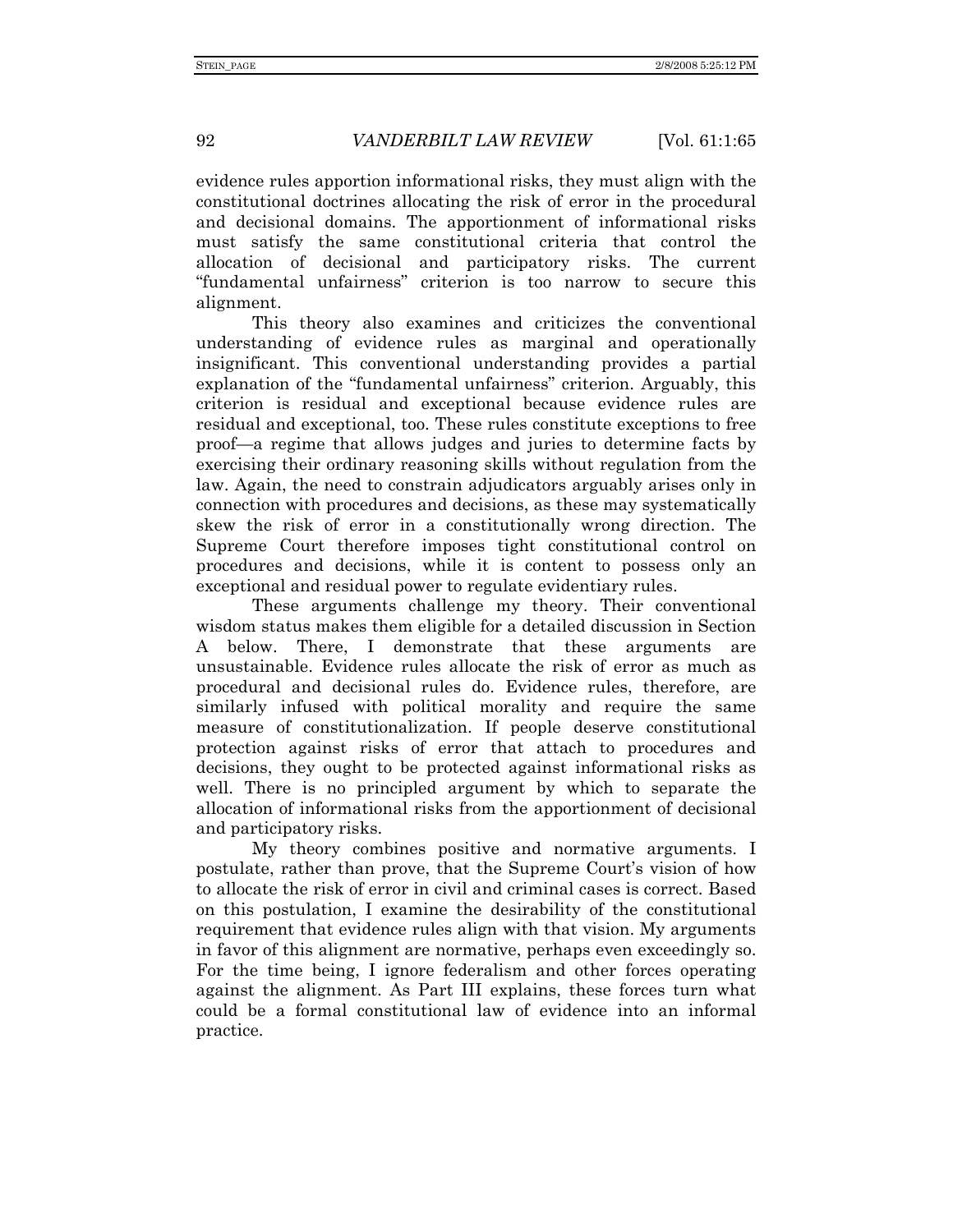evidence rules apportion informational risks, they must align with the constitutional doctrines allocating the risk of error in the procedural and decisional domains. The apportionment of informational risks must satisfy the same constitutional criteria that control the allocation of decisional and participatory risks. The current "fundamental unfairness" criterion is too narrow to secure this alignment.

This theory also examines and criticizes the conventional understanding of evidence rules as marginal and operationally insignificant. This conventional understanding provides a partial explanation of the "fundamental unfairness" criterion. Arguably, this criterion is residual and exceptional because evidence rules are residual and exceptional, too. These rules constitute exceptions to free proof—a regime that allows judges and juries to determine facts by exercising their ordinary reasoning skills without regulation from the law. Again, the need to constrain adjudicators arguably arises only in connection with procedures and decisions, as these may systematically skew the risk of error in a constitutionally wrong direction. The Supreme Court therefore imposes tight constitutional control on procedures and decisions, while it is content to possess only an exceptional and residual power to regulate evidentiary rules.

These arguments challenge my theory. Their conventional wisdom status makes them eligible for a detailed discussion in Section A below. There, I demonstrate that these arguments are unsustainable. Evidence rules allocate the risk of error as much as procedural and decisional rules do. Evidence rules, therefore, are similarly infused with political morality and require the same measure of constitutionalization. If people deserve constitutional protection against risks of error that attach to procedures and decisions, they ought to be protected against informational risks as well. There is no principled argument by which to separate the allocation of informational risks from the apportionment of decisional and participatory risks.

My theory combines positive and normative arguments. I postulate, rather than prove, that the Supreme Court's vision of how to allocate the risk of error in civil and criminal cases is correct. Based on this postulation, I examine the desirability of the constitutional requirement that evidence rules align with that vision. My arguments in favor of this alignment are normative, perhaps even exceedingly so. For the time being, I ignore federalism and other forces operating against the alignment. As Part III explains, these forces turn what could be a formal constitutional law of evidence into an informal practice.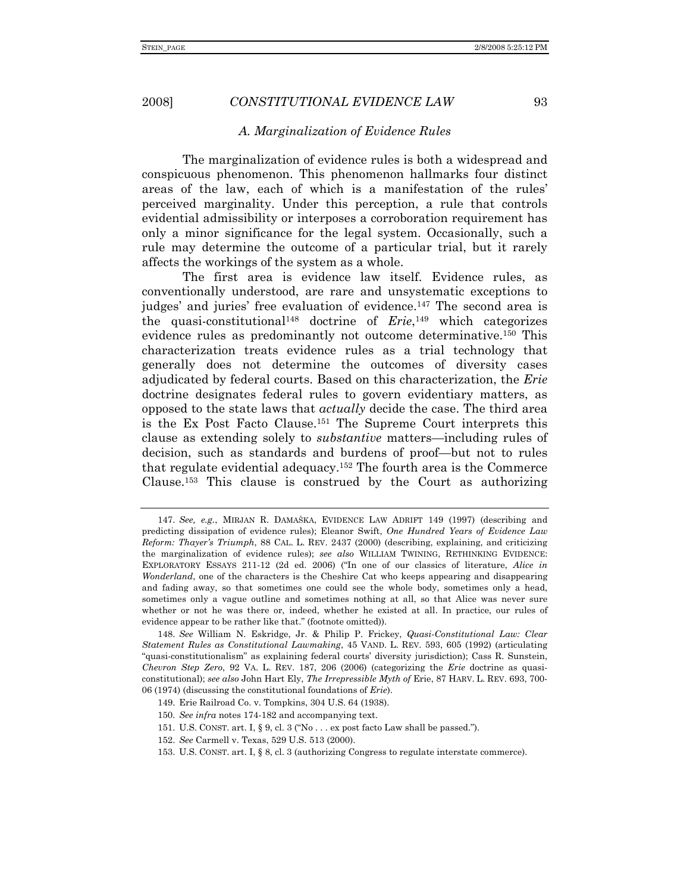### *A. Marginalization of Evidence Rules*

The marginalization of evidence rules is both a widespread and conspicuous phenomenon. This phenomenon hallmarks four distinct areas of the law, each of which is a manifestation of the rules' perceived marginality. Under this perception, a rule that controls evidential admissibility or interposes a corroboration requirement has only a minor significance for the legal system. Occasionally, such a rule may determine the outcome of a particular trial, but it rarely affects the workings of the system as a whole.

The first area is evidence law itself. Evidence rules, as conventionally understood, are rare and unsystematic exceptions to judges' and juries' free evaluation of evidence.[147] The second area is the quasi-constitutional[148] doctrine of *Erie*,[149] which categorizes evidence rules as predominantly not outcome determinative.[150] This characterization treats evidence rules as a trial technology that generally does not determine the outcomes of diversity cases adjudicated by federal courts. Based on this characterization, the *Erie* doctrine designates federal rules to govern evidentiary matters, as opposed to the state laws that *actually* decide the case. The third area is the Ex Post Facto Clause.[151] The Supreme Court interprets this clause as extending solely to *substantive* matters—including rules of decision, such as standards and burdens of proof—but not to rules that regulate evidential adequacy.[152] The fourth area is the Commerce Clause.[153] This clause is construed by the Court as authorizing

---

147. *See, e.g.*, MIRJAN R. DAMAŠKA, EVIDENCE LAW ADRIFT 149 (1997) (describing and predicting dissipation of evidence rules); Eleanor Swift, *One Hundred Years of Evidence Law Reform: Thayer's Triumph*, 88 CAL. L. REV. 2437 (2000) (describing, explaining, and criticizing the marginalization of evidence rules); *see also* WILLIAM TWINING, RETHINKING EVIDENCE: EXPLORATORY ESSAYS 211-12 (2d ed. 2006) ("In one of our classics of literature, *Alice in Wonderland*, one of the characters is the Cheshire Cat who keeps appearing and disappearing and fading away, so that sometimes one could see the whole body, sometimes only a head, sometimes only a vague outline and sometimes nothing at all, so that Alice was never sure whether or not he was there or, indeed, whether he existed at all. In practice, our rules of evidence appear to be rather like that." (footnote omitted)).

148. *See* William N. Eskridge, Jr. & Philip P. Frickey, *Quasi-Constitutional Law: Clear Statement Rules as Constitutional Lawmaking*, 45 VAND. L. REV. 593, 605 (1992) (articulating "quasi-constitutionalism" as explaining federal courts' diversity jurisdiction); Cass R. Sunstein, *Chevron Step Zero*, 92 VA. L. REV. 187, 206 (2006) (categorizing the *Erie* doctrine as quasi-constitutional); *see also* John Hart Ely, *The Irrepressible Myth of* Erie, 87 HARV. L. REV. 693, 700-06 (1974) (discussing the constitutional foundations of *Erie*).

149. Erie Railroad Co. v. Tompkins, 304 U.S. 64 (1938).

150. *See infra* notes 174-182 and accompanying text.

151. U.S. CONST. art. I, § 9, cl. 3 ("No . . . ex post facto Law shall be passed.").

152. *See* Carmell v. Texas, 529 U.S. 513 (2000).

153. U.S. CONST. art. I, § 8, cl. 3 (authorizing Congress to regulate interstate commerce).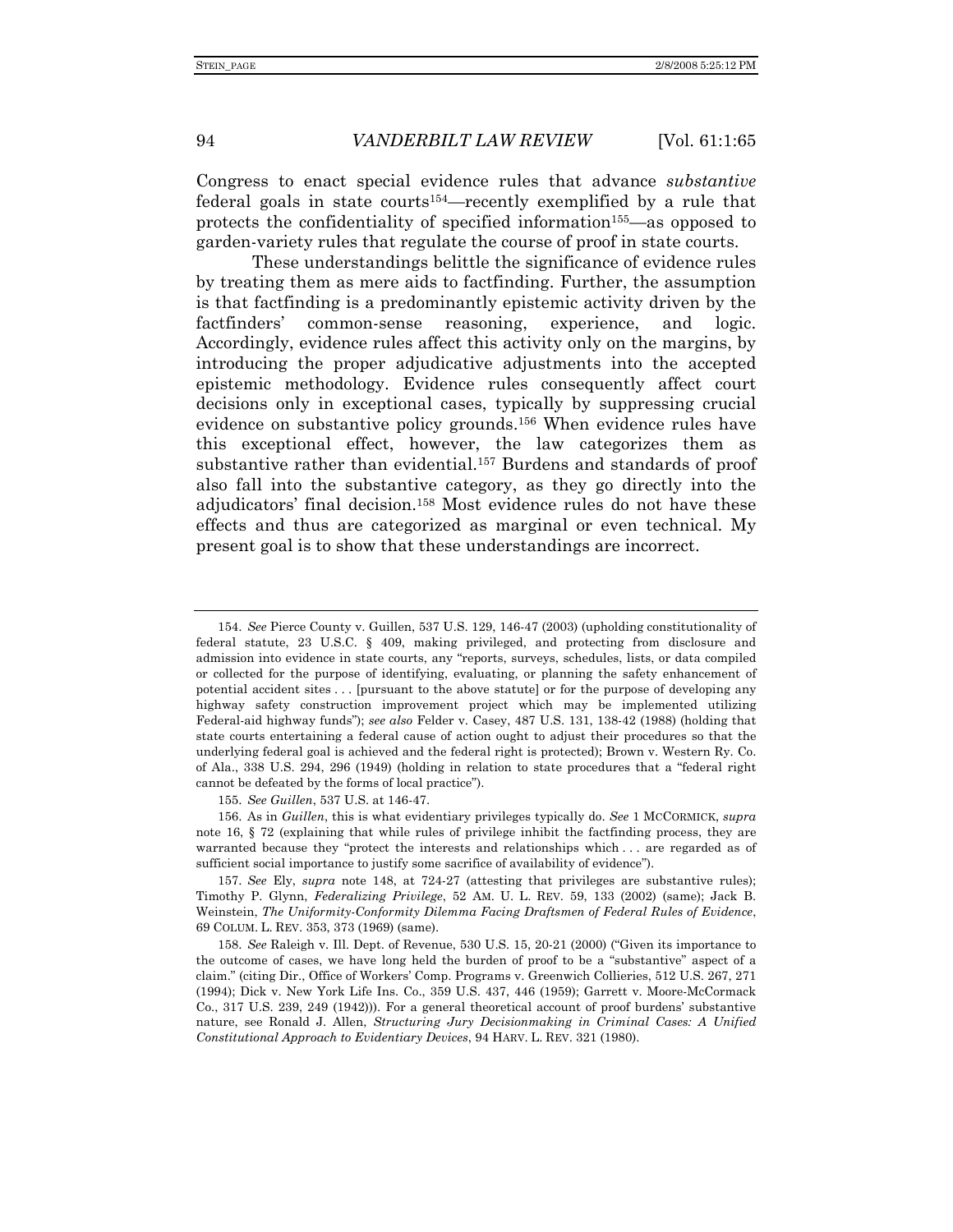Congress to enact special evidence rules that advance *substantive* federal goals in state courts[154]—recently exemplified by a rule that protects the confidentiality of specified information[155]—as opposed to garden-variety rules that regulate the course of proof in state courts.

These understandings belittle the significance of evidence rules by treating them as mere aids to factfinding. Further, the assumption is that factfinding is a predominantly epistemic activity driven by the factfinders' common-sense reasoning, experience, and logic. Accordingly, evidence rules affect this activity only on the margins, by introducing the proper adjudicative adjustments into the accepted epistemic methodology. Evidence rules consequently affect court decisions only in exceptional cases, typically by suppressing crucial evidence on substantive policy grounds.[156] When evidence rules have this exceptional effect, however, the law categorizes them as substantive rather than evidential.[157] Burdens and standards of proof also fall into the substantive category, as they go directly into the adjudicators' final decision.[158] Most evidence rules do not have these effects and thus are categorized as marginal or even technical. My present goal is to show that these understandings are incorrect.

---

154. *See* Pierce County v. Guillen, 537 U.S. 129, 146-47 (2003) (upholding constitutionality of federal statute, 23 U.S.C. § 409, making privileged, and protecting from disclosure and admission into evidence in state courts, any "reports, surveys, schedules, lists, or data compiled or collected for the purpose of identifying, evaluating, or planning the safety enhancement of potential accident sites . . . [pursuant to the above statute] or for the purpose of developing any highway safety construction improvement project which may be implemented utilizing Federal-aid highway funds"); *see also* Felder v. Casey, 487 U.S. 131, 138-42 (1988) (holding that state courts entertaining a federal cause of action ought to adjust their procedures so that the underlying federal goal is achieved and the federal right is protected); Brown v. Western Ry. Co. of Ala., 338 U.S. 294, 296 (1949) (holding in relation to state procedures that a "federal right cannot be defeated by the forms of local practice").

155. *See Guillen*, 537 U.S. at 146-47.

156. As in *Guillen*, this is what evidentiary privileges typically do. *See* 1 MCCORMICK, *supra* note 16, § 72 (explaining that while rules of privilege inhibit the factfinding process, they are warranted because they "protect the interests and relationships which . . . are regarded as of sufficient social importance to justify some sacrifice of availability of evidence").

157. *See* Ely, *supra* note 148, at 724-27 (attesting that privileges are substantive rules); Timothy P. Glynn, *Federalizing Privilege*, 52 AM. U. L. REV. 59, 133 (2002) (same); Jack B. Weinstein, *The Uniformity-Conformity Dilemma Facing Draftsmen of Federal Rules of Evidence*, 69 COLUM. L. REV. 353, 373 (1969) (same).

158. *See* Raleigh v. Ill. Dept. of Revenue, 530 U.S. 15, 20-21 (2000) ("Given its importance to the outcome of cases, we have long held the burden of proof to be a "substantive" aspect of a claim." (citing Dir., Office of Workers' Comp. Programs v. Greenwich Collieries, 512 U.S. 267, 271 (1994); Dick v. New York Life Ins. Co., 359 U.S. 437, 446 (1959); Garrett v. Moore-McCormack Co., 317 U.S. 239, 249 (1942))). For a general theoretical account of proof burdens' substantive nature, see Ronald J. Allen, *Structuring Jury Decisionmaking in Criminal Cases: A Unified Constitutional Approach to Evidentiary Devices*, 94 HARV. L. REV. 321 (1980).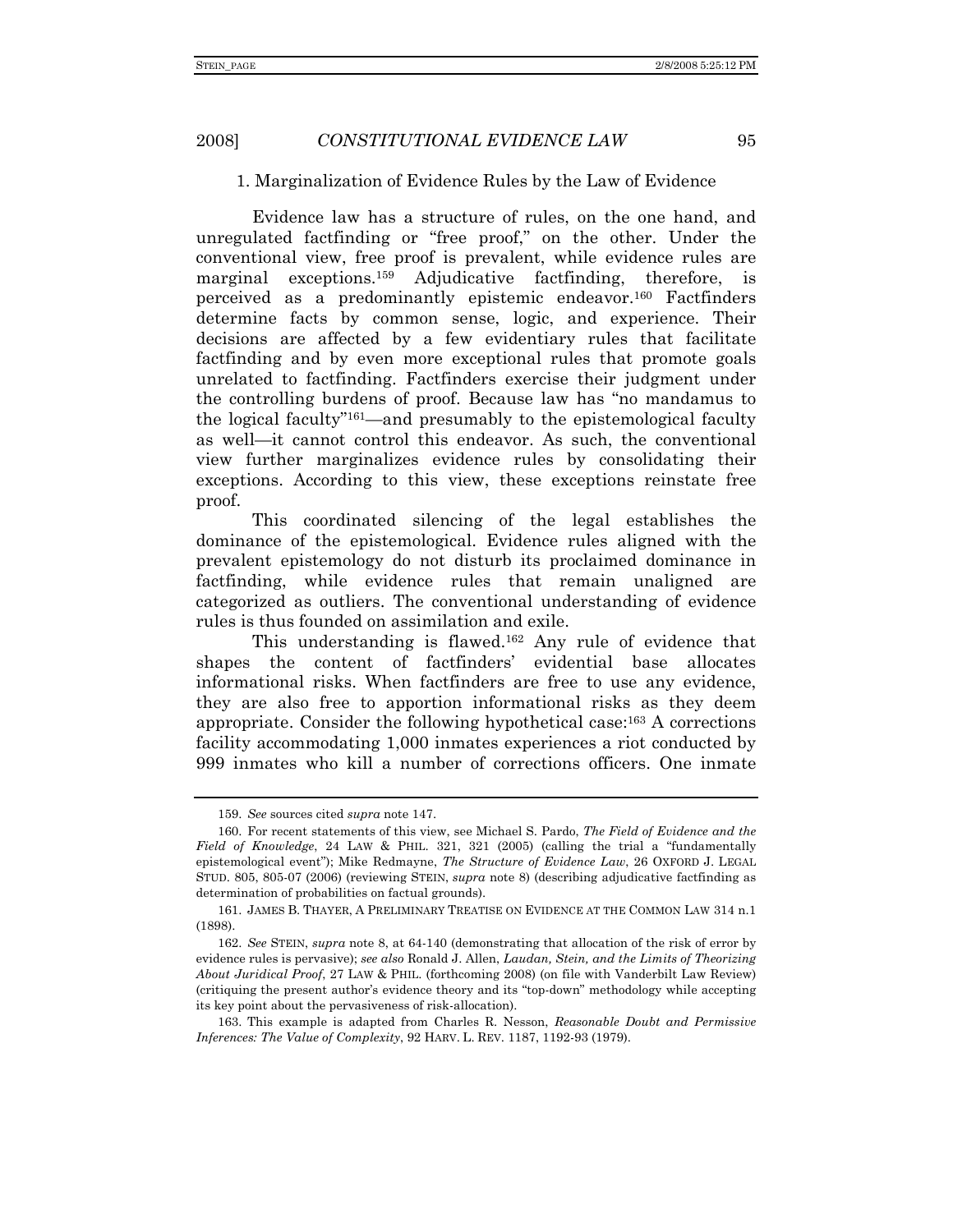### 1. Marginalization of Evidence Rules by the Law of Evidence

Evidence law has a structure of rules, on the one hand, and unregulated factfinding or "free proof," on the other. Under the conventional view, free proof is prevalent, while evidence rules are marginal exceptions.[159] Adjudicative factfinding, therefore, is perceived as a predominantly epistemic endeavor.[160] Factfinders determine facts by common sense, logic, and experience. Their decisions are affected by a few evidentiary rules that facilitate factfinding and by even more exceptional rules that promote goals unrelated to factfinding. Factfinders exercise their judgment under the controlling burdens of proof. Because law has "no mandamus to the logical faculty"[161]—and presumably to the epistemological faculty as well—it cannot control this endeavor. As such, the conventional view further marginalizes evidence rules by consolidating their exceptions. According to this view, these exceptions reinstate free proof.

This coordinated silencing of the legal establishes the dominance of the epistemological. Evidence rules aligned with the prevalent epistemology do not disturb its proclaimed dominance in factfinding, while evidence rules that remain unaligned are categorized as outliers. The conventional understanding of evidence rules is thus founded on assimilation and exile.

This understanding is flawed.[162] Any rule of evidence that shapes the content of factfinders' evidential base allocates informational risks. When factfinders are free to use any evidence, they are also free to apportion informational risks as they deem appropriate. Consider the following hypothetical case:[163] A corrections facility accommodating 1,000 inmates experiences a riot conducted by 999 inmates who kill a number of corrections officers. One inmate

---

159. *See* sources cited *supra* note 147.

160. For recent statements of this view, see Michael S. Pardo, *The Field of Evidence and the Field of Knowledge*, 24 LAW & PHIL. 321, 321 (2005) (calling the trial a "fundamentally epistemological event"); Mike Redmayne, *The Structure of Evidence Law*, 26 OXFORD J. LEGAL STUD. 805, 805-07 (2006) (reviewing STEIN, *supra* note 8) (describing adjudicative factfinding as determination of probabilities on factual grounds).

161. JAMES B. THAYER, A PRELIMINARY TREATISE ON EVIDENCE AT THE COMMON LAW 314 n.1 (1898).

162. *See* STEIN, *supra* note 8, at 64-140 (demonstrating that allocation of the risk of error by evidence rules is pervasive); *see also* Ronald J. Allen, *Laudan, Stein, and the Limits of Theorizing About Juridical Proof*, 27 LAW & PHIL. (forthcoming 2008) (on file with Vanderbilt Law Review) (critiquing the present author's evidence theory and its "top-down" methodology while accepting its key point about the pervasiveness of risk-allocation).

163. This example is adapted from Charles R. Nesson, *Reasonable Doubt and Permissive Inferences: The Value of Complexity*, 92 HARV. L. REV. 1187, 1192-93 (1979).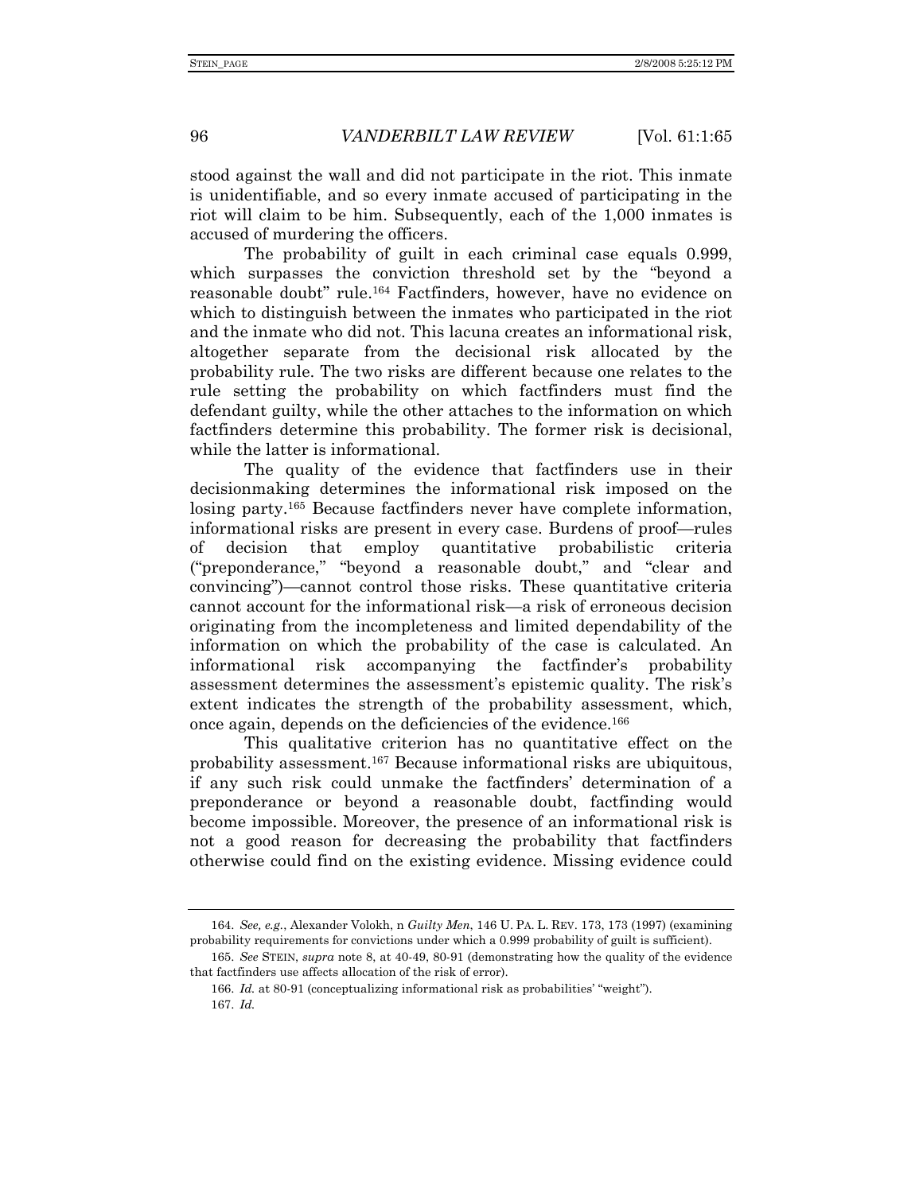stood against the wall and did not participate in the riot. This inmate is unidentifiable, and so every inmate accused of participating in the riot will claim to be him. Subsequently, each of the 1,000 inmates is accused of murdering the officers.

The probability of guilt in each criminal case equals 0.999, which surpasses the conviction threshold set by the "beyond a reasonable doubt" rule.[164] Factfinders, however, have no evidence on which to distinguish between the inmates who participated in the riot and the inmate who did not. This lacuna creates an informational risk, altogether separate from the decisional risk allocated by the probability rule. The two risks are different because one relates to the rule setting the probability on which factfinders must find the defendant guilty, while the other attaches to the information on which factfinders determine this probability. The former risk is decisional, while the latter is informational.

The quality of the evidence that factfinders use in their decisionmaking determines the informational risk imposed on the losing party.[165] Because factfinders never have complete information, informational risks are present in every case. Burdens of proof—rules of decision that employ quantitative probabilistic criteria ("preponderance," "beyond a reasonable doubt," and "clear and convincing")—cannot control those risks. These quantitative criteria cannot account for the informational risk—a risk of erroneous decision originating from the incompleteness and limited dependability of the information on which the probability of the case is calculated. An informational risk accompanying the factfinder's probability assessment determines the assessment's epistemic quality. The risk's extent indicates the strength of the probability assessment, which, once again, depends on the deficiencies of the evidence.[166]

This qualitative criterion has no quantitative effect on the probability assessment.[167] Because informational risks are ubiquitous, if any such risk could unmake the factfinders' determination of a preponderance or beyond a reasonable doubt, factfinding would become impossible. Moreover, the presence of an informational risk is not a good reason for decreasing the probability that factfinders otherwise could find on the existing evidence. Missing evidence could

---

164. *See, e.g.*, Alexander Volokh, n *Guilty Men*, 146 U. PA. L. REV. 173, 173 (1997) (examining probability requirements for convictions under which a 0.999 probability of guilt is sufficient).

165. *See* STEIN, *supra* note 8, at 40-49, 80-91 (demonstrating how the quality of the evidence that factfinders use affects allocation of the risk of error).

166. *Id.* at 80-91 (conceptualizing informational risk as probabilities' "weight").

167. *Id.*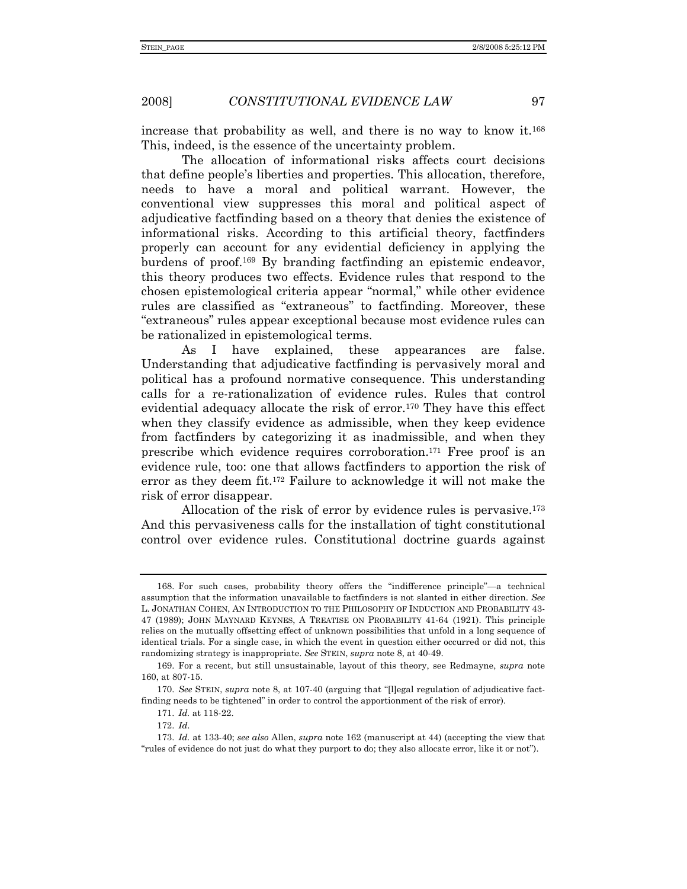increase that probability as well, and there is no way to know it.[168] This, indeed, is the essence of the uncertainty problem.

The allocation of informational risks affects court decisions that define people's liberties and properties. This allocation, therefore, needs to have a moral and political warrant. However, the conventional view suppresses this moral and political aspect of adjudicative factfinding based on a theory that denies the existence of informational risks. According to this artificial theory, factfinders properly can account for any evidential deficiency in applying the burdens of proof.[169] By branding factfinding an epistemic endeavor, this theory produces two effects. Evidence rules that respond to the chosen epistemological criteria appear "normal," while other evidence rules are classified as "extraneous" to factfinding. Moreover, these "extraneous" rules appear exceptional because most evidence rules can be rationalized in epistemological terms.

As I have explained, these appearances are false. Understanding that adjudicative factfinding is pervasively moral and political has a profound normative consequence. This understanding calls for a re-rationalization of evidence rules. Rules that control evidential adequacy allocate the risk of error.[170] They have this effect when they classify evidence as admissible, when they keep evidence from factfinders by categorizing it as inadmissible, and when they prescribe which evidence requires corroboration.[171] Free proof is an evidence rule, too: one that allows factfinders to apportion the risk of error as they deem fit.[172] Failure to acknowledge it will not make the risk of error disappear.

Allocation of the risk of error by evidence rules is pervasive.[173] And this pervasiveness calls for the installation of tight constitutional control over evidence rules. Constitutional doctrine guards against

---

168. For such cases, probability theory offers the "indifference principle"—a technical assumption that the information unavailable to factfinders is not slanted in either direction. *See* L. JONATHAN COHEN, AN INTRODUCTION TO THE PHILOSOPHY OF INDUCTION AND PROBABILITY 43-47 (1989); JOHN MAYNARD KEYNES, A TREATISE ON PROBABILITY 41-64 (1921). This principle relies on the mutually offsetting effect of unknown possibilities that unfold in a long sequence of identical trials. For a single case, in which the event in question either occurred or did not, this randomizing strategy is inappropriate. *See* STEIN, *supra* note 8, at 40-49.

169. For a recent, but still unsustainable, layout of this theory, see Redmayne, *supra* note 160, at 807-15.

170. *See* STEIN, *supra* note 8, at 107-40 (arguing that "[l]egal regulation of adjudicative fact-finding needs to be tightened" in order to control the apportionment of the risk of error).

171. *Id.* at 118-22.

172. *Id.*

173. *Id.* at 133-40; *see also* Allen, *supra* note 162 (manuscript at 44) (accepting the view that "rules of evidence do not just do what they purport to do; they also allocate error, like it or not").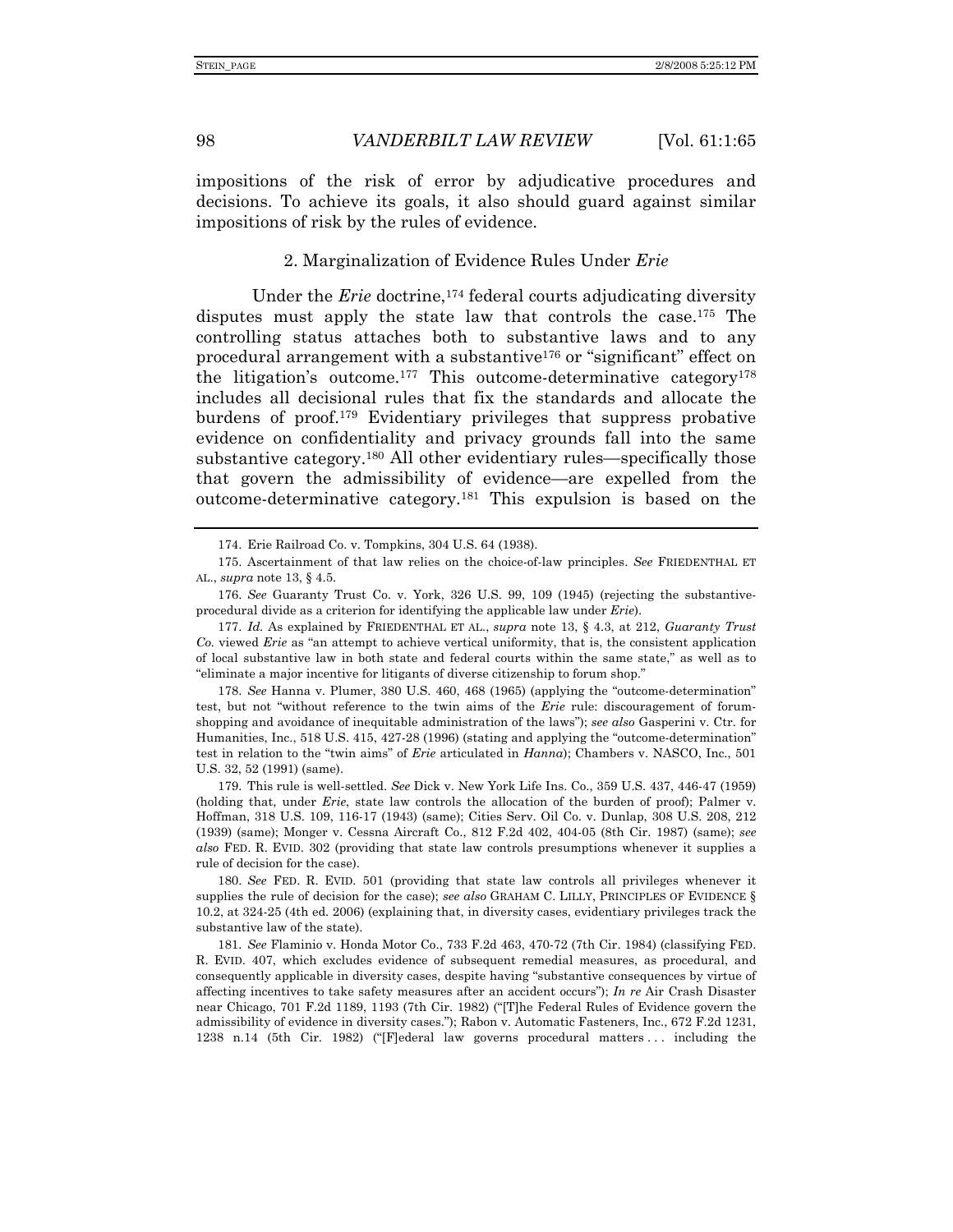impositions of the risk of error by adjudicative procedures and decisions. To achieve its goals, it also should guard against similar impositions of risk by the rules of evidence.

### 2. Marginalization of Evidence Rules Under *Erie*

Under the *Erie* doctrine,[174] federal courts adjudicating diversity disputes must apply the state law that controls the case.[175] The controlling status attaches both to substantive laws and to any procedural arrangement with a substantive[176] or "significant" effect on the litigation's outcome.[177] This outcome-determinative category[178] includes all decisional rules that fix the standards and allocate the burdens of proof.[179] Evidentiary privileges that suppress probative evidence on confidentiality and privacy grounds fall into the same substantive category.[180] All other evidentiary rules—specifically those that govern the admissibility of evidence—are expelled from the outcome-determinative category.[181] This expulsion is based on the

---

174. Erie Railroad Co. v. Tompkins, 304 U.S. 64 (1938).

175. Ascertainment of that law relies on the choice-of-law principles. *See* FRIEDENTHAL ET AL., *supra* note 13, § 4.5.

176. *See* Guaranty Trust Co. v. York, 326 U.S. 99, 109 (1945) (rejecting the substantive-procedural divide as a criterion for identifying the applicable law under *Erie*).

177. *Id.* As explained by FRIEDENTHAL ET AL., *supra* note 13, § 4.3, at 212, *Guaranty Trust Co.* viewed *Erie* as "an attempt to achieve vertical uniformity, that is, the consistent application of local substantive law in both state and federal courts within the same state," as well as to "eliminate a major incentive for litigants of diverse citizenship to forum shop."

178. *See* Hanna v. Plumer, 380 U.S. 460, 468 (1965) (applying the "outcome-determination" test, but not "without reference to the twin aims of the *Erie* rule: discouragement of forum-shopping and avoidance of inequitable administration of the laws"); *see also* Gasperini v. Ctr. for Humanities, Inc., 518 U.S. 415, 427-28 (1996) (stating and applying the "outcome-determination" test in relation to the "twin aims" of *Erie* articulated in *Hanna*); Chambers v. NASCO, Inc., 501 U.S. 32, 52 (1991) (same).

179. This rule is well-settled. *See* Dick v. New York Life Ins. Co., 359 U.S. 437, 446-47 (1959) (holding that, under *Erie*, state law controls the allocation of the burden of proof); Palmer v. Hoffman, 318 U.S. 109, 116-17 (1943) (same); Cities Serv. Oil Co. v. Dunlap, 308 U.S. 208, 212 (1939) (same); Monger v. Cessna Aircraft Co., 812 F.2d 402, 404-05 (8th Cir. 1987) (same); *see also* FED. R. EVID. 302 (providing that state law controls presumptions whenever it supplies a rule of decision for the case).

180. *See* FED. R. EVID. 501 (providing that state law controls all privileges whenever it supplies the rule of decision for the case); *see also* GRAHAM C. LILLY, PRINCIPLES OF EVIDENCE § 10.2, at 324-25 (4th ed. 2006) (explaining that, in diversity cases, evidentiary privileges track the substantive law of the state).

181. *See* Flaminio v. Honda Motor Co., 733 F.2d 463, 470-72 (7th Cir. 1984) (classifying FED. R. EVID. 407, which excludes evidence of subsequent remedial measures, as procedural, and consequently applicable in diversity cases, despite having "substantive consequences by virtue of affecting incentives to take safety measures after an accident occurs"); *In re* Air Crash Disaster near Chicago, 701 F.2d 1189, 1193 (7th Cir. 1982) ("[T]he Federal Rules of Evidence govern the admissibility of evidence in diversity cases."); Rabon v. Automatic Fasteners, Inc., 672 F.2d 1231, 1238 n.14 (5th Cir. 1982) ("[F]ederal law governs procedural matters . . . including the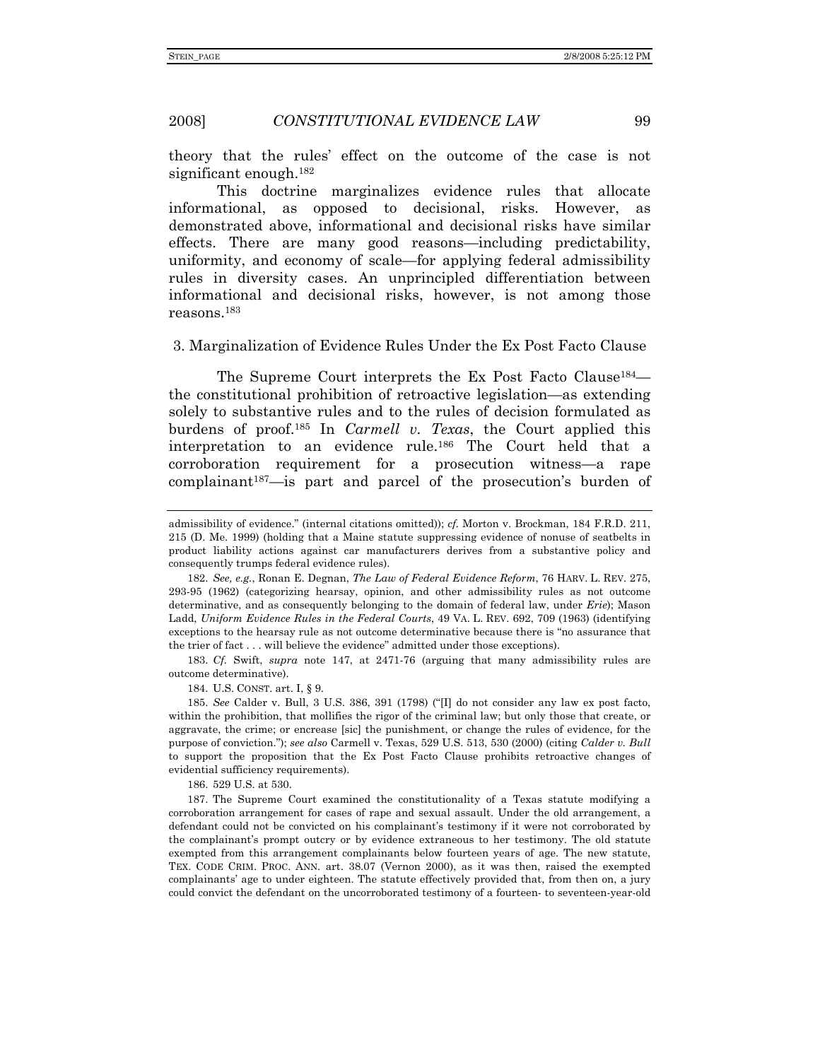theory that the rules' effect on the outcome of the case is not significant enough.[182]

This doctrine marginalizes evidence rules that allocate informational, as opposed to decisional, risks. However, as demonstrated above, informational and decisional risks have similar effects. There are many good reasons—including predictability, uniformity, and economy of scale—for applying federal admissibility rules in diversity cases. An unprincipled differentiation between informational and decisional risks, however, is not among those reasons.[183]

### 3. Marginalization of Evidence Rules Under the Ex Post Facto Clause

The Supreme Court interprets the Ex Post Facto Clause[184]—the constitutional prohibition of retroactive legislation—as extending solely to substantive rules and to the rules of decision formulated as burdens of proof.[185] In *Carmell v. Texas*, the Court applied this interpretation to an evidence rule.[186] The Court held that a corroboration requirement for a prosecution witness—a rape complainant[187]—is part and parcel of the prosecution's burden of

---

admissibility of evidence." (internal citations omitted)); *cf.* Morton v. Brockman, 184 F.R.D. 211, 215 (D. Me. 1999) (holding that a Maine statute suppressing evidence of nonuse of seatbelts in product liability actions against car manufacturers derives from a substantive policy and consequently trumps federal evidence rules).

182. *See, e.g.*, Ronan E. Degnan, *The Law of Federal Evidence Reform*, 76 HARV. L. REV. 275, 293-95 (1962) (categorizing hearsay, opinion, and other admissibility rules as not outcome determinative, and as consequently belonging to the domain of federal law, under *Erie*); Mason Ladd, *Uniform Evidence Rules in the Federal Courts*, 49 VA. L. REV. 692, 709 (1963) (identifying exceptions to the hearsay rule as not outcome determinative because there is "no assurance that the trier of fact . . . will believe the evidence" admitted under those exceptions).

183. *Cf.* Swift, *supra* note 147, at 2471-76 (arguing that many admissibility rules are outcome determinative).

184. U.S. CONST. art. I, § 9.

185. *See* Calder v. Bull, 3 U.S. 386, 391 (1798) ("[I] do not consider any law ex post facto, within the prohibition, that mollifies the rigor of the criminal law; but only those that create, or aggravate, the crime; or encrease [sic] the punishment, or change the rules of evidence, for the purpose of conviction."); *see also* Carmell v. Texas, 529 U.S. 513, 530 (2000) (citing *Calder v. Bull* to support the proposition that the Ex Post Facto Clause prohibits retroactive changes of evidential sufficiency requirements).

186. 529 U.S. at 530.

187. The Supreme Court examined the constitutionality of a Texas statute modifying a corroboration arrangement for cases of rape and sexual assault. Under the old arrangement, a defendant could not be convicted on his complainant's testimony if it were not corroborated by the complainant's prompt outcry or by evidence extraneous to her testimony. The old statute exempted from this arrangement complainants below fourteen years of age. The new statute, TEX. CODE CRIM. PROC. ANN. art. 38.07 (Vernon 2000), as it was then, raised the exempted complainants' age to under eighteen. The statute effectively provided that, from then on, a jury could convict the defendant on the uncorroborated testimony of a fourteen- to seventeen-year-old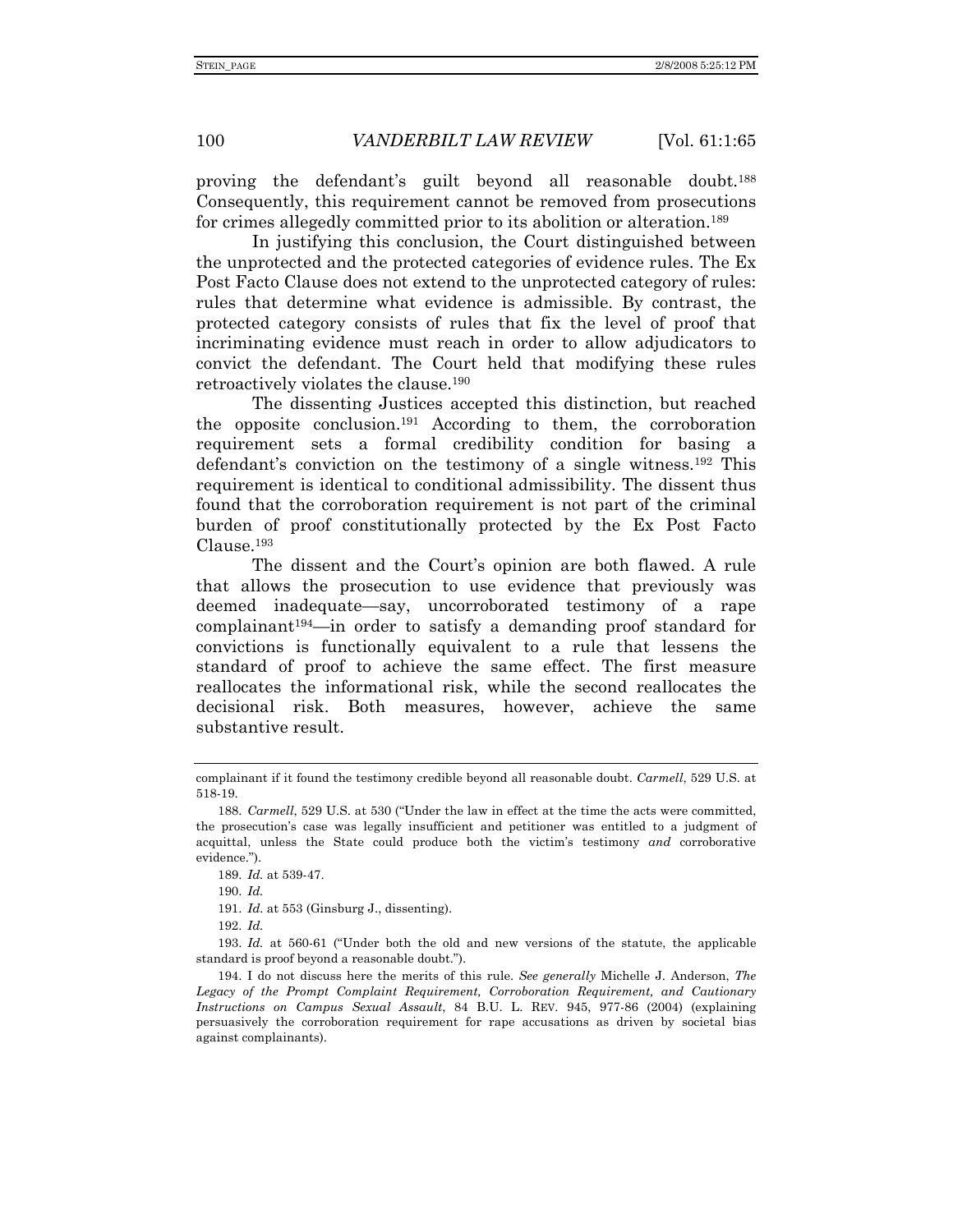proving the defendant's guilt beyond all reasonable doubt.[188] Consequently, this requirement cannot be removed from prosecutions for crimes allegedly committed prior to its abolition or alteration.[189]

In justifying this conclusion, the Court distinguished between the unprotected and the protected categories of evidence rules. The Ex Post Facto Clause does not extend to the unprotected category of rules: rules that determine what evidence is admissible. By contrast, the protected category consists of rules that fix the level of proof that incriminating evidence must reach in order to allow adjudicators to convict the defendant. The Court held that modifying these rules retroactively violates the clause.[190]

The dissenting Justices accepted this distinction, but reached the opposite conclusion.[191] According to them, the corroboration requirement sets a formal credibility condition for basing a defendant's conviction on the testimony of a single witness.[192] This requirement is identical to conditional admissibility. The dissent thus found that the corroboration requirement is not part of the criminal burden of proof constitutionally protected by the Ex Post Facto Clause.[193]

The dissent and the Court's opinion are both flawed. A rule that allows the prosecution to use evidence that previously was deemed inadequate—say, uncorroborated testimony of a rape complainant[194]—in order to satisfy a demanding proof standard for convictions is functionally equivalent to a rule that lessens the standard of proof to achieve the same effect. The first measure reallocates the informational risk, while the second reallocates the decisional risk. Both measures, however, achieve the same substantive result.

---

complainant if it found the testimony credible beyond all reasonable doubt. *Carmell*, 529 U.S. at 518-19.

188. *Carmell*, 529 U.S. at 530 ("Under the law in effect at the time the acts were committed, the prosecution's case was legally insufficient and petitioner was entitled to a judgment of acquittal, unless the State could produce both the victim's testimony *and* corroborative evidence.").

189. *Id.* at 539-47.

190. *Id.*

191. *Id.* at 553 (Ginsburg J., dissenting).

192. *Id.*

193. *Id.* at 560-61 ("Under both the old and new versions of the statute, the applicable standard is proof beyond a reasonable doubt.").

194. I do not discuss here the merits of this rule. *See generally* Michelle J. Anderson, *The Legacy of the Prompt Complaint Requirement, Corroboration Requirement, and Cautionary Instructions on Campus Sexual Assault*, 84 B.U. L. REV. 945, 977-86 (2004) (explaining persuasively the corroboration requirement for rape accusations as driven by societal bias against complainants).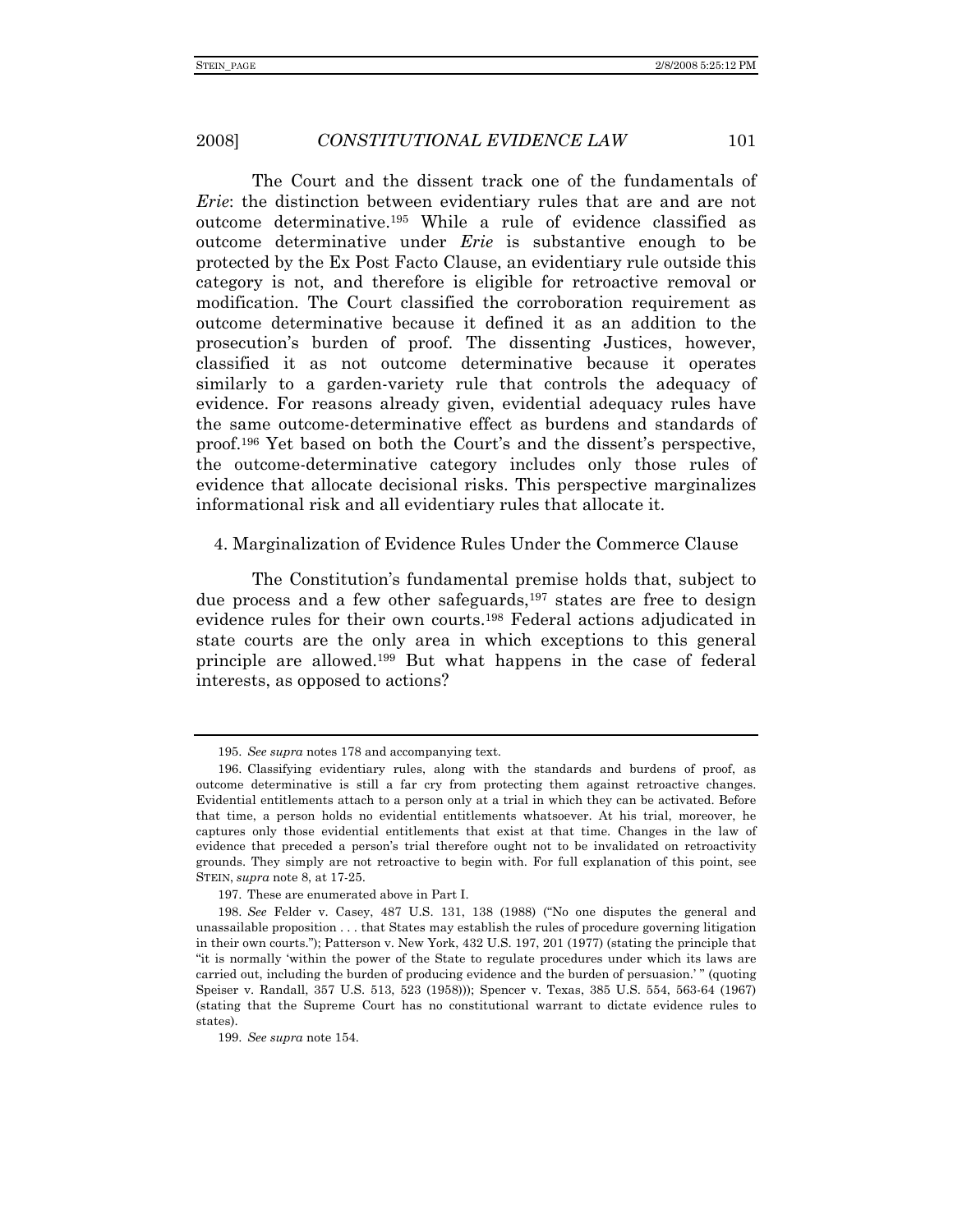The Court and the dissent track one of the fundamentals of *Erie*: the distinction between evidentiary rules that are and are not outcome determinative.[195] While a rule of evidence classified as outcome determinative under *Erie* is substantive enough to be protected by the Ex Post Facto Clause, an evidentiary rule outside this category is not, and therefore is eligible for retroactive removal or modification. The Court classified the corroboration requirement as outcome determinative because it defined it as an addition to the prosecution's burden of proof. The dissenting Justices, however, classified it as not outcome determinative because it operates similarly to a garden-variety rule that controls the adequacy of evidence. For reasons already given, evidential adequacy rules have the same outcome-determinative effect as burdens and standards of proof.[196] Yet based on both the Court's and the dissent's perspective, the outcome-determinative category includes only those rules of evidence that allocate decisional risks. This perspective marginalizes informational risk and all evidentiary rules that allocate it.

#### 4. Marginalization of Evidence Rules Under the Commerce Clause

The Constitution's fundamental premise holds that, subject to due process and a few other safeguards,[197] states are free to design evidence rules for their own courts.[198] Federal actions adjudicated in state courts are the only area in which exceptions to this general principle are allowed.[199] But what happens in the case of federal interests, as opposed to actions?

---

195. *See supra* notes 178 and accompanying text.

196. Classifying evidentiary rules, along with the standards and burdens of proof, as outcome determinative is still a far cry from protecting them against retroactive changes. Evidential entitlements attach to a person only at a trial in which they can be activated. Before that time, a person holds no evidential entitlements whatsoever. At his trial, moreover, he captures only those evidential entitlements that exist at that time. Changes in the law of evidence that preceded a person's trial therefore ought not to be invalidated on retroactivity grounds. They simply are not retroactive to begin with. For full explanation of this point, see STEIN, *supra* note 8, at 17-25.

197. These are enumerated above in Part I.

198. *See* Felder v. Casey, 487 U.S. 131, 138 (1988) ("No one disputes the general and unassailable proposition . . . that States may establish the rules of procedure governing litigation in their own courts."); Patterson v. New York, 432 U.S. 197, 201 (1977) (stating the principle that "it is normally 'within the power of the State to regulate procedures under which its laws are carried out, including the burden of producing evidence and the burden of persuasion.' " (quoting Speiser v. Randall, 357 U.S. 513, 523 (1958))); Spencer v. Texas, 385 U.S. 554, 563-64 (1967) (stating that the Supreme Court has no constitutional warrant to dictate evidence rules to states).

199. *See supra* note 154.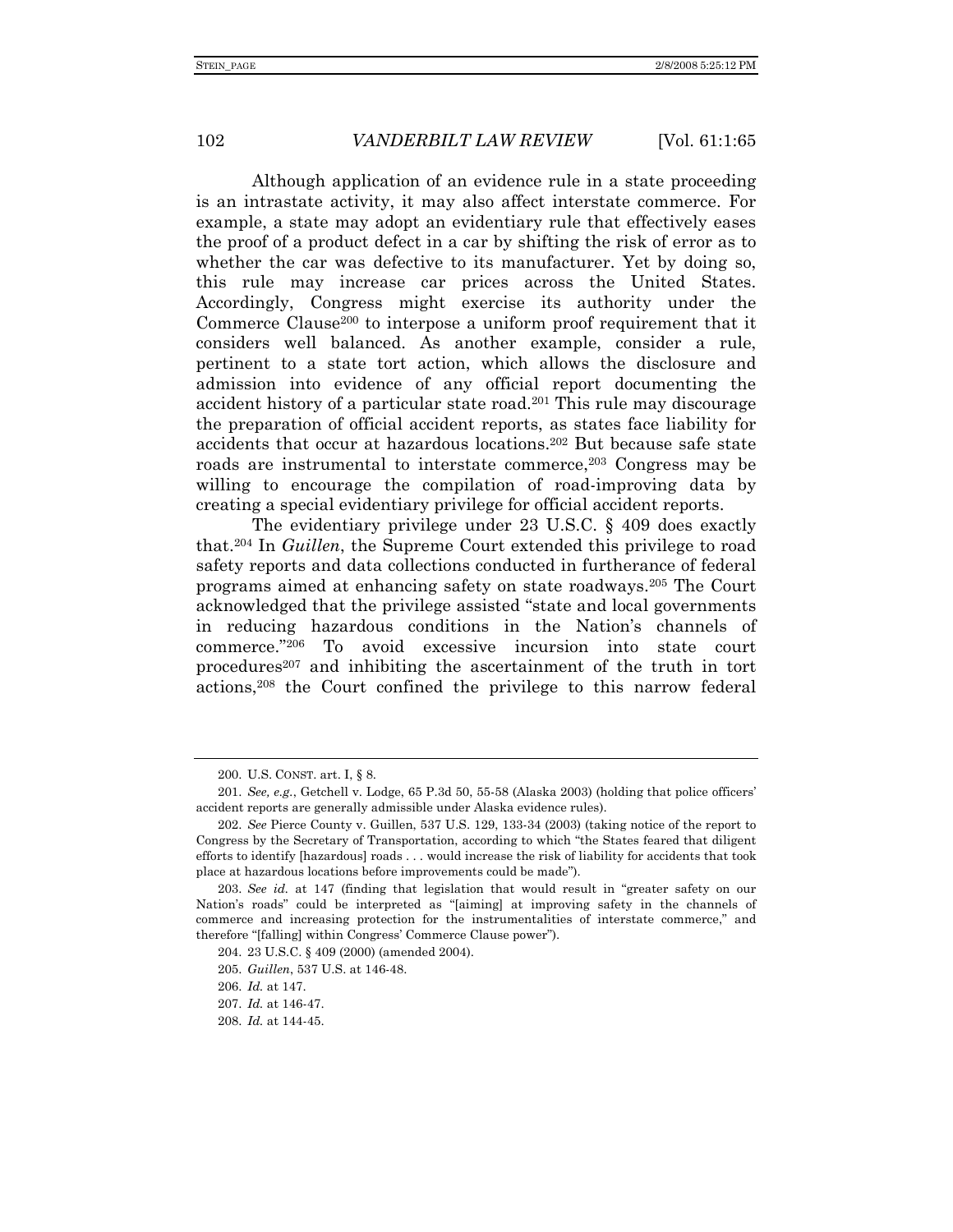Although application of an evidence rule in a state proceeding is an intrastate activity, it may also affect interstate commerce. For example, a state may adopt an evidentiary rule that effectively eases the proof of a product defect in a car by shifting the risk of error as to whether the car was defective to its manufacturer. Yet by doing so, this rule may increase car prices across the United States. Accordingly, Congress might exercise its authority under the Commerce Clause[200] to interpose a uniform proof requirement that it considers well balanced. As another example, consider a rule, pertinent to a state tort action, which allows the disclosure and admission into evidence of any official report documenting the accident history of a particular state road.[201] This rule may discourage the preparation of official accident reports, as states face liability for accidents that occur at hazardous locations.[202] But because safe state roads are instrumental to interstate commerce,[203] Congress may be willing to encourage the compilation of road-improving data by creating a special evidentiary privilege for official accident reports.

The evidentiary privilege under 23 U.S.C. § 409 does exactly that.[204] In *Guillen*, the Supreme Court extended this privilege to road safety reports and data collections conducted in furtherance of federal programs aimed at enhancing safety on state roadways.[205] The Court acknowledged that the privilege assisted "state and local governments in reducing hazardous conditions in the Nation's channels of commerce."[206] To avoid excessive incursion into state court procedures[207] and inhibiting the ascertainment of the truth in tort actions,[208] the Court confined the privilege to this narrow federal

---

200. U.S. CONST. art. I, § 8.

201. *See, e.g.*, Getchell v. Lodge, 65 P.3d 50, 55-58 (Alaska 2003) (holding that police officers' accident reports are generally admissible under Alaska evidence rules).

202. *See* Pierce County v. Guillen, 537 U.S. 129, 133-34 (2003) (taking notice of the report to Congress by the Secretary of Transportation, according to which "the States feared that diligent efforts to identify [hazardous] roads . . . would increase the risk of liability for accidents that took place at hazardous locations before improvements could be made").

203. *See id.* at 147 (finding that legislation that would result in "greater safety on our Nation's roads" could be interpreted as "[aiming] at improving safety in the channels of commerce and increasing protection for the instrumentalities of interstate commerce," and therefore "[falling] within Congress' Commerce Clause power").

204. 23 U.S.C. § 409 (2000) (amended 2004).

205. *Guillen*, 537 U.S. at 146-48.

206. *Id.* at 147.

207. *Id.* at 146-47.

208. *Id.* at 144-45.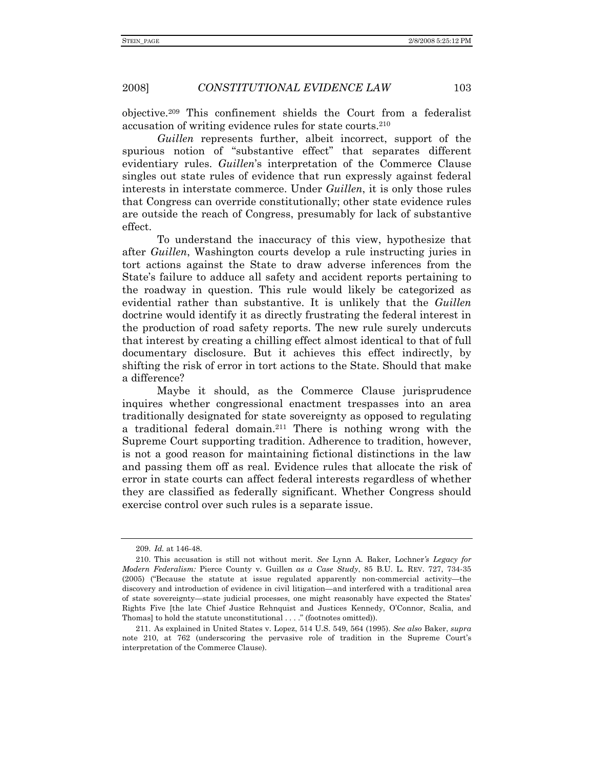objective.[209] This confinement shields the Court from a federalist accusation of writing evidence rules for state courts.[210]

*Guillen* represents further, albeit incorrect, support of the spurious notion of "substantive effect" that separates different evidentiary rules. *Guillen*'s interpretation of the Commerce Clause singles out state rules of evidence that run expressly against federal interests in interstate commerce. Under *Guillen*, it is only those rules that Congress can override constitutionally; other state evidence rules are outside the reach of Congress, presumably for lack of substantive effect.

To understand the inaccuracy of this view, hypothesize that after *Guillen*, Washington courts develop a rule instructing juries in tort actions against the State to draw adverse inferences from the State's failure to adduce all safety and accident reports pertaining to the roadway in question. This rule would likely be categorized as evidential rather than substantive. It is unlikely that the *Guillen* doctrine would identify it as directly frustrating the federal interest in the production of road safety reports. The new rule surely undercuts that interest by creating a chilling effect almost identical to that of full documentary disclosure. But it achieves this effect indirectly, by shifting the risk of error in tort actions to the State. Should that make a difference?

Maybe it should, as the Commerce Clause jurisprudence inquires whether congressional enactment trespasses into an area traditionally designated for state sovereignty as opposed to regulating a traditional federal domain.[211] There is nothing wrong with the Supreme Court supporting tradition. Adherence to tradition, however, is not a good reason for maintaining fictional distinctions in the law and passing them off as real. Evidence rules that allocate the risk of error in state courts can affect federal interests regardless of whether they are classified as federally significant. Whether Congress should exercise control over such rules is a separate issue.

---

209. *Id.* at 146-48.

210. This accusation is still not without merit. *See* Lynn A. Baker, *Lochner's Legacy for Modern Federalism:* Pierce County v. Guillen *as a Case Study*, 85 B.U. L. REV. 727, 734-35 (2005) ("Because the statute at issue regulated apparently non-commercial activity—the discovery and introduction of evidence in civil litigation—and interfered with a traditional area of state sovereignty—state judicial processes, one might reasonably have expected the States' Rights Five [the late Chief Justice Rehnquist and Justices Kennedy, O'Connor, Scalia, and Thomas] to hold the statute unconstitutional . . . ." (footnotes omitted)).

211. As explained in United States v. Lopez, 514 U.S. 549, 564 (1995). *See also* Baker, *supra* note 210, at 762 (underscoring the pervasive role of tradition in the Supreme Court's interpretation of the Commerce Clause).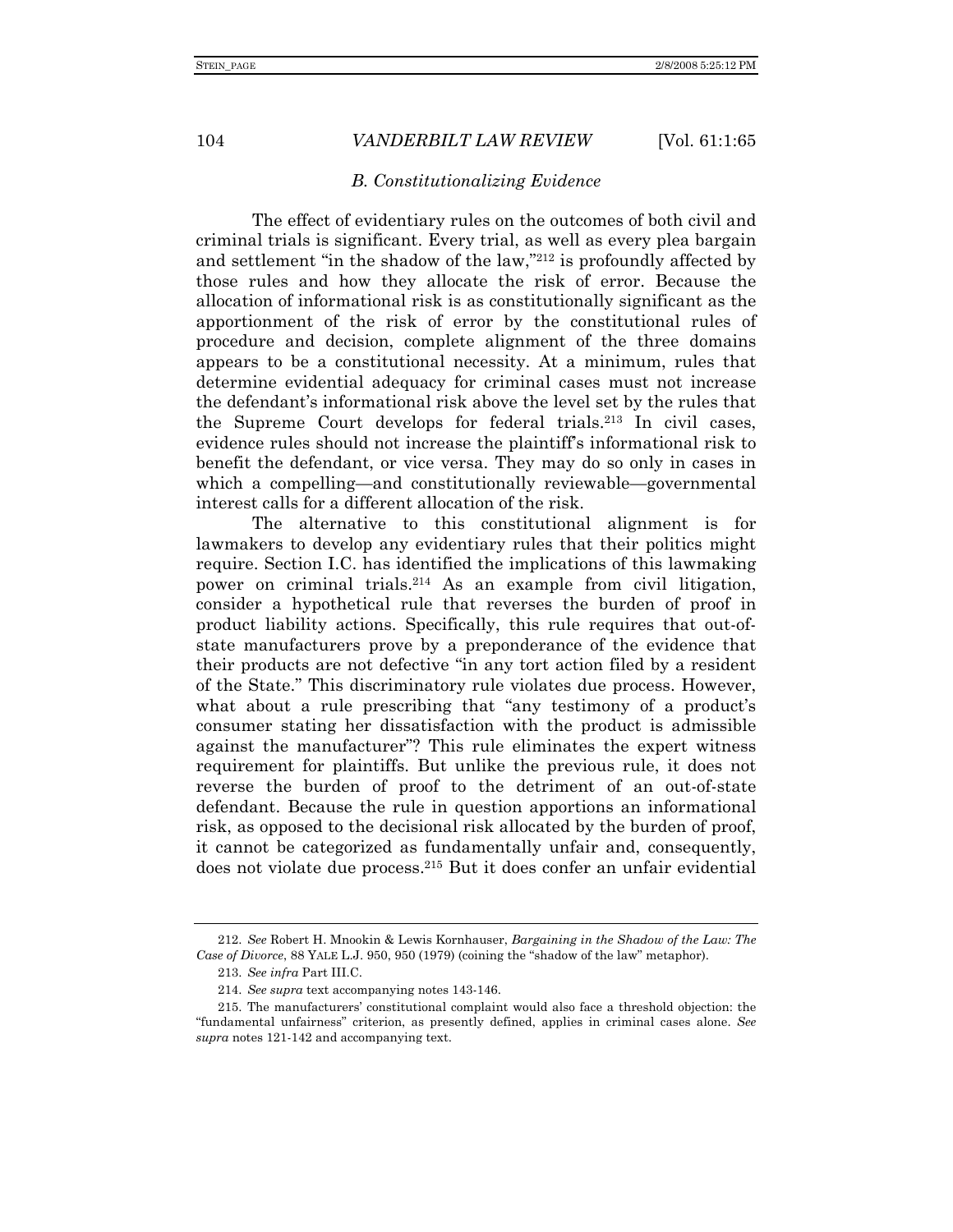### *B. Constitutionalizing Evidence*

The effect of evidentiary rules on the outcomes of both civil and criminal trials is significant. Every trial, as well as every plea bargain and settlement "in the shadow of the law,"[212] is profoundly affected by those rules and how they allocate the risk of error. Because the allocation of informational risk is as constitutionally significant as the apportionment of the risk of error by the constitutional rules of procedure and decision, complete alignment of the three domains appears to be a constitutional necessity. At a minimum, rules that determine evidential adequacy for criminal cases must not increase the defendant's informational risk above the level set by the rules that the Supreme Court develops for federal trials.[213] In civil cases, evidence rules should not increase the plaintiff's informational risk to benefit the defendant, or vice versa. They may do so only in cases in which a compelling—and constitutionally reviewable—governmental interest calls for a different allocation of the risk.

The alternative to this constitutional alignment is for lawmakers to develop any evidentiary rules that their politics might require. Section I.C. has identified the implications of this lawmaking power on criminal trials.[214] As an example from civil litigation, consider a hypothetical rule that reverses the burden of proof in product liability actions. Specifically, this rule requires that out-of-state manufacturers prove by a preponderance of the evidence that their products are not defective "in any tort action filed by a resident of the State." This discriminatory rule violates due process. However, what about a rule prescribing that "any testimony of a product's consumer stating her dissatisfaction with the product is admissible against the manufacturer"? This rule eliminates the expert witness requirement for plaintiffs. But unlike the previous rule, it does not reverse the burden of proof to the detriment of an out-of-state defendant. Because the rule in question apportions an informational risk, as opposed to the decisional risk allocated by the burden of proof, it cannot be categorized as fundamentally unfair and, consequently, does not violate due process.[215] But it does confer an unfair evidential

---

212. *See* Robert H. Mnookin & Lewis Kornhauser, *Bargaining in the Shadow of the Law: The Case of Divorce*, 88 YALE L.J. 950, 950 (1979) (coining the "shadow of the law" metaphor).

213. *See infra* Part III.C.

214. *See supra* text accompanying notes 143-146.

215. The manufacturers' constitutional complaint would also face a threshold objection: the "fundamental unfairness" criterion, as presently defined, applies in criminal cases alone. *See supra* notes 121-142 and accompanying text.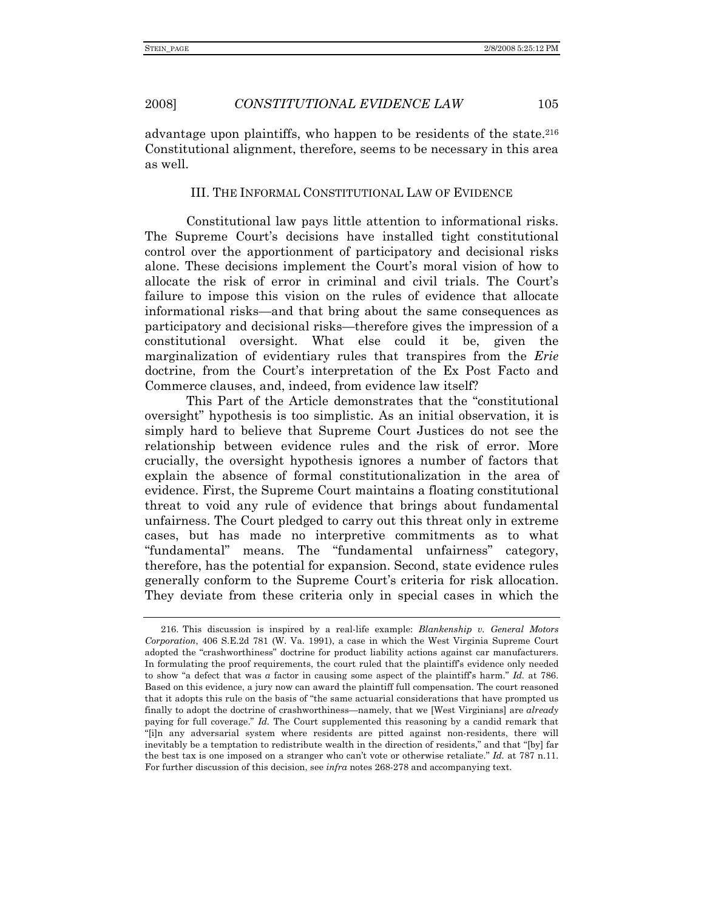advantage upon plaintiffs, who happen to be residents of the state.[216] Constitutional alignment, therefore, seems to be necessary in this area as well.

## III. The Informal Constitutional Law of Evidence

Constitutional law pays little attention to informational risks. The Supreme Court's decisions have installed tight constitutional control over the apportionment of participatory and decisional risks alone. These decisions implement the Court's moral vision of how to allocate the risk of error in criminal and civil trials. The Court's failure to impose this vision on the rules of evidence that allocate informational risks—and that bring about the same consequences as participatory and decisional risks—therefore gives the impression of a constitutional oversight. What else could it be, given the marginalization of evidentiary rules that transpires from the *Erie* doctrine, from the Court's interpretation of the Ex Post Facto and Commerce clauses, and, indeed, from evidence law itself?

This Part of the Article demonstrates that the "constitutional oversight" hypothesis is too simplistic. As an initial observation, it is simply hard to believe that Supreme Court Justices do not see the relationship between evidence rules and the risk of error. More crucially, the oversight hypothesis ignores a number of factors that explain the absence of formal constitutionalization in the area of evidence. First, the Supreme Court maintains a floating constitutional threat to void any rule of evidence that brings about fundamental unfairness. The Court pledged to carry out this threat only in extreme cases, but has made no interpretive commitments as to what "fundamental" means. The "fundamental unfairness" category, therefore, has the potential for expansion. Second, state evidence rules generally conform to the Supreme Court's criteria for risk allocation. They deviate from these criteria only in special cases in which the

---

216. This discussion is inspired by a real-life example: *Blankenship v. General Motors Corporation*, 406 S.E.2d 781 (W. Va. 1991), a case in which the West Virginia Supreme Court adopted the "crashworthiness" doctrine for product liability actions against car manufacturers. In formulating the proof requirements, the court ruled that the plaintiff's evidence only needed to show "a defect that was *a* factor in causing some aspect of the plaintiff's harm." *Id.* at 786. Based on this evidence, a jury now can award the plaintiff full compensation. The court reasoned that it adopts this rule on the basis of "the same actuarial considerations that have prompted us finally to adopt the doctrine of crashworthiness—namely, that we [West Virginians] are *already* paying for full coverage." *Id.* The Court supplemented this reasoning by a candid remark that "[i]n any adversarial system where residents are pitted against non-residents, there will inevitably be a temptation to redistribute wealth in the direction of residents," and that "[by] far the best tax is one imposed on a stranger who can't vote or otherwise retaliate." *Id.* at 787 n.11. For further discussion of this decision, see *infra* notes 268-278 and accompanying text.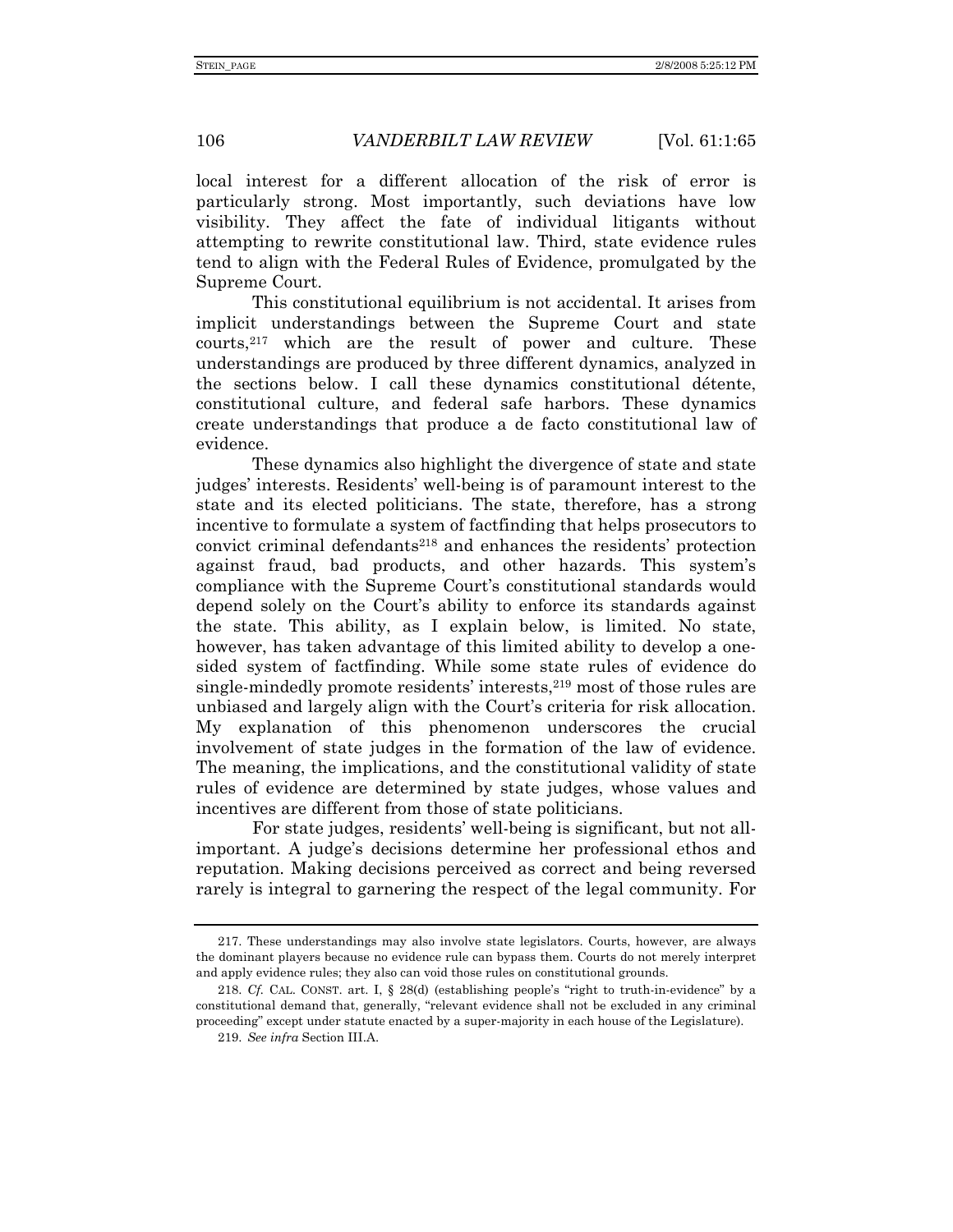local interest for a different allocation of the risk of error is particularly strong. Most importantly, such deviations have low visibility. They affect the fate of individual litigants without attempting to rewrite constitutional law. Third, state evidence rules tend to align with the Federal Rules of Evidence, promulgated by the Supreme Court.

This constitutional equilibrium is not accidental. It arises from implicit understandings between the Supreme Court and state courts,[217] which are the result of power and culture. These understandings are produced by three different dynamics, analyzed in the sections below. I call these dynamics constitutional détente, constitutional culture, and federal safe harbors. These dynamics create understandings that produce a de facto constitutional law of evidence.

These dynamics also highlight the divergence of state and state judges' interests. Residents' well-being is of paramount interest to the state and its elected politicians. The state, therefore, has a strong incentive to formulate a system of factfinding that helps prosecutors to convict criminal defendants[218] and enhances the residents' protection against fraud, bad products, and other hazards. This system's compliance with the Supreme Court's constitutional standards would depend solely on the Court's ability to enforce its standards against the state. This ability, as I explain below, is limited. No state, however, has taken advantage of this limited ability to develop a one-sided system of factfinding. While some state rules of evidence do single-mindedly promote residents' interests,[219] most of those rules are unbiased and largely align with the Court's criteria for risk allocation. My explanation of this phenomenon underscores the crucial involvement of state judges in the formation of the law of evidence. The meaning, the implications, and the constitutional validity of state rules of evidence are determined by state judges, whose values and incentives are different from those of state politicians.

For state judges, residents' well-being is significant, but not all-important. A judge's decisions determine her professional ethos and reputation. Making decisions perceived as correct and being reversed rarely is integral to garnering the respect of the legal community. For

---

217. These understandings may also involve state legislators. Courts, however, are always the dominant players because no evidence rule can bypass them. Courts do not merely interpret and apply evidence rules; they also can void those rules on constitutional grounds.

218. *Cf.* CAL. CONST. art. I, § 28(d) (establishing people's "right to truth-in-evidence" by a constitutional demand that, generally, "relevant evidence shall not be excluded in any criminal proceeding" except under statute enacted by a super-majority in each house of the Legislature).

219. *See infra* Section III.A.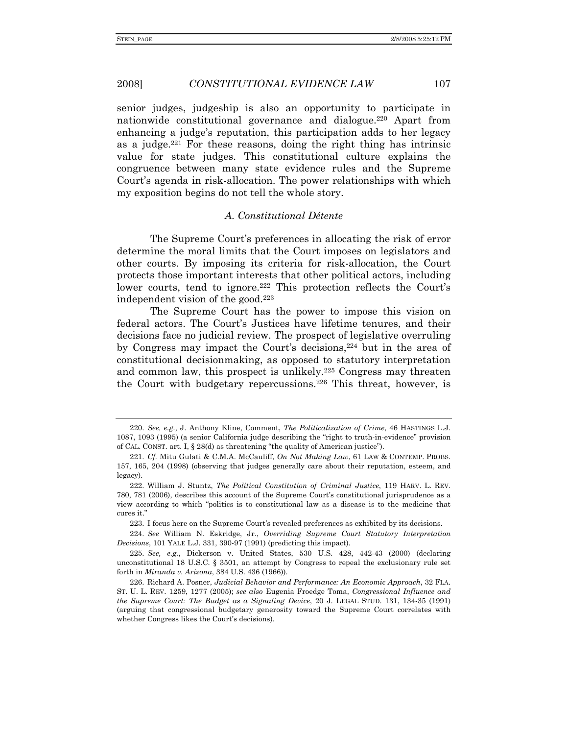senior judges, judgeship is also an opportunity to participate in nationwide constitutional governance and dialogue.[220] Apart from enhancing a judge's reputation, this participation adds to her legacy as a judge.[221] For these reasons, doing the right thing has intrinsic value for state judges. This constitutional culture explains the congruence between many state evidence rules and the Supreme Court's agenda in risk-allocation. The power relationships with which my exposition begins do not tell the whole story.

### *A. Constitutional Détente*

The Supreme Court's preferences in allocating the risk of error determine the moral limits that the Court imposes on legislators and other courts. By imposing its criteria for risk-allocation, the Court protects those important interests that other political actors, including lower courts, tend to ignore.[222] This protection reflects the Court's independent vision of the good.[223]

The Supreme Court has the power to impose this vision on federal actors. The Court's Justices have lifetime tenures, and their decisions face no judicial review. The prospect of legislative overruling by Congress may impact the Court's decisions,[224] but in the area of constitutional decisionmaking, as opposed to statutory interpretation and common law, this prospect is unlikely.[225] Congress may threaten the Court with budgetary repercussions.[226] This threat, however, is

---

220. *See, e.g.*, J. Anthony Kline, Comment, *The Politicalization of Crime*, 46 HASTINGS L.J. 1087, 1093 (1995) (a senior California judge describing the "right to truth-in-evidence" provision of CAL. CONST. art. I, § 28(d) as threatening "the quality of American justice").

221. *Cf.* Mitu Gulati & C.M.A. McCauliff, *On Not Making Law*, 61 LAW & CONTEMP. PROBS. 157, 165, 204 (1998) (observing that judges generally care about their reputation, esteem, and legacy).

222. William J. Stuntz, *The Political Constitution of Criminal Justice*, 119 HARV. L. REV. 780, 781 (2006), describes this account of the Supreme Court's constitutional jurisprudence as a view according to which "politics is to constitutional law as a disease is to the medicine that cures it."

223. I focus here on the Supreme Court's revealed preferences as exhibited by its decisions.

224. *See* William N. Eskridge, Jr., *Overriding Supreme Court Statutory Interpretation Decisions*, 101 YALE L.J. 331, 390-97 (1991) (predicting this impact).

225. *See, e.g.*, Dickerson v. United States, 530 U.S. 428, 442-43 (2000) (declaring unconstitutional 18 U.S.C. § 3501, an attempt by Congress to repeal the exclusionary rule set forth in *Miranda v. Arizona*, 384 U.S. 436 (1966)).

226. Richard A. Posner, *Judicial Behavior and Performance: An Economic Approach*, 32 FLA. ST. U. L. REV. 1259, 1277 (2005); *see also* Eugenia Froedge Toma, *Congressional Influence and the Supreme Court: The Budget as a Signaling Device*, 20 J. LEGAL STUD. 131, 134-35 (1991) (arguing that congressional budgetary generosity toward the Supreme Court correlates with whether Congress likes the Court's decisions).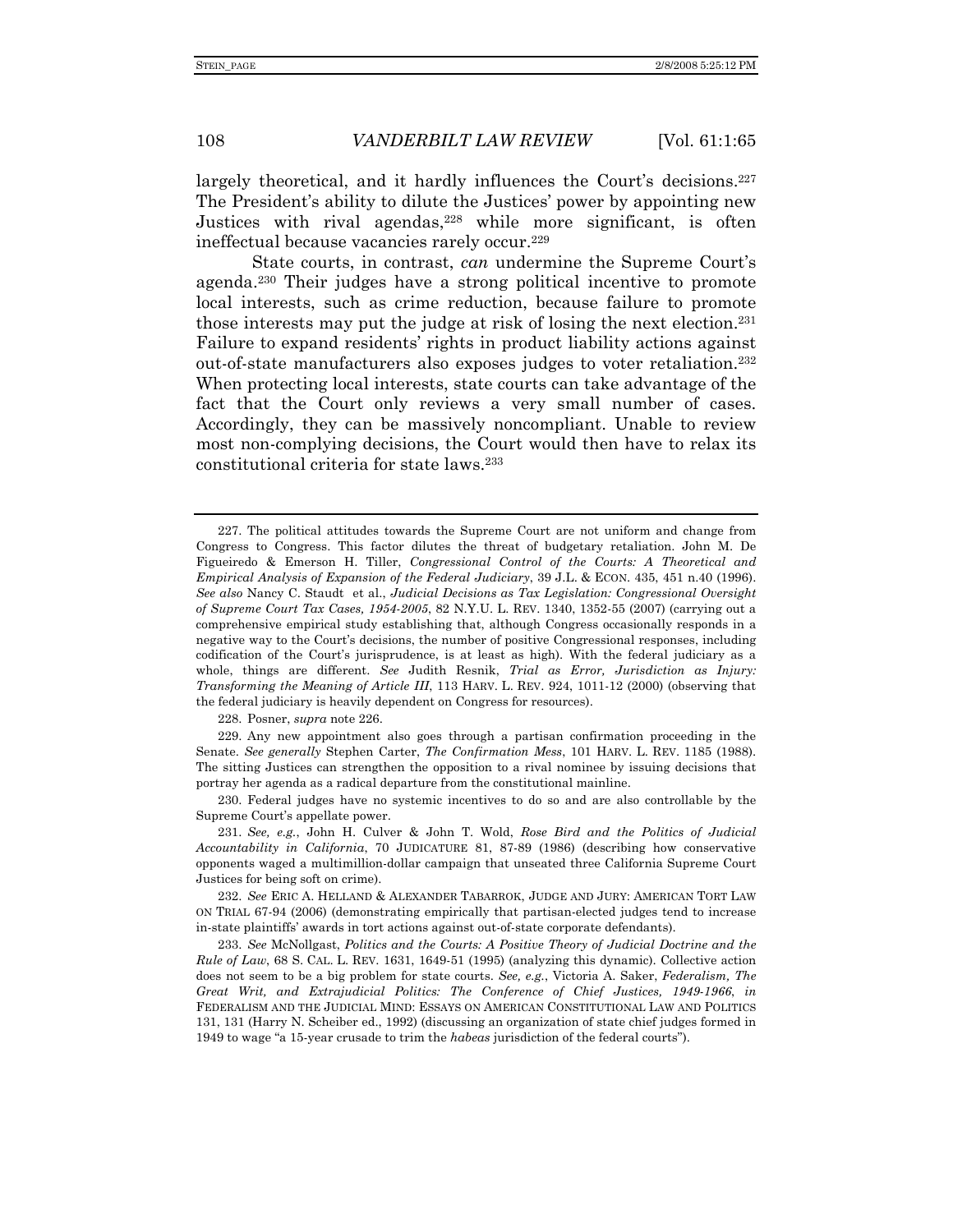largely theoretical, and it hardly influences the Court's decisions.[227] The President's ability to dilute the Justices' power by appointing new Justices with rival agendas,[228] while more significant, is often ineffectual because vacancies rarely occur.[229]

State courts, in contrast, *can* undermine the Supreme Court's agenda.[230] Their judges have a strong political incentive to promote local interests, such as crime reduction, because failure to promote those interests may put the judge at risk of losing the next election.[231] Failure to expand residents' rights in product liability actions against out-of-state manufacturers also exposes judges to voter retaliation.[232] When protecting local interests, state courts can take advantage of the fact that the Court only reviews a very small number of cases. Accordingly, they can be massively noncompliant. Unable to review most non-complying decisions, the Court would then have to relax its constitutional criteria for state laws.[233]

---

227. The political attitudes towards the Supreme Court are not uniform and change from Congress to Congress. This factor dilutes the threat of budgetary retaliation. John M. De Figueiredo & Emerson H. Tiller, *Congressional Control of the Courts: A Theoretical and Empirical Analysis of Expansion of the Federal Judiciary*, 39 J.L. & ECON. 435, 451 n.40 (1996). *See also* Nancy C. Staudt et al., *Judicial Decisions as Tax Legislation: Congressional Oversight of Supreme Court Tax Cases, 1954-2005*, 82 N.Y.U. L. REV. 1340, 1352-55 (2007) (carrying out a comprehensive empirical study establishing that, although Congress occasionally responds in a negative way to the Court's decisions, the number of positive Congressional responses, including codification of the Court's jurisprudence, is at least as high). With the federal judiciary as a whole, things are different. *See* Judith Resnik, *Trial as Error, Jurisdiction as Injury: Transforming the Meaning of Article III*, 113 HARV. L. REV. 924, 1011-12 (2000) (observing that the federal judiciary is heavily dependent on Congress for resources).

228. Posner, *supra* note 226.

229. Any new appointment also goes through a partisan confirmation proceeding in the Senate. *See generally* Stephen Carter, *The Confirmation Mess*, 101 HARV. L. REV. 1185 (1988). The sitting Justices can strengthen the opposition to a rival nominee by issuing decisions that portray her agenda as a radical departure from the constitutional mainline.

230. Federal judges have no systemic incentives to do so and are also controllable by the Supreme Court's appellate power.

231. *See, e.g.*, John H. Culver & John T. Wold, *Rose Bird and the Politics of Judicial Accountability in California*, 70 JUDICATURE 81, 87-89 (1986) (describing how conservative opponents waged a multimillion-dollar campaign that unseated three California Supreme Court Justices for being soft on crime).

232. *See* ERIC A. HELLAND & ALEXANDER TABARROK, JUDGE AND JURY: AMERICAN TORT LAW ON TRIAL 67-94 (2006) (demonstrating empirically that partisan-elected judges tend to increase in-state plaintiffs' awards in tort actions against out-of-state corporate defendants).

233. *See* McNollgast, *Politics and the Courts: A Positive Theory of Judicial Doctrine and the Rule of Law*, 68 S. CAL. L. REV. 1631, 1649-51 (1995) (analyzing this dynamic). Collective action does not seem to be a big problem for state courts. *See, e.g.*, Victoria A. Saker, *Federalism, The Great Writ, and Extrajudicial Politics: The Conference of Chief Justices, 1949-1966*, *in* FEDERALISM AND THE JUDICIAL MIND: ESSAYS ON AMERICAN CONSTITUTIONAL LAW AND POLITICS 131, 131 (Harry N. Scheiber ed., 1992) (discussing an organization of state chief judges formed in 1949 to wage "a 15-year crusade to trim the *habeas* jurisdiction of the federal courts").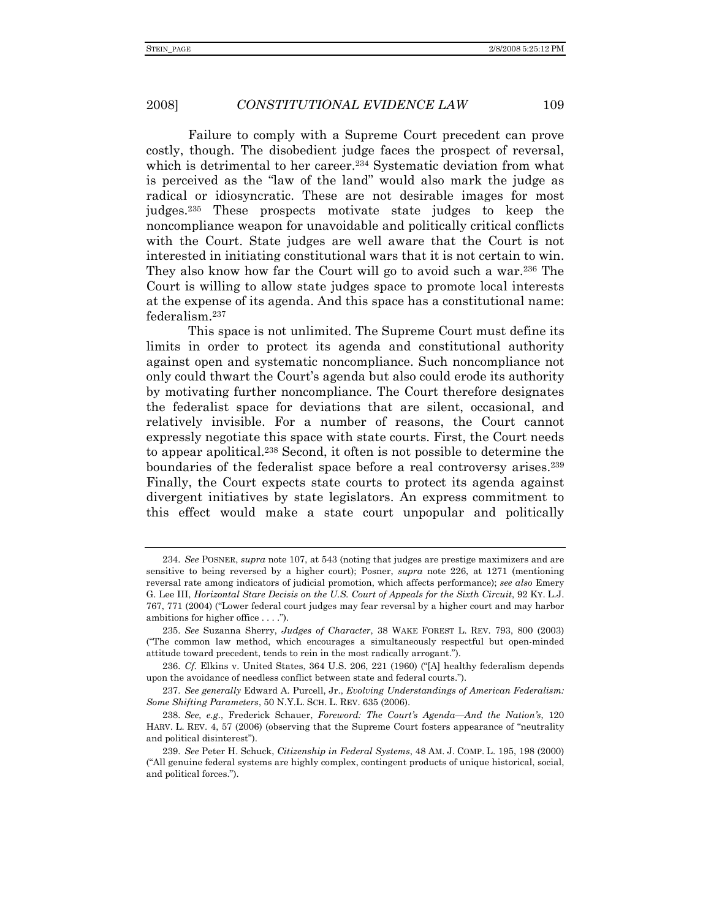Failure to comply with a Supreme Court precedent can prove costly, though. The disobedient judge faces the prospect of reversal, which is detrimental to her career.[234] Systematic deviation from what is perceived as the "law of the land" would also mark the judge as radical or idiosyncratic. These are not desirable images for most judges.[235] These prospects motivate state judges to keep the noncompliance weapon for unavoidable and politically critical conflicts with the Court. State judges are well aware that the Court is not interested in initiating constitutional wars that it is not certain to win. They also know how far the Court will go to avoid such a war.[236] The Court is willing to allow state judges space to promote local interests at the expense of its agenda. And this space has a constitutional name: federalism.[237]

This space is not unlimited. The Supreme Court must define its limits in order to protect its agenda and constitutional authority against open and systematic noncompliance. Such noncompliance not only could thwart the Court's agenda but also could erode its authority by motivating further noncompliance. The Court therefore designates the federalist space for deviations that are silent, occasional, and relatively invisible. For a number of reasons, the Court cannot expressly negotiate this space with state courts. First, the Court needs to appear apolitical.[238] Second, it often is not possible to determine the boundaries of the federalist space before a real controversy arises.[239] Finally, the Court expects state courts to protect its agenda against divergent initiatives by state legislators. An express commitment to this effect would make a state court unpopular and politically

---

234. *See* POSNER, *supra* note 107, at 543 (noting that judges are prestige maximizers and are sensitive to being reversed by a higher court); Posner, *supra* note 226, at 1271 (mentioning reversal rate among indicators of judicial promotion, which affects performance); *see also* Emery G. Lee III, *Horizontal Stare Decisis on the U.S. Court of Appeals for the Sixth Circuit*, 92 KY. L.J. 767, 771 (2004) ("Lower federal court judges may fear reversal by a higher court and may harbor ambitions for higher office . . . .").

235. *See* Suzanna Sherry, *Judges of Character*, 38 WAKE FOREST L. REV. 793, 800 (2003) ("The common law method, which encourages a simultaneously respectful but open-minded attitude toward precedent, tends to rein in the most radically arrogant.").

236. *Cf.* Elkins v. United States, 364 U.S. 206, 221 (1960) ("[A] healthy federalism depends upon the avoidance of needless conflict between state and federal courts.").

237. *See generally* Edward A. Purcell, Jr., *Evolving Understandings of American Federalism: Some Shifting Parameters*, 50 N.Y.L. SCH. L. REV. 635 (2006).

238. *See, e.g.*, Frederick Schauer, *Foreword: The Court's Agenda—And the Nation's*, 120 HARV. L. REV. 4, 57 (2006) (observing that the Supreme Court fosters appearance of "neutrality and political disinterest").

239. *See* Peter H. Schuck, *Citizenship in Federal Systems*, 48 AM. J. COMP. L. 195, 198 (2000) ("All genuine federal systems are highly complex, contingent products of unique historical, social, and political forces.").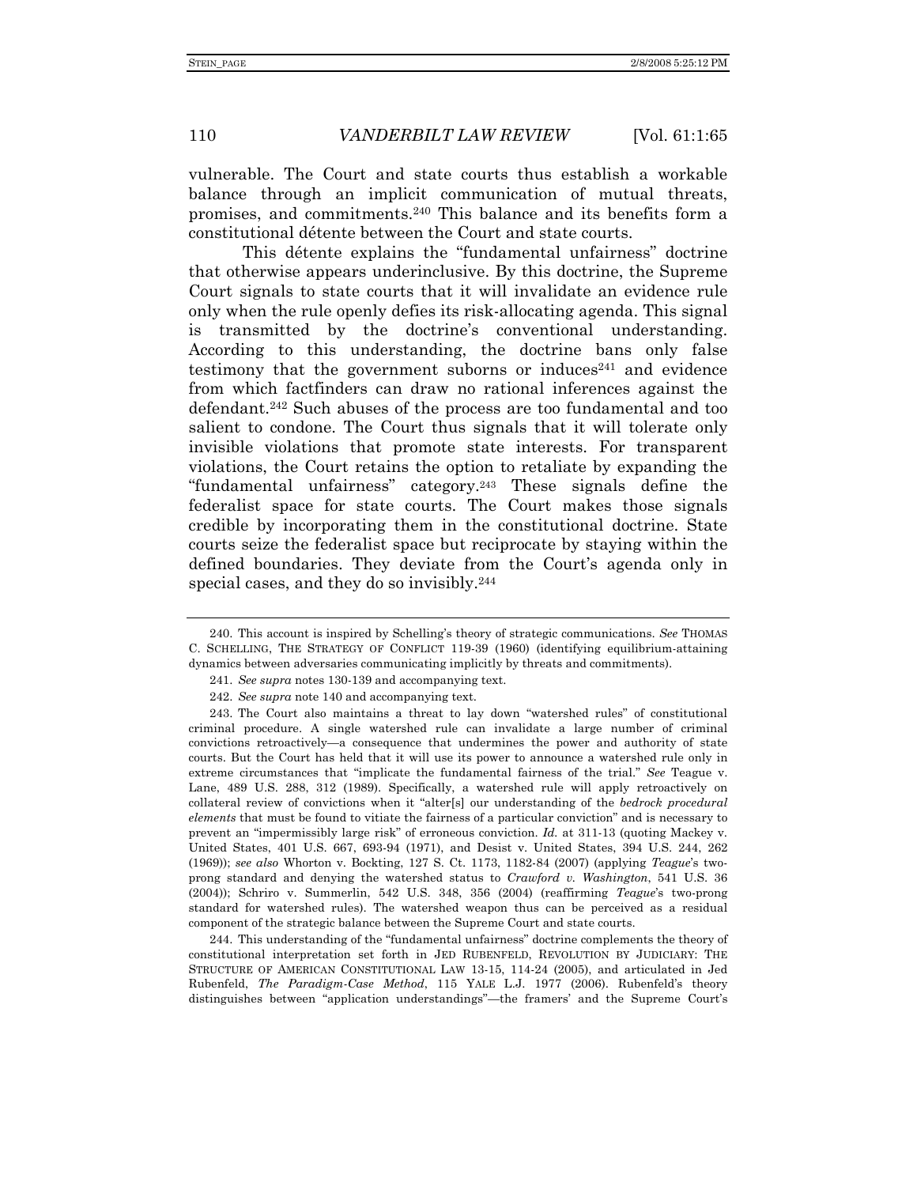vulnerable. The Court and state courts thus establish a workable balance through an implicit communication of mutual threats, promises, and commitments.[240] This balance and its benefits form a constitutional détente between the Court and state courts.

This détente explains the "fundamental unfairness" doctrine that otherwise appears underinclusive. By this doctrine, the Supreme Court signals to state courts that it will invalidate an evidence rule only when the rule openly defies its risk-allocating agenda. This signal is transmitted by the doctrine's conventional understanding. According to this understanding, the doctrine bans only false testimony that the government suborns or induces[241] and evidence from which factfinders can draw no rational inferences against the defendant.[242] Such abuses of the process are too fundamental and too salient to condone. The Court thus signals that it will tolerate only invisible violations that promote state interests. For transparent violations, the Court retains the option to retaliate by expanding the "fundamental unfairness" category.[243] These signals define the federalist space for state courts. The Court makes those signals credible by incorporating them in the constitutional doctrine. State courts seize the federalist space but reciprocate by staying within the defined boundaries. They deviate from the Court's agenda only in special cases, and they do so invisibly.[244]

---

240. This account is inspired by Schelling's theory of strategic communications. *See* THOMAS C. SCHELLING, THE STRATEGY OF CONFLICT 119-39 (1960) (identifying equilibrium-attaining dynamics between adversaries communicating implicitly by threats and commitments).

241. *See supra* notes 130-139 and accompanying text.

242. *See supra* note 140 and accompanying text.

243. The Court also maintains a threat to lay down "watershed rules" of constitutional criminal procedure. A single watershed rule can invalidate a large number of criminal convictions retroactively—a consequence that undermines the power and authority of state courts. But the Court has held that it will use its power to announce a watershed rule only in extreme circumstances that "implicate the fundamental fairness of the trial." *See* Teague v. Lane, 489 U.S. 288, 312 (1989). Specifically, a watershed rule will apply retroactively on collateral review of convictions when it "alter[s] our understanding of the *bedrock procedural elements* that must be found to vitiate the fairness of a particular conviction" and is necessary to prevent an "impermissibly large risk" of erroneous conviction. *Id.* at 311-13 (quoting Mackey v. United States, 401 U.S. 667, 693-94 (1971), and Desist v. United States, 394 U.S. 244, 262 (1969)); *see also* Whorton v. Bockting, 127 S. Ct. 1173, 1182-84 (2007) (applying *Teague*'s two-prong standard and denying the watershed status to *Crawford v. Washington*, 541 U.S. 36 (2004)); Schriro v. Summerlin, 542 U.S. 348, 356 (2004) (reaffirming *Teague*'s two-prong standard for watershed rules). The watershed weapon thus can be perceived as a residual component of the strategic balance between the Supreme Court and state courts.

244. This understanding of the "fundamental unfairness" doctrine complements the theory of constitutional interpretation set forth in JED RUBENFELD, REVOLUTION BY JUDICIARY: THE STRUCTURE OF AMERICAN CONSTITUTIONAL LAW 13-15, 114-24 (2005), and articulated in Jed Rubenfeld, *The Paradigm-Case Method*, 115 YALE L.J. 1977 (2006). Rubenfeld's theory distinguishes between "application understandings"—the framers' and the Supreme Court's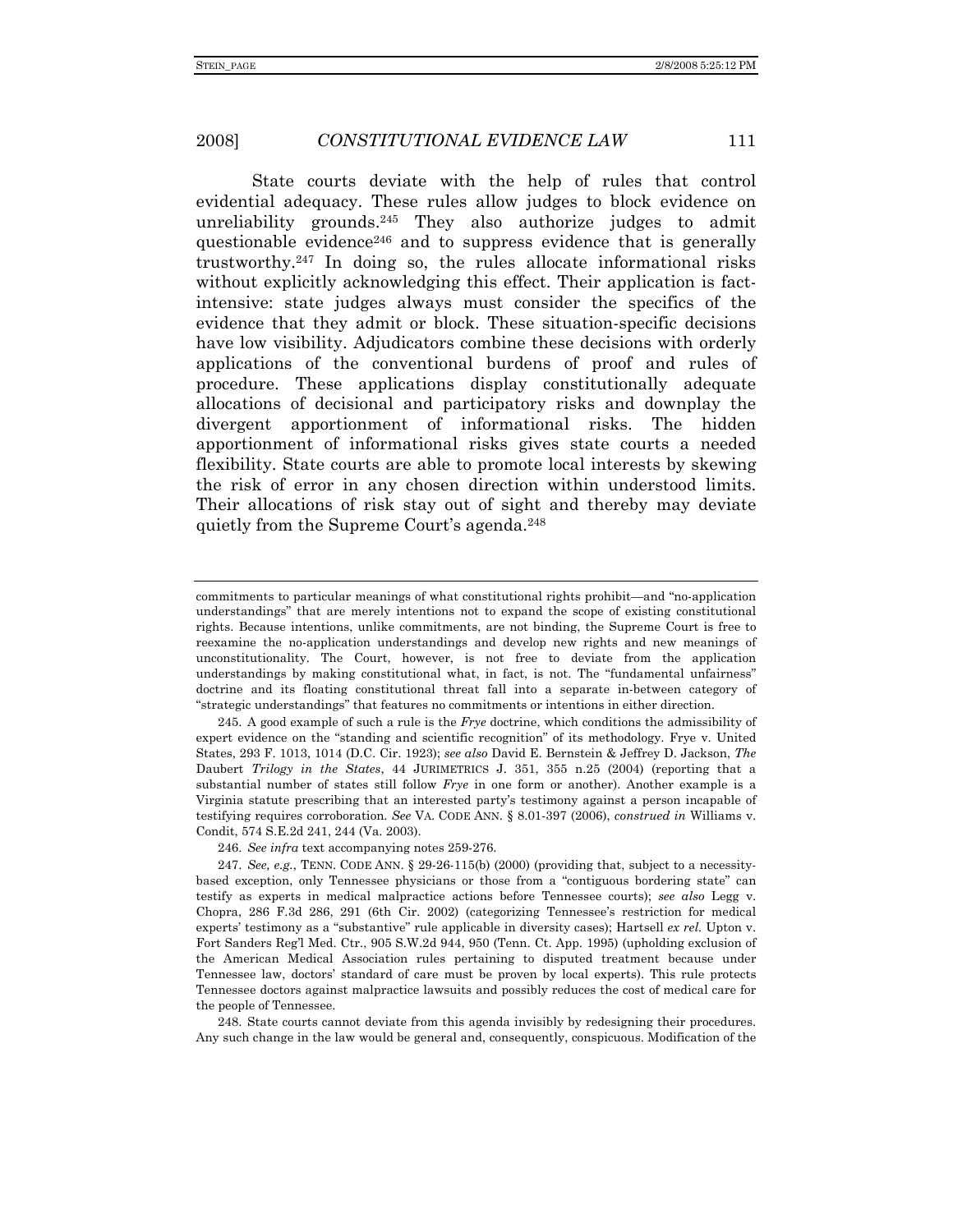State courts deviate with the help of rules that control evidential adequacy. These rules allow judges to block evidence on unreliability grounds.[245] They also authorize judges to admit questionable evidence[246] and to suppress evidence that is generally trustworthy.[247] In doing so, the rules allocate informational risks without explicitly acknowledging this effect. Their application is fact-intensive: state judges always must consider the specifics of the evidence that they admit or block. These situation-specific decisions have low visibility. Adjudicators combine these decisions with orderly applications of the conventional burdens of proof and rules of procedure. These applications display constitutionally adequate allocations of decisional and participatory risks and downplay the divergent apportionment of informational risks. The hidden apportionment of informational risks gives state courts a needed flexibility. State courts are able to promote local interests by skewing the risk of error in any chosen direction within understood limits. Their allocations of risk stay out of sight and thereby may deviate quietly from the Supreme Court's agenda.[248]

---

commitments to particular meanings of what constitutional rights prohibit—and "no-application understandings" that are merely intentions not to expand the scope of existing constitutional rights. Because intentions, unlike commitments, are not binding, the Supreme Court is free to reexamine the no-application understandings and develop new rights and new meanings of unconstitutionality. The Court, however, is not free to deviate from the application understandings by making constitutional what, in fact, is not. The "fundamental unfairness" doctrine and its floating constitutional threat fall into a separate in-between category of "strategic understandings" that features no commitments or intentions in either direction.

245. A good example of such a rule is the *Frye* doctrine, which conditions the admissibility of expert evidence on the "standing and scientific recognition" of its methodology. Frye v. United States, 293 F. 1013, 1014 (D.C. Cir. 1923); *see also* David E. Bernstein & Jeffrey D. Jackson, *The* Daubert *Trilogy in the States*, 44 JURIMETRICS J. 351, 355 n.25 (2004) (reporting that a substantial number of states still follow *Frye* in one form or another). Another example is a Virginia statute prescribing that an interested party's testimony against a person incapable of testifying requires corroboration. *See* VA. CODE ANN. § 8.01-397 (2006), *construed in* Williams v. Condit, 574 S.E.2d 241, 244 (Va. 2003).

246. *See infra* text accompanying notes 259-276.

247. *See, e.g.*, TENN. CODE ANN. § 29-26-115(b) (2000) (providing that, subject to a necessity-based exception, only Tennessee physicians or those from a "contiguous bordering state" can testify as experts in medical malpractice actions before Tennessee courts); *see also* Legg v. Chopra, 286 F.3d 286, 291 (6th Cir. 2002) (categorizing Tennessee's restriction for medical experts' testimony as a "substantive" rule applicable in diversity cases); Hartsell *ex rel.* Upton v. Fort Sanders Reg'l Med. Ctr., 905 S.W.2d 944, 950 (Tenn. Ct. App. 1995) (upholding exclusion of the American Medical Association rules pertaining to disputed treatment because under Tennessee law, doctors' standard of care must be proven by local experts). This rule protects Tennessee doctors against malpractice lawsuits and possibly reduces the cost of medical care for the people of Tennessee.

248. State courts cannot deviate from this agenda invisibly by redesigning their procedures. Any such change in the law would be general and, consequently, conspicuous. Modification of the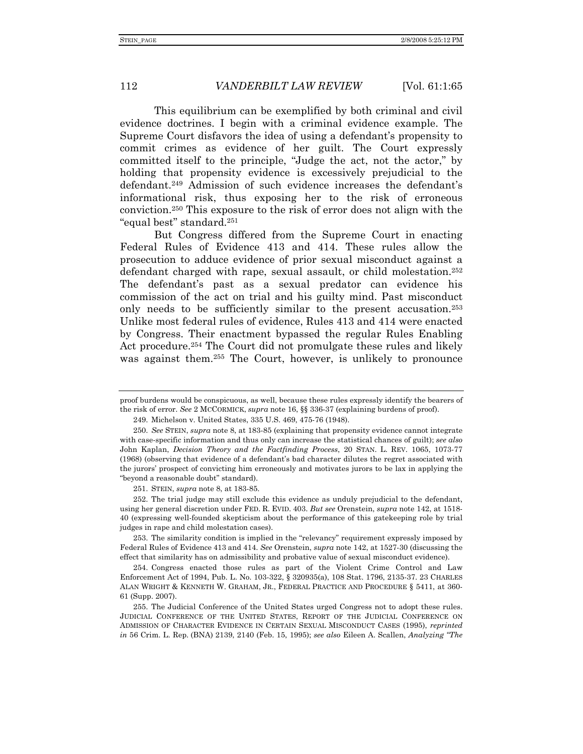This equilibrium can be exemplified by both criminal and civil evidence doctrines. I begin with a criminal evidence example. The Supreme Court disfavors the idea of using a defendant's propensity to commit crimes as evidence of her guilt. The Court expressly committed itself to the principle, "Judge the act, not the actor," by holding that propensity evidence is excessively prejudicial to the defendant.[249] Admission of such evidence increases the defendant's informational risk, thus exposing her to the risk of erroneous conviction.[250] This exposure to the risk of error does not align with the "equal best" standard.[251]

But Congress differed from the Supreme Court in enacting Federal Rules of Evidence 413 and 414. These rules allow the prosecution to adduce evidence of prior sexual misconduct against a defendant charged with rape, sexual assault, or child molestation.[252] The defendant's past as a sexual predator can evidence his commission of the act on trial and his guilty mind. Past misconduct only needs to be sufficiently similar to the present accusation.[253] Unlike most federal rules of evidence, Rules 413 and 414 were enacted by Congress. Their enactment bypassed the regular Rules Enabling Act procedure.[254] The Court did not promulgate these rules and likely was against them.[255] The Court, however, is unlikely to pronounce

---

proof burdens would be conspicuous, as well, because these rules expressly identify the bearers of the risk of error. *See* 2 MCCORMICK, *supra* note 16, §§ 336-37 (explaining burdens of proof).

249. Michelson v. United States, 335 U.S. 469, 475-76 (1948).

250. *See* STEIN, *supra* note 8, at 183-85 (explaining that propensity evidence cannot integrate with case-specific information and thus only can increase the statistical chances of guilt); *see also* John Kaplan, *Decision Theory and the Factfinding Process*, 20 STAN. L. REV. 1065, 1073-77 (1968) (observing that evidence of a defendant's bad character dilutes the regret associated with the jurors' prospect of convicting him erroneously and motivates jurors to be lax in applying the "beyond a reasonable doubt" standard).

251. STEIN, *supra* note 8, at 183-85.

252. The trial judge may still exclude this evidence as unduly prejudicial to the defendant, using her general discretion under FED. R. EVID. 403. *But see* Orenstein, *supra* note 142, at 1518-40 (expressing well-founded skepticism about the performance of this gatekeeping role by trial judges in rape and child molestation cases).

253. The similarity condition is implied in the "relevancy" requirement expressly imposed by Federal Rules of Evidence 413 and 414. *See* Orenstein, *supra* note 142, at 1527-30 (discussing the effect that similarity has on admissibility and probative value of sexual misconduct evidence).

254. Congress enacted those rules as part of the Violent Crime Control and Law Enforcement Act of 1994, Pub. L. No. 103-322, § 320935(a), 108 Stat. 1796, 2135-37. 23 CHARLES ALAN WRIGHT & KENNETH W. GRAHAM, JR., FEDERAL PRACTICE AND PROCEDURE § 5411, at 360-61 (Supp. 2007).

255. The Judicial Conference of the United States urged Congress not to adopt these rules. JUDICIAL CONFERENCE OF THE UNITED STATES, REPORT OF THE JUDICIAL CONFERENCE ON ADMISSION OF CHARACTER EVIDENCE IN CERTAIN SEXUAL MISCONDUCT CASES (1995), *reprinted in* 56 Crim. L. Rep. (BNA) 2139, 2140 (Feb. 15, 1995); *see also* Eileen A. Scallen, *Analyzing "The*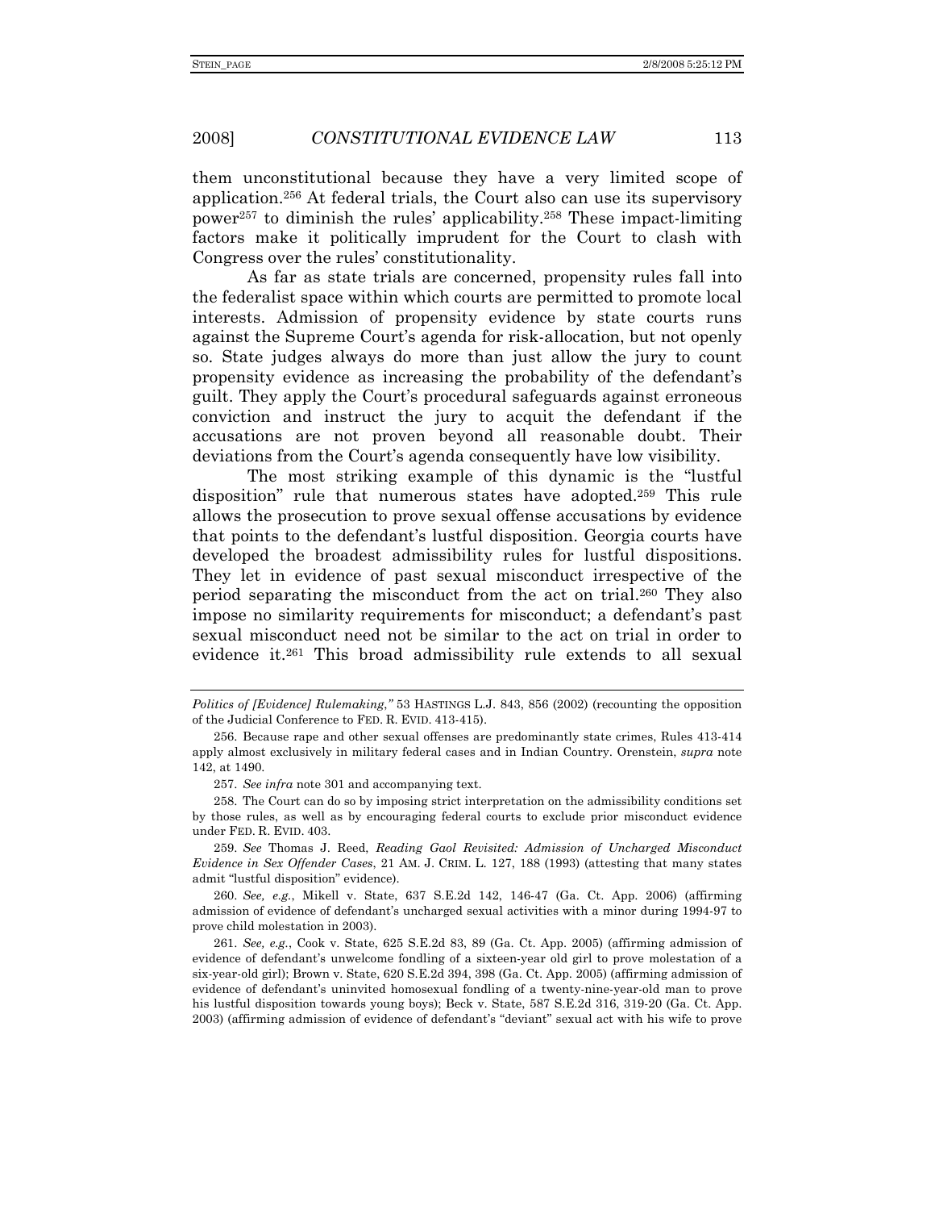them unconstitutional because they have a very limited scope of application.[256] At federal trials, the Court also can use its supervisory power[257] to diminish the rules' applicability.[258] These impact-limiting factors make it politically imprudent for the Court to clash with Congress over the rules' constitutionality.

As far as state trials are concerned, propensity rules fall into the federalist space within which courts are permitted to promote local interests. Admission of propensity evidence by state courts runs against the Supreme Court's agenda for risk-allocation, but not openly so. State judges always do more than just allow the jury to count propensity evidence as increasing the probability of the defendant's guilt. They apply the Court's procedural safeguards against erroneous conviction and instruct the jury to acquit the defendant if the accusations are not proven beyond all reasonable doubt. Their deviations from the Court's agenda consequently have low visibility.

The most striking example of this dynamic is the "lustful disposition" rule that numerous states have adopted.[259] This rule allows the prosecution to prove sexual offense accusations by evidence that points to the defendant's lustful disposition. Georgia courts have developed the broadest admissibility rules for lustful dispositions. They let in evidence of past sexual misconduct irrespective of the period separating the misconduct from the act on trial.[260] They also impose no similarity requirements for misconduct; a defendant's past sexual misconduct need not be similar to the act on trial in order to evidence it.[261] This broad admissibility rule extends to all sexual

---

*Politics of [Evidence] Rulemaking*," 53 HASTINGS L.J. 843, 856 (2002) (recounting the opposition of the Judicial Conference to FED. R. EVID. 413-415).

256. Because rape and other sexual offenses are predominantly state crimes, Rules 413-414 apply almost exclusively in military federal cases and in Indian Country. Orenstein, *supra* note 142, at 1490.

257. *See infra* note 301 and accompanying text.

258. The Court can do so by imposing strict interpretation on the admissibility conditions set by those rules, as well as by encouraging federal courts to exclude prior misconduct evidence under FED. R. EVID. 403.

259. *See* Thomas J. Reed, *Reading Gaol Revisited: Admission of Uncharged Misconduct Evidence in Sex Offender Cases*, 21 AM. J. CRIM. L. 127, 188 (1993) (attesting that many states admit "lustful disposition" evidence).

260. *See, e.g.*, Mikell v. State, 637 S.E.2d 142, 146-47 (Ga. Ct. App. 2006) (affirming admission of evidence of defendant's uncharged sexual activities with a minor during 1994-97 to prove child molestation in 2003).

261. *See, e.g.*, Cook v. State, 625 S.E.2d 83, 89 (Ga. Ct. App. 2005) (affirming admission of evidence of defendant's unwelcome fondling of a sixteen-year old girl to prove molestation of a six-year-old girl); Brown v. State, 620 S.E.2d 394, 398 (Ga. Ct. App. 2005) (affirming admission of evidence of defendant's uninvited homosexual fondling of a twenty-nine-year-old man to prove his lustful disposition towards young boys); Beck v. State, 587 S.E.2d 316, 319-20 (Ga. Ct. App. 2003) (affirming admission of evidence of defendant's "deviant" sexual act with his wife to prove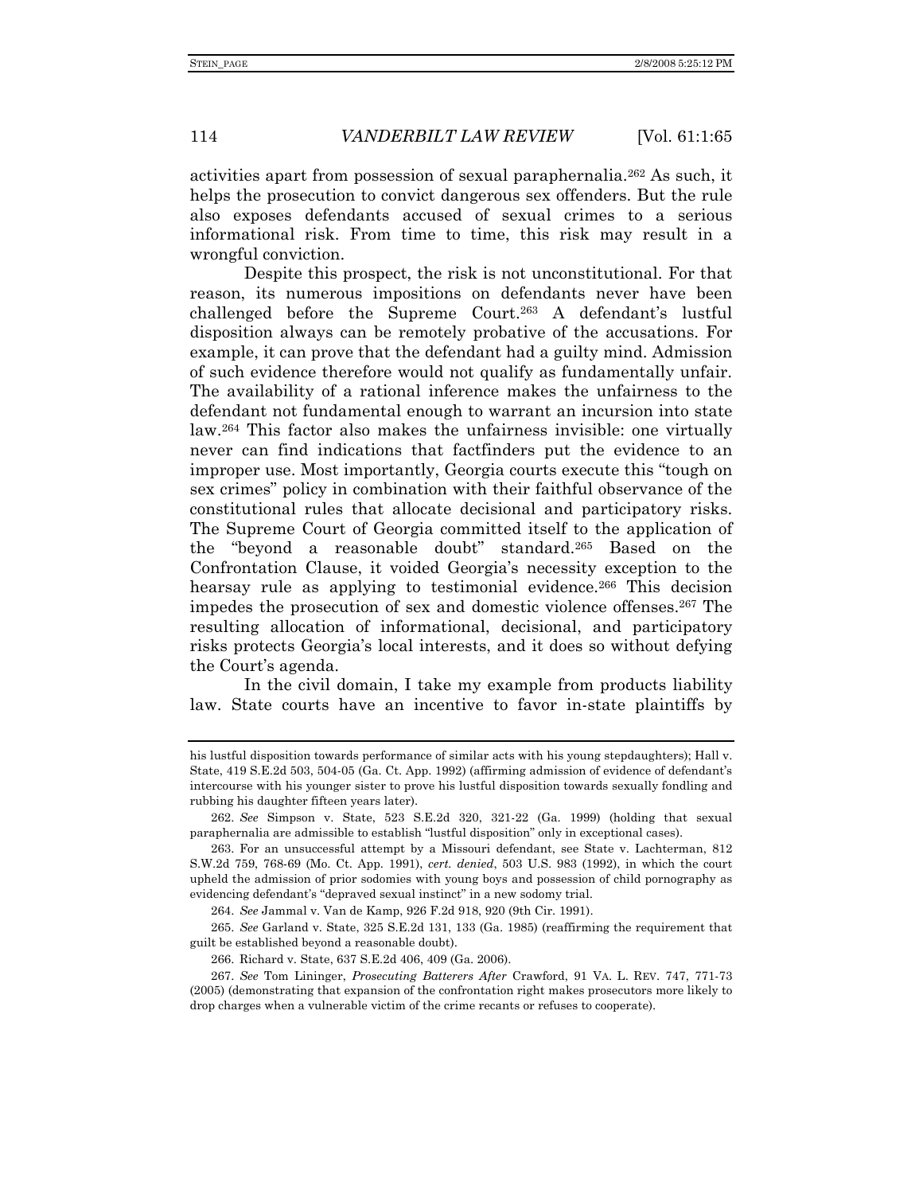activities apart from possession of sexual paraphernalia.[262] As such, it helps the prosecution to convict dangerous sex offenders. But the rule also exposes defendants accused of sexual crimes to a serious informational risk. From time to time, this risk may result in a wrongful conviction.

Despite this prospect, the risk is not unconstitutional. For that reason, its numerous impositions on defendants never have been challenged before the Supreme Court.[263] A defendant's lustful disposition always can be remotely probative of the accusations. For example, it can prove that the defendant had a guilty mind. Admission of such evidence therefore would not qualify as fundamentally unfair. The availability of a rational inference makes the unfairness to the defendant not fundamental enough to warrant an incursion into state law.[264] This factor also makes the unfairness invisible: one virtually never can find indications that factfinders put the evidence to an improper use. Most importantly, Georgia courts execute this "tough on sex crimes" policy in combination with their faithful observance of the constitutional rules that allocate decisional and participatory risks. The Supreme Court of Georgia committed itself to the application of the "beyond a reasonable doubt" standard.[265] Based on the Confrontation Clause, it voided Georgia's necessity exception to the hearsay rule as applying to testimonial evidence.[266] This decision impedes the prosecution of sex and domestic violence offenses.[267] The resulting allocation of informational, decisional, and participatory risks protects Georgia's local interests, and it does so without defying the Court's agenda.

In the civil domain, I take my example from products liability law. State courts have an incentive to favor in-state plaintiffs by

---

his lustful disposition towards performance of similar acts with his young stepdaughters); Hall v. State, 419 S.E.2d 503, 504-05 (Ga. Ct. App. 1992) (affirming admission of evidence of defendant's intercourse with his younger sister to prove his lustful disposition towards sexually fondling and rubbing his daughter fifteen years later).

262. *See* Simpson v. State, 523 S.E.2d 320, 321-22 (Ga. 1999) (holding that sexual paraphernalia are admissible to establish "lustful disposition" only in exceptional cases).

263. For an unsuccessful attempt by a Missouri defendant, see State v. Lachterman, 812 S.W.2d 759, 768-69 (Mo. Ct. App. 1991), *cert. denied*, 503 U.S. 983 (1992), in which the court upheld the admission of prior sodomies with young boys and possession of child pornography as evidencing defendant's "depraved sexual instinct" in a new sodomy trial.

264. *See* Jammal v. Van de Kamp, 926 F.2d 918, 920 (9th Cir. 1991).

265. *See* Garland v. State, 325 S.E.2d 131, 133 (Ga. 1985) (reaffirming the requirement that guilt be established beyond a reasonable doubt).

266. Richard v. State, 637 S.E.2d 406, 409 (Ga. 2006).

267. *See* Tom Lininger, *Prosecuting Batterers After* Crawford, 91 VA. L. REV. 747, 771-73 (2005) (demonstrating that expansion of the confrontation right makes prosecutors more likely to drop charges when a vulnerable victim of the crime recants or refuses to cooperate).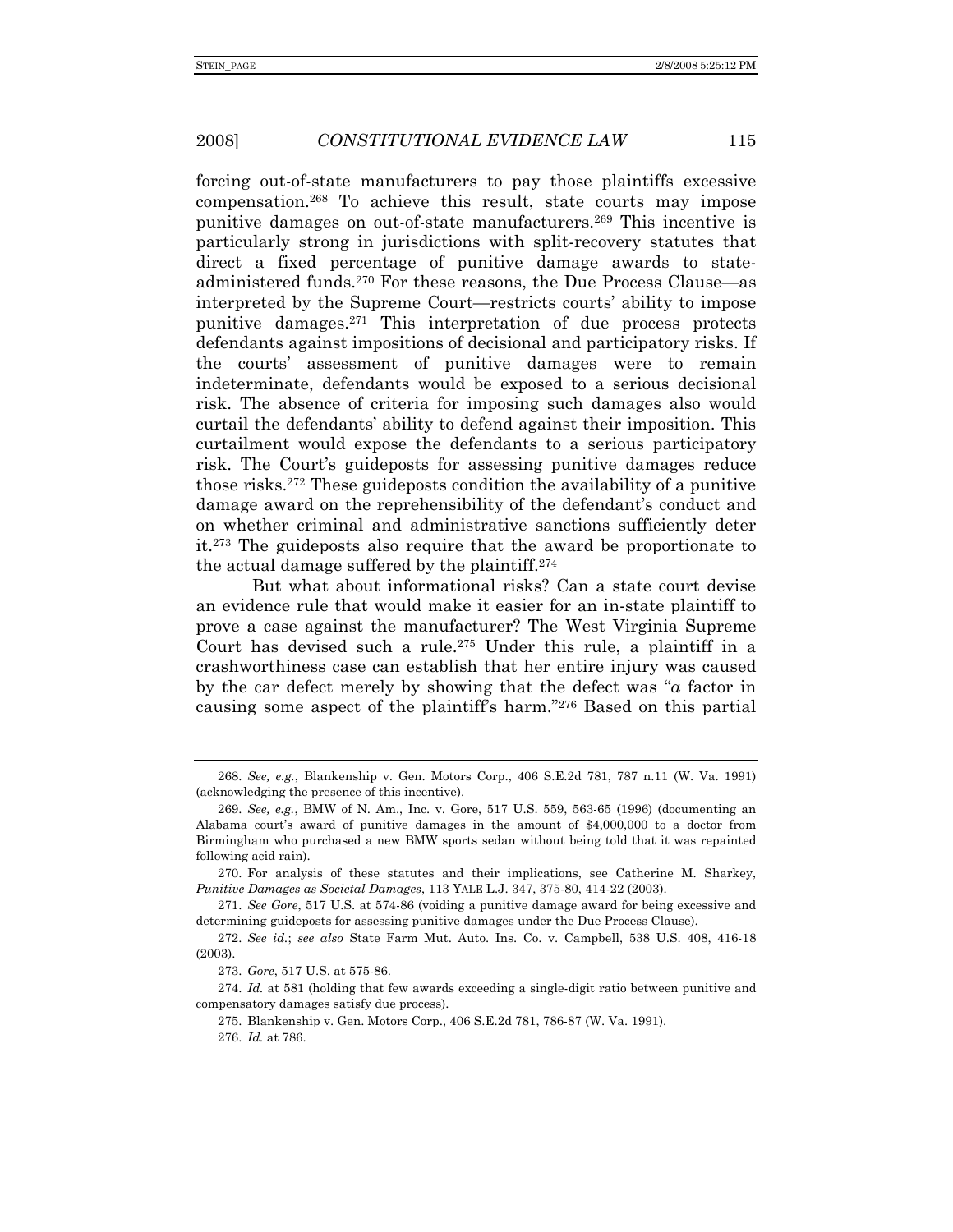forcing out-of-state manufacturers to pay those plaintiffs excessive compensation.[268] To achieve this result, state courts may impose punitive damages on out-of-state manufacturers.[269] This incentive is particularly strong in jurisdictions with split-recovery statutes that direct a fixed percentage of punitive damage awards to state-administered funds.[270] For these reasons, the Due Process Clause—as interpreted by the Supreme Court—restricts courts' ability to impose punitive damages.[271] This interpretation of due process protects defendants against impositions of decisional and participatory risks. If the courts' assessment of punitive damages were to remain indeterminate, defendants would be exposed to a serious decisional risk. The absence of criteria for imposing such damages also would curtail the defendants' ability to defend against their imposition. This curtailment would expose the defendants to a serious participatory risk. The Court's guideposts for assessing punitive damages reduce those risks.[272] These guideposts condition the availability of a punitive damage award on the reprehensibility of the defendant's conduct and on whether criminal and administrative sanctions sufficiently deter it.[273] The guideposts also require that the award be proportionate to the actual damage suffered by the plaintiff.[274]

But what about informational risks? Can a state court devise an evidence rule that would make it easier for an in-state plaintiff to prove a case against the manufacturer? The West Virginia Supreme Court has devised such a rule.[275] Under this rule, a plaintiff in a crashworthiness case can establish that her entire injury was caused by the car defect merely by showing that the defect was "*a* factor in causing some aspect of the plaintiff's harm."[276] Based on this partial

---

268. *See, e.g.*, Blankenship v. Gen. Motors Corp., 406 S.E.2d 781, 787 n.11 (W. Va. 1991) (acknowledging the presence of this incentive).

269. *See, e.g.*, BMW of N. Am., Inc. v. Gore, 517 U.S. 559, 563-65 (1996) (documenting an Alabama court's award of punitive damages in the amount of $4,000,000 to a doctor from Birmingham who purchased a new BMW sports sedan without being told that it was repainted following acid rain).

270. For analysis of these statutes and their implications, see Catherine M. Sharkey, *Punitive Damages as Societal Damages*, 113 YALE L.J. 347, 375-80, 414-22 (2003).

271. *See Gore*, 517 U.S. at 574-86 (voiding a punitive damage award for being excessive and determining guideposts for assessing punitive damages under the Due Process Clause).

272. *See id.*; *see also* State Farm Mut. Auto. Ins. Co. v. Campbell, 538 U.S. 408, 416-18 (2003).

273. *Gore*, 517 U.S. at 575-86.

274. *Id.* at 581 (holding that few awards exceeding a single-digit ratio between punitive and compensatory damages satisfy due process).

275. Blankenship v. Gen. Motors Corp., 406 S.E.2d 781, 786-87 (W. Va. 1991).

276. *Id.* at 786.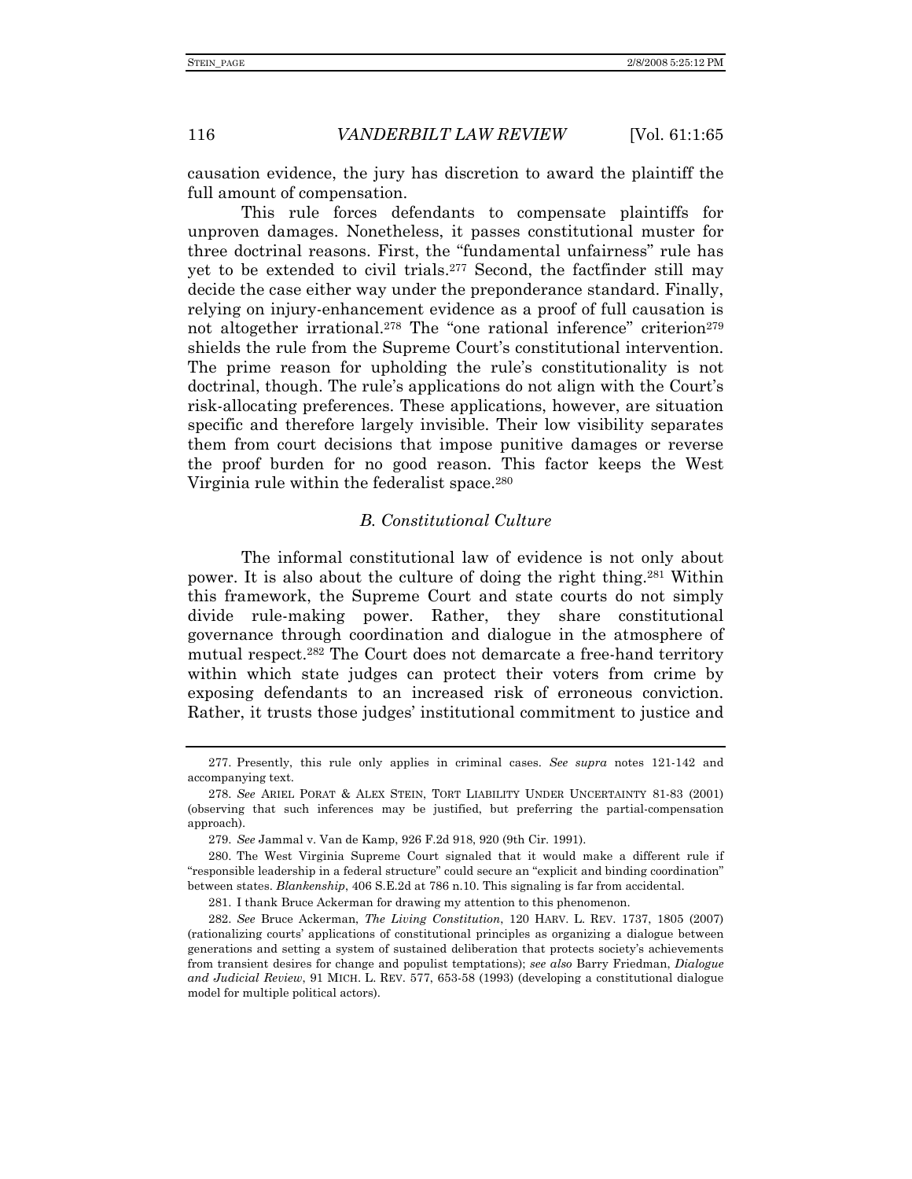causation evidence, the jury has discretion to award the plaintiff the full amount of compensation.

This rule forces defendants to compensate plaintiffs for unproven damages. Nonetheless, it passes constitutional muster for three doctrinal reasons. First, the "fundamental unfairness" rule has yet to be extended to civil trials.[277] Second, the factfinder still may decide the case either way under the preponderance standard. Finally, relying on injury-enhancement evidence as a proof of full causation is not altogether irrational.[278] The "one rational inference" criterion[279] shields the rule from the Supreme Court's constitutional intervention. The prime reason for upholding the rule's constitutionality is not doctrinal, though. The rule's applications do not align with the Court's risk-allocating preferences. These applications, however, are situation specific and therefore largely invisible. Their low visibility separates them from court decisions that impose punitive damages or reverse the proof burden for no good reason. This factor keeps the West Virginia rule within the federalist space.[280]

### *B. Constitutional Culture*

The informal constitutional law of evidence is not only about power. It is also about the culture of doing the right thing.[281] Within this framework, the Supreme Court and state courts do not simply divide rule-making power. Rather, they share constitutional governance through coordination and dialogue in the atmosphere of mutual respect.[282] The Court does not demarcate a free-hand territory within which state judges can protect their voters from crime by exposing defendants to an increased risk of erroneous conviction. Rather, it trusts those judges' institutional commitment to justice and

---

277. Presently, this rule only applies in criminal cases. *See supra* notes 121-142 and accompanying text.

278. *See* ARIEL PORAT & ALEX STEIN, TORT LIABILITY UNDER UNCERTAINTY 81-83 (2001) (observing that such inferences may be justified, but preferring the partial-compensation approach).

279. *See* Jammal v. Van de Kamp, 926 F.2d 918, 920 (9th Cir. 1991).

280. The West Virginia Supreme Court signaled that it would make a different rule if "responsible leadership in a federal structure" could secure an "explicit and binding coordination" between states. *Blankenship*, 406 S.E.2d at 786 n.10. This signaling is far from accidental.

281. I thank Bruce Ackerman for drawing my attention to this phenomenon.

282. *See* Bruce Ackerman, *The Living Constitution*, 120 HARV. L. REV. 1737, 1805 (2007) (rationalizing courts' applications of constitutional principles as organizing a dialogue between generations and setting a system of sustained deliberation that protects society's achievements from transient desires for change and populist temptations); *see also* Barry Friedman, *Dialogue and Judicial Review*, 91 MICH. L. REV. 577, 653-58 (1993) (developing a constitutional dialogue model for multiple political actors).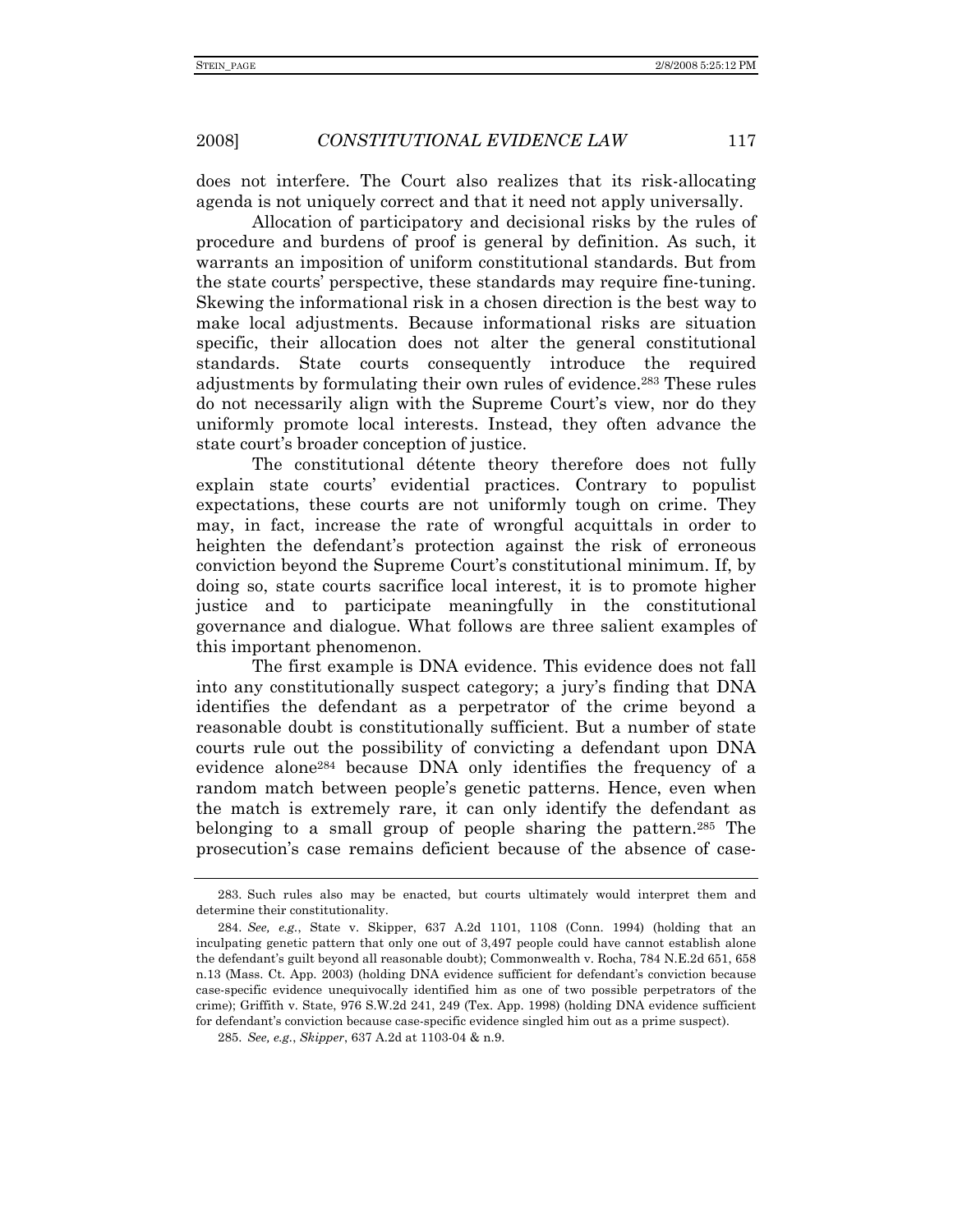does not interfere. The Court also realizes that its risk-allocating agenda is not uniquely correct and that it need not apply universally.

Allocation of participatory and decisional risks by the rules of procedure and burdens of proof is general by definition. As such, it warrants an imposition of uniform constitutional standards. But from the state courts' perspective, these standards may require fine-tuning. Skewing the informational risk in a chosen direction is the best way to make local adjustments. Because informational risks are situation specific, their allocation does not alter the general constitutional standards. State courts consequently introduce the required adjustments by formulating their own rules of evidence.[283] These rules do not necessarily align with the Supreme Court's view, nor do they uniformly promote local interests. Instead, they often advance the state court's broader conception of justice.

The constitutional détente theory therefore does not fully explain state courts' evidential practices. Contrary to populist expectations, these courts are not uniformly tough on crime. They may, in fact, increase the rate of wrongful acquittals in order to heighten the defendant's protection against the risk of erroneous conviction beyond the Supreme Court's constitutional minimum. If, by doing so, state courts sacrifice local interest, it is to promote higher justice and to participate meaningfully in the constitutional governance and dialogue. What follows are three salient examples of this important phenomenon.

The first example is DNA evidence. This evidence does not fall into any constitutionally suspect category; a jury's finding that DNA identifies the defendant as a perpetrator of the crime beyond a reasonable doubt is constitutionally sufficient. But a number of state courts rule out the possibility of convicting a defendant upon DNA evidence alone[284] because DNA only identifies the frequency of a random match between people's genetic patterns. Hence, even when the match is extremely rare, it can only identify the defendant as belonging to a small group of people sharing the pattern.[285] The prosecution's case remains deficient because of the absence of case-

---

283. Such rules also may be enacted, but courts ultimately would interpret them and determine their constitutionality.

284. *See, e.g.*, State v. Skipper, 637 A.2d 1101, 1108 (Conn. 1994) (holding that an inculpating genetic pattern that only one out of 3,497 people could have cannot establish alone the defendant's guilt beyond all reasonable doubt); Commonwealth v. Rocha, 784 N.E.2d 651, 658 n.13 (Mass. Ct. App. 2003) (holding DNA evidence sufficient for defendant's conviction because case-specific evidence unequivocally identified him as one of two possible perpetrators of the crime); Griffith v. State, 976 S.W.2d 241, 249 (Tex. App. 1998) (holding DNA evidence sufficient for defendant's conviction because case-specific evidence singled him out as a prime suspect).

285. *See, e.g.*, *Skipper*, 637 A.2d at 1103-04 & n.9.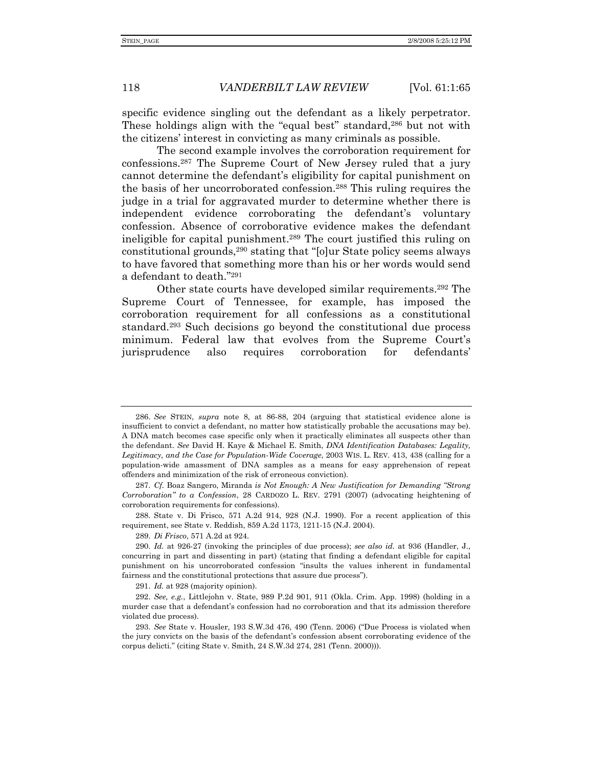specific evidence singling out the defendant as a likely perpetrator. These holdings align with the "equal best" standard,[286] but not with the citizens' interest in convicting as many criminals as possible.

The second example involves the corroboration requirement for confessions.[287] The Supreme Court of New Jersey ruled that a jury cannot determine the defendant's eligibility for capital punishment on the basis of her uncorroborated confession.[288] This ruling requires the judge in a trial for aggravated murder to determine whether there is independent evidence corroborating the defendant's voluntary confession. Absence of corroborative evidence makes the defendant ineligible for capital punishment.[289] The court justified this ruling on constitutional grounds,[290] stating that "[o]ur State policy seems always to have favored that something more than his or her words would send a defendant to death."[291]

Other state courts have developed similar requirements.[292] The Supreme Court of Tennessee, for example, has imposed the corroboration requirement for all confessions as a constitutional standard.[293] Such decisions go beyond the constitutional due process minimum. Federal law that evolves from the Supreme Court's jurisprudence also requires corroboration for defendants'

---

286. *See* STEIN, *supra* note 8, at 86-88, 204 (arguing that statistical evidence alone is insufficient to convict a defendant, no matter how statistically probable the accusations may be). A DNA match becomes case specific only when it practically eliminates all suspects other than the defendant. *See* David H. Kaye & Michael E. Smith, *DNA Identification Databases: Legality, Legitimacy, and the Case for Population-Wide Coverage*, 2003 WIS. L. REV. 413, 438 (calling for a population-wide amassment of DNA samples as a means for easy apprehension of repeat offenders and minimization of the risk of erroneous conviction).

287. *Cf.* Boaz Sangero, Miranda *is Not Enough: A New Justification for Demanding "Strong Corroboration" to a Confession*, 28 CARDOZO L. REV. 2791 (2007) (advocating heightening of corroboration requirements for confessions).

288. State v. Di Frisco, 571 A.2d 914, 928 (N.J. 1990). For a recent application of this requirement, see State v. Reddish, 859 A.2d 1173, 1211-15 (N.J. 2004).

289. *Di Frisco*, 571 A.2d at 924.

290. *Id.* at 926-27 (invoking the principles of due process); *see also id.* at 936 (Handler, J., concurring in part and dissenting in part) (stating that finding a defendant eligible for capital punishment on his uncorroborated confession "insults the values inherent in fundamental fairness and the constitutional protections that assure due process").

291. *Id.* at 928 (majority opinion).

292. *See, e.g.*, Littlejohn v. State, 989 P.2d 901, 911 (Okla. Crim. App. 1998) (holding in a murder case that a defendant's confession had no corroboration and that its admission therefore violated due process).

293. *See* State v. Housler, 193 S.W.3d 476, 490 (Tenn. 2006) ("Due Process is violated when the jury convicts on the basis of the defendant's confession absent corroborating evidence of the corpus delicti." (citing State v. Smith, 24 S.W.3d 274, 281 (Tenn. 2000))).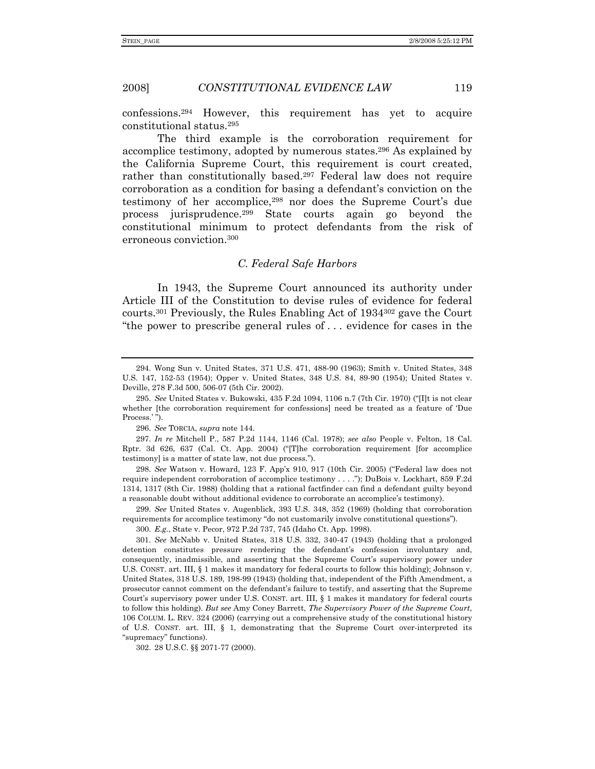confessions.[294] However, this requirement has yet to acquire constitutional status.[295]

The third example is the corroboration requirement for accomplice testimony, adopted by numerous states.[296] As explained by the California Supreme Court, this requirement is court created, rather than constitutionally based.[297] Federal law does not require corroboration as a condition for basing a defendant's conviction on the testimony of her accomplice,[298] nor does the Supreme Court's due process jurisprudence.[299] State courts again go beyond the constitutional minimum to protect defendants from the risk of erroneous conviction.[300]

### *C. Federal Safe Harbors*

In 1943, the Supreme Court announced its authority under Article III of the Constitution to devise rules of evidence for federal courts.[301] Previously, the Rules Enabling Act of 1934[302] gave the Court "the power to prescribe general rules of . . . evidence for cases in the

---

294. Wong Sun v. United States, 371 U.S. 471, 488-90 (1963); Smith v. United States, 348 U.S. 147, 152-53 (1954); Opper v. United States, 348 U.S. 84, 89-90 (1954); United States v. Deville, 278 F.3d 500, 506-07 (5th Cir. 2002).

295. *See* United States v. Bukowski, 435 F.2d 1094, 1106 n.7 (7th Cir. 1970) ("[I]t is not clear whether [the corroboration requirement for confessions] need be treated as a feature of 'Due Process.' ").

296. *See* TORCIA, *supra* note 144.

297. *In re* Mitchell P., 587 P.2d 1144, 1146 (Cal. 1978); *see also* People v. Felton, 18 Cal. Rptr. 3d 626, 637 (Cal. Ct. App. 2004) ("[T]he corroboration requirement [for accomplice testimony] is a matter of state law, not due process.").

298. *See* Watson v. Howard, 123 F. App'x 910, 917 (10th Cir. 2005) ("Federal law does not require independent corroboration of accomplice testimony . . . ."); DuBois v. Lockhart, 859 F.2d 1314, 1317 (8th Cir. 1988) (holding that a rational factfinder can find a defendant guilty beyond a reasonable doubt without additional evidence to corroborate an accomplice's testimony).

299. *See* United States v. Augenblick, 393 U.S. 348, 352 (1969) (holding that corroboration requirements for accomplice testimony "do not customarily involve constitutional questions").

300. *E.g.*, State v. Pecor, 972 P.2d 737, 745 (Idaho Ct. App. 1998).

301. *See* McNabb v. United States, 318 U.S. 332, 340-47 (1943) (holding that a prolonged detention constitutes pressure rendering the defendant's confession involuntary and, consequently, inadmissible, and asserting that the Supreme Court's supervisory power under U.S. CONST. art. III, § 1 makes it mandatory for federal courts to follow this holding); Johnson v. United States, 318 U.S. 189, 198-99 (1943) (holding that, independent of the Fifth Amendment, a prosecutor cannot comment on the defendant's failure to testify, and asserting that the Supreme Court's supervisory power under U.S. CONST. art. III, § 1 makes it mandatory for federal courts to follow this holding). *But see* Amy Coney Barrett, *The Supervisory Power of the Supreme Court*, 106 COLUM. L. REV. 324 (2006) (carrying out a comprehensive study of the constitutional history of U.S. CONST. art. III, § 1, demonstrating that the Supreme Court over-interpreted its "supremacy" functions).

302. 28 U.S.C. §§ 2071-77 (2000).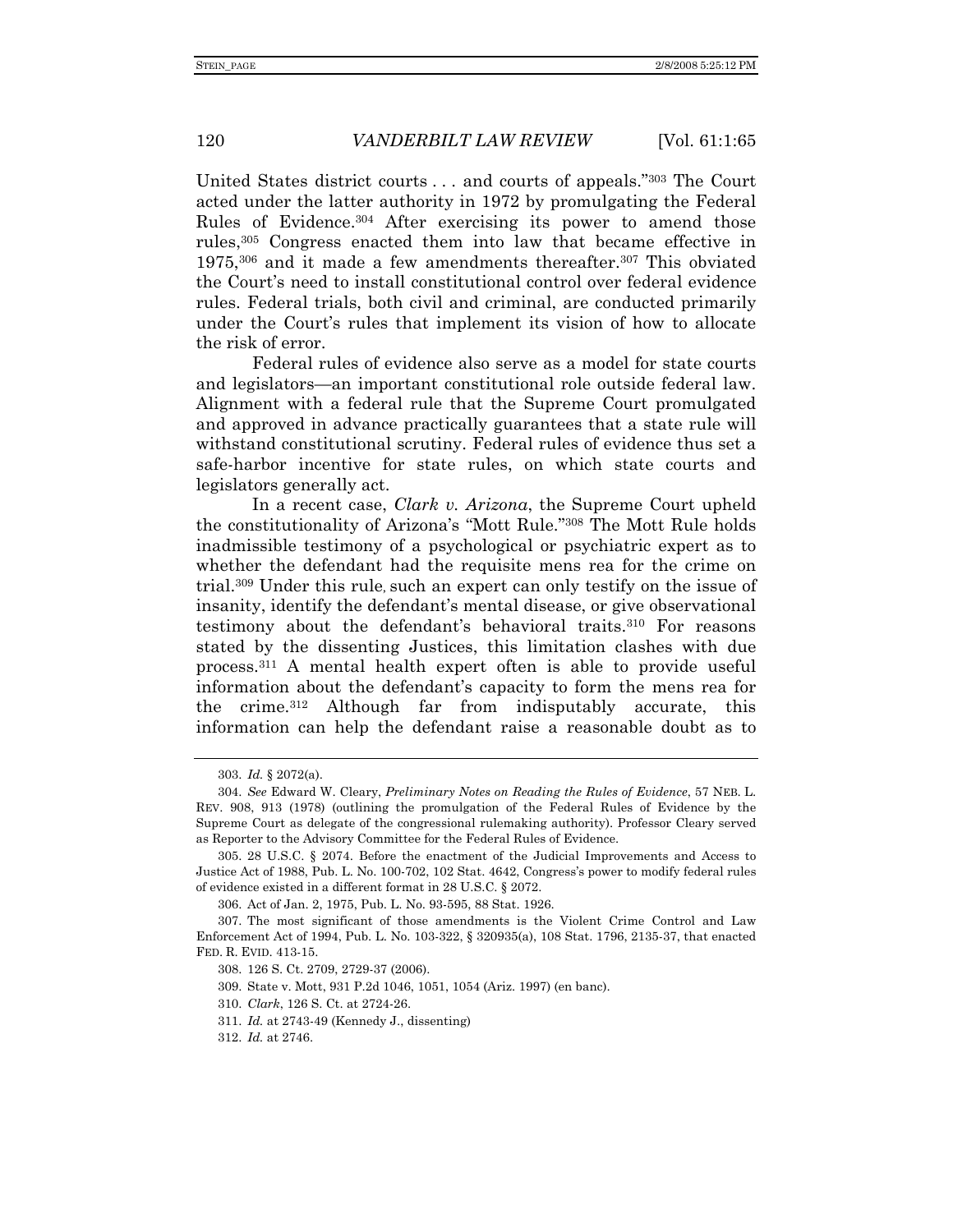United States district courts . . . and courts of appeals."[303] The Court acted under the latter authority in 1972 by promulgating the Federal Rules of Evidence.[304] After exercising its power to amend those rules,[305] Congress enacted them into law that became effective in 1975,[306] and it made a few amendments thereafter.[307] This obviated the Court's need to install constitutional control over federal evidence rules. Federal trials, both civil and criminal, are conducted primarily under the Court's rules that implement its vision of how to allocate the risk of error.

Federal rules of evidence also serve as a model for state courts and legislators—an important constitutional role outside federal law. Alignment with a federal rule that the Supreme Court promulgated and approved in advance practically guarantees that a state rule will withstand constitutional scrutiny. Federal rules of evidence thus set a safe-harbor incentive for state rules, on which state courts and legislators generally act.

In a recent case, *Clark v. Arizona*, the Supreme Court upheld the constitutionality of Arizona's "Mott Rule."[308] The Mott Rule holds inadmissible testimony of a psychological or psychiatric expert as to whether the defendant had the requisite mens rea for the crime on trial.[309] Under this rule, such an expert can only testify on the issue of insanity, identify the defendant's mental disease, or give observational testimony about the defendant's behavioral traits.[310] For reasons stated by the dissenting Justices, this limitation clashes with due process.[311] A mental health expert often is able to provide useful information about the defendant's capacity to form the mens rea for the crime.[312] Although far from indisputably accurate, this information can help the defendant raise a reasonable doubt as to

---

303. *Id.* § 2072(a).

304. *See* Edward W. Cleary, *Preliminary Notes on Reading the Rules of Evidence*, 57 NEB. L. REV. 908, 913 (1978) (outlining the promulgation of the Federal Rules of Evidence by the Supreme Court as delegate of the congressional rulemaking authority). Professor Cleary served as Reporter to the Advisory Committee for the Federal Rules of Evidence.

305. 28 U.S.C. § 2074. Before the enactment of the Judicial Improvements and Access to Justice Act of 1988, Pub. L. No. 100-702, 102 Stat. 4642, Congress's power to modify federal rules of evidence existed in a different format in 28 U.S.C. § 2072.

306. Act of Jan. 2, 1975, Pub. L. No. 93-595, 88 Stat. 1926.

307. The most significant of those amendments is the Violent Crime Control and Law Enforcement Act of 1994, Pub. L. No. 103-322, § 320935(a), 108 Stat. 1796, 2135-37, that enacted FED. R. EVID. 413-15.

308. 126 S. Ct. 2709, 2729-37 (2006).

309. State v. Mott, 931 P.2d 1046, 1051, 1054 (Ariz. 1997) (en banc).

310. *Clark*, 126 S. Ct. at 2724-26.

311. *Id.* at 2743-49 (Kennedy J., dissenting)

312. *Id.* at 2746.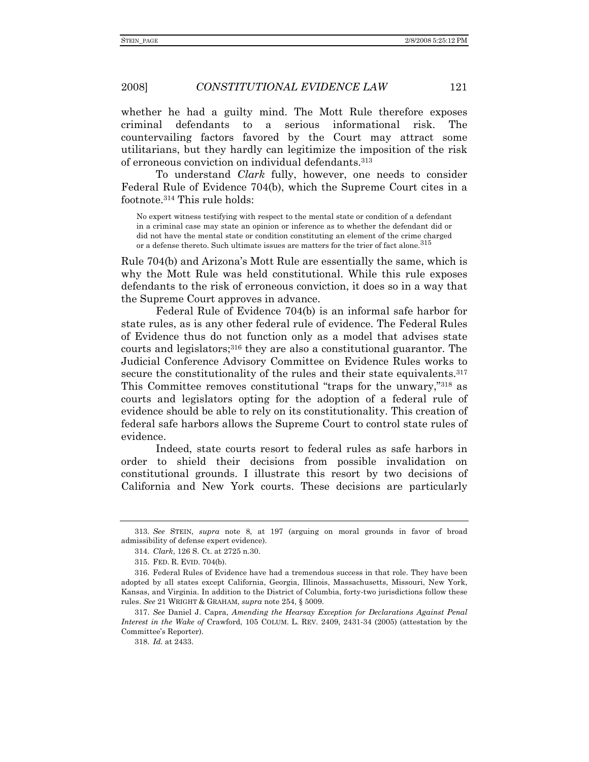whether he had a guilty mind. The Mott Rule therefore exposes criminal defendants to a serious informational risk. The countervailing factors favored by the Court may attract some utilitarians, but they hardly can legitimize the imposition of the risk of erroneous conviction on individual defendants.[313]

To understand *Clark* fully, however, one needs to consider Federal Rule of Evidence 704(b), which the Supreme Court cites in a footnote.[314] This rule holds:

> No expert witness testifying with respect to the mental state or condition of a defendant in a criminal case may state an opinion or inference as to whether the defendant did or did not have the mental state or condition constituting an element of the crime charged or a defense thereto. Such ultimate issues are matters for the trier of fact alone.[315]

Rule 704(b) and Arizona's Mott Rule are essentially the same, which is why the Mott Rule was held constitutional. While this rule exposes defendants to the risk of erroneous conviction, it does so in a way that the Supreme Court approves in advance.

Federal Rule of Evidence 704(b) is an informal safe harbor for state rules, as is any other federal rule of evidence. The Federal Rules of Evidence thus do not function only as a model that advises state courts and legislators;[316] they are also a constitutional guarantor. The Judicial Conference Advisory Committee on Evidence Rules works to secure the constitutionality of the rules and their state equivalents.[317] This Committee removes constitutional "traps for the unwary,"[318] as courts and legislators opting for the adoption of a federal rule of evidence should be able to rely on its constitutionality. This creation of federal safe harbors allows the Supreme Court to control state rules of evidence.

Indeed, state courts resort to federal rules as safe harbors in order to shield their decisions from possible invalidation on constitutional grounds. I illustrate this resort by two decisions of California and New York courts. These decisions are particularly

---

313. *See* STEIN, *supra* note 8, at 197 (arguing on moral grounds in favor of broad admissibility of defense expert evidence).

314. *Clark*, 126 S. Ct. at 2725 n.30.

315. FED. R. EVID. 704(b).

316. Federal Rules of Evidence have had a tremendous success in that role. They have been adopted by all states except California, Georgia, Illinois, Massachusetts, Missouri, New York, Kansas, and Virginia. In addition to the District of Columbia, forty-two jurisdictions follow these rules. *See* 21 WRIGHT & GRAHAM, *supra* note 254, § 5009.

317. *See* Daniel J. Capra, *Amending the Hearsay Exception for Declarations Against Penal Interest in the Wake of* Crawford, 105 COLUM. L. REV. 2409, 2431-34 (2005) (attestation by the Committee's Reporter).

318. *Id.* at 2433.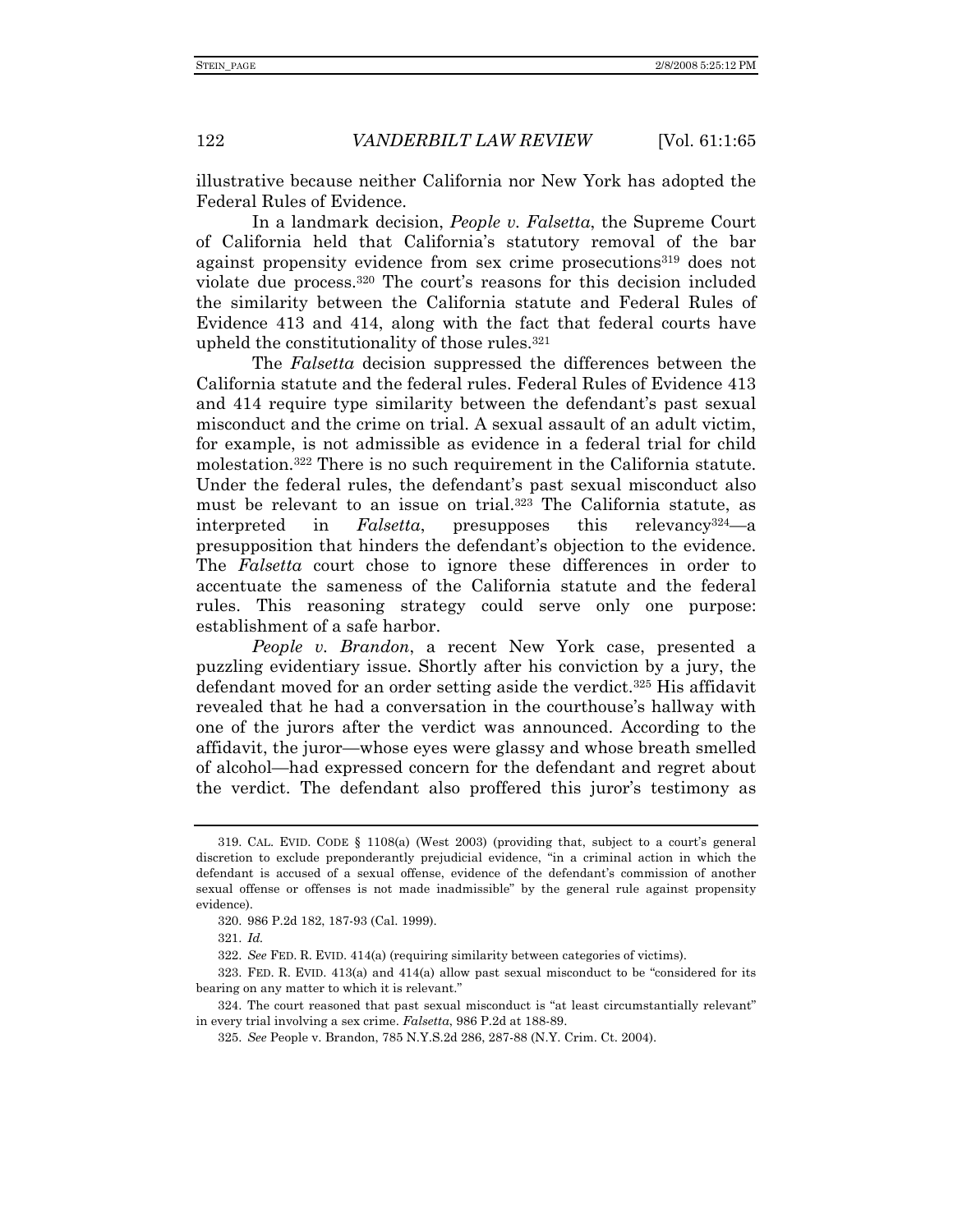illustrative because neither California nor New York has adopted the Federal Rules of Evidence.

In a landmark decision, *People v. Falsetta*, the Supreme Court of California held that California's statutory removal of the bar against propensity evidence from sex crime prosecutions[319] does not violate due process.[320] The court's reasons for this decision included the similarity between the California statute and Federal Rules of Evidence 413 and 414, along with the fact that federal courts have upheld the constitutionality of those rules.[321]

The *Falsetta* decision suppressed the differences between the California statute and the federal rules. Federal Rules of Evidence 413 and 414 require type similarity between the defendant's past sexual misconduct and the crime on trial. A sexual assault of an adult victim, for example, is not admissible as evidence in a federal trial for child molestation.[322] There is no such requirement in the California statute. Under the federal rules, the defendant's past sexual misconduct also must be relevant to an issue on trial.[323] The California statute, as interpreted in *Falsetta*, presupposes this relevancy[324]—a presupposition that hinders the defendant's objection to the evidence. The *Falsetta* court chose to ignore these differences in order to accentuate the sameness of the California statute and the federal rules. This reasoning strategy could serve only one purpose: establishment of a safe harbor.

*People v. Brandon*, a recent New York case, presented a puzzling evidentiary issue. Shortly after his conviction by a jury, the defendant moved for an order setting aside the verdict.[325] His affidavit revealed that he had a conversation in the courthouse's hallway with one of the jurors after the verdict was announced. According to the affidavit, the juror—whose eyes were glassy and whose breath smelled of alcohol—had expressed concern for the defendant and regret about the verdict. The defendant also proffered this juror's testimony as

---

319. CAL. EVID. CODE § 1108(a) (West 2003) (providing that, subject to a court's general discretion to exclude preponderantly prejudicial evidence, "in a criminal action in which the defendant is accused of a sexual offense, evidence of the defendant's commission of another sexual offense or offenses is not made inadmissible" by the general rule against propensity evidence).

320. 986 P.2d 182, 187-93 (Cal. 1999).

321. *Id.*

322. *See* FED. R. EVID. 414(a) (requiring similarity between categories of victims).

323. FED. R. EVID. 413(a) and 414(a) allow past sexual misconduct to be "considered for its bearing on any matter to which it is relevant."

324. The court reasoned that past sexual misconduct is "at least circumstantially relevant" in every trial involving a sex crime. *Falsetta*, 986 P.2d at 188-89.

325. *See* People v. Brandon, 785 N.Y.S.2d 286, 287-88 (N.Y. Crim. Ct. 2004).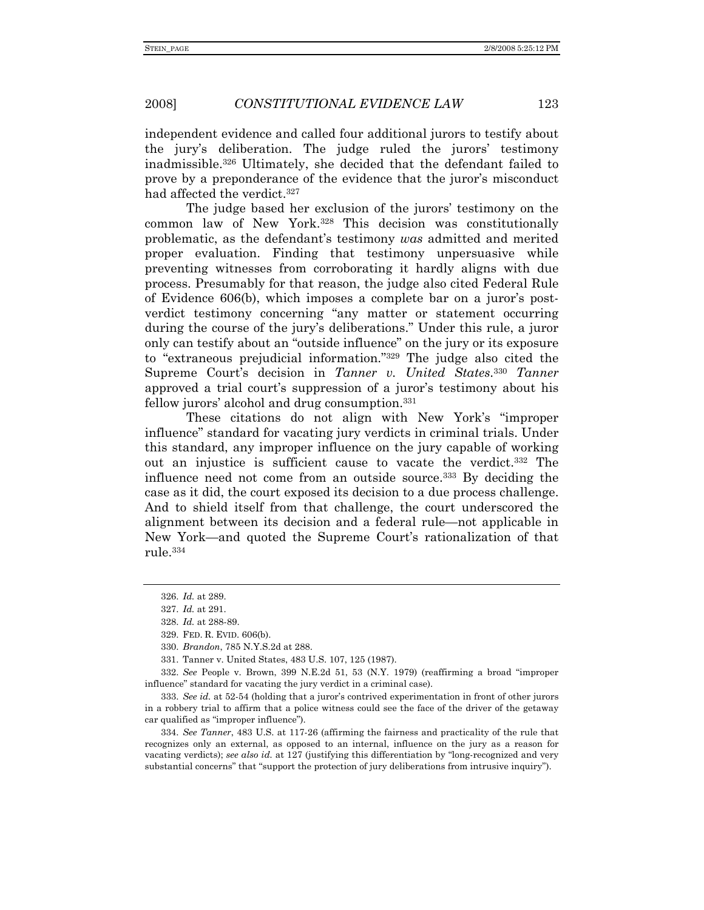independent evidence and called four additional jurors to testify about the jury's deliberation. The judge ruled the jurors' testimony inadmissible.[326] Ultimately, she decided that the defendant failed to prove by a preponderance of the evidence that the juror's misconduct had affected the verdict.[327]

The judge based her exclusion of the jurors' testimony on the common law of New York.[328] This decision was constitutionally problematic, as the defendant's testimony *was* admitted and merited proper evaluation. Finding that testimony unpersuasive while preventing witnesses from corroborating it hardly aligns with due process. Presumably for that reason, the judge also cited Federal Rule of Evidence 606(b), which imposes a complete bar on a juror's post-verdict testimony concerning "any matter or statement occurring during the course of the jury's deliberations." Under this rule, a juror only can testify about an "outside influence" on the jury or its exposure to "extraneous prejudicial information."[329] The judge also cited the Supreme Court's decision in *Tanner v. United States*.[330] *Tanner* approved a trial court's suppression of a juror's testimony about his fellow jurors' alcohol and drug consumption.[331]

These citations do not align with New York's "improper influence" standard for vacating jury verdicts in criminal trials. Under this standard, any improper influence on the jury capable of working out an injustice is sufficient cause to vacate the verdict.[332] The influence need not come from an outside source.[333] By deciding the case as it did, the court exposed its decision to a due process challenge. And to shield itself from that challenge, the court underscored the alignment between its decision and a federal rule—not applicable in New York—and quoted the Supreme Court's rationalization of that rule.[334]

---

326. *Id.* at 289.

327. *Id.* at 291.

328. *Id.* at 288-89.

329. FED. R. EVID. 606(b).

330. *Brandon*, 785 N.Y.S.2d at 288.

331. Tanner v. United States, 483 U.S. 107, 125 (1987).

332. *See* People v. Brown, 399 N.E.2d 51, 53 (N.Y. 1979) (reaffirming a broad "improper influence" standard for vacating the jury verdict in a criminal case).

333. *See id.* at 52-54 (holding that a juror's contrived experimentation in front of other jurors in a robbery trial to affirm that a police witness could see the face of the driver of the getaway car qualified as "improper influence").

334. *See Tanner*, 483 U.S. at 117-26 (affirming the fairness and practicality of the rule that recognizes only an external, as opposed to an internal, influence on the jury as a reason for vacating verdicts); *see also id.* at 127 (justifying this differentiation by "long-recognized and very substantial concerns" that "support the protection of jury deliberations from intrusive inquiry").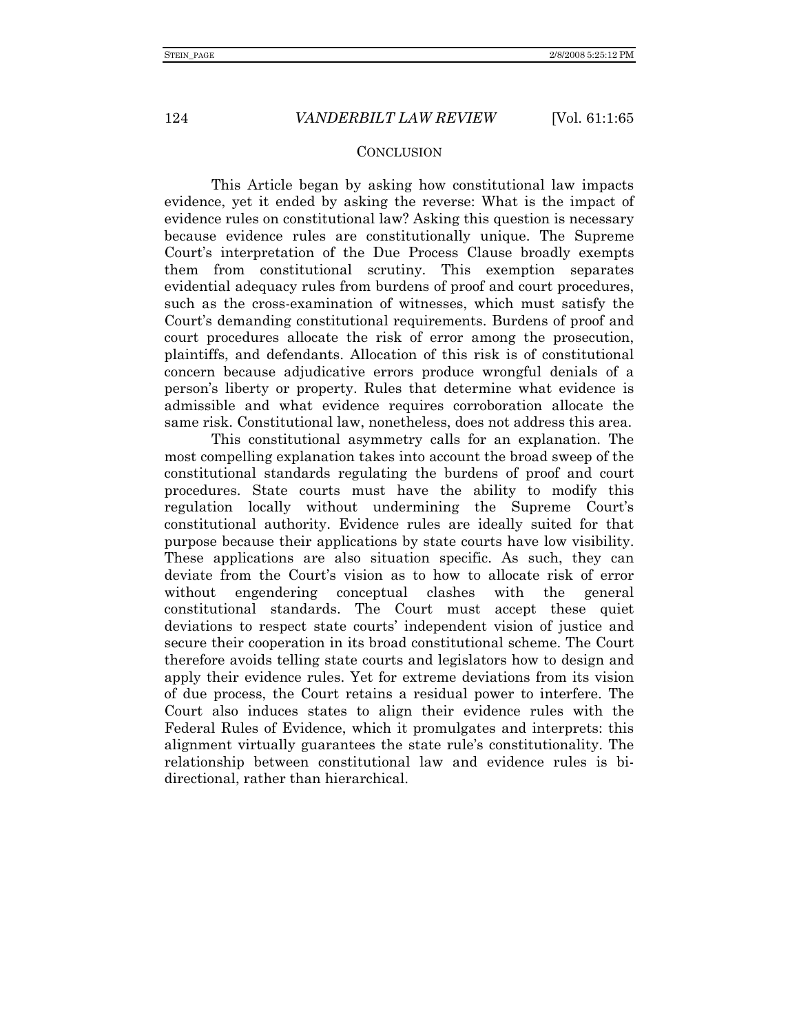## CONCLUSION

This Article began by asking how constitutional law impacts evidence, yet it ended by asking the reverse: What is the impact of evidence rules on constitutional law? Asking this question is necessary because evidence rules are constitutionally unique. The Supreme Court's interpretation of the Due Process Clause broadly exempts them from constitutional scrutiny. This exemption separates evidential adequacy rules from burdens of proof and court procedures, such as the cross-examination of witnesses, which must satisfy the Court's demanding constitutional requirements. Burdens of proof and court procedures allocate the risk of error among the prosecution, plaintiffs, and defendants. Allocation of this risk is of constitutional concern because adjudicative errors produce wrongful denials of a person's liberty or property. Rules that determine what evidence is admissible and what evidence requires corroboration allocate the same risk. Constitutional law, nonetheless, does not address this area.

This constitutional asymmetry calls for an explanation. The most compelling explanation takes into account the broad sweep of the constitutional standards regulating the burdens of proof and court procedures. State courts must have the ability to modify this regulation locally without undermining the Supreme Court's constitutional authority. Evidence rules are ideally suited for that purpose because their applications by state courts have low visibility. These applications are also situation specific. As such, they can deviate from the Court's vision as to how to allocate risk of error without engendering conceptual clashes with the general constitutional standards. The Court must accept these quiet deviations to respect state courts' independent vision of justice and secure their cooperation in its broad constitutional scheme. The Court therefore avoids telling state courts and legislators how to design and apply their evidence rules. Yet for extreme deviations from its vision of due process, the Court retains a residual power to interfere. The Court also induces states to align their evidence rules with the Federal Rules of Evidence, which it promulgates and interprets: this alignment virtually guarantees the state rule's constitutionality. The relationship between constitutional law and evidence rules is bi-directional, rather than hierarchical.